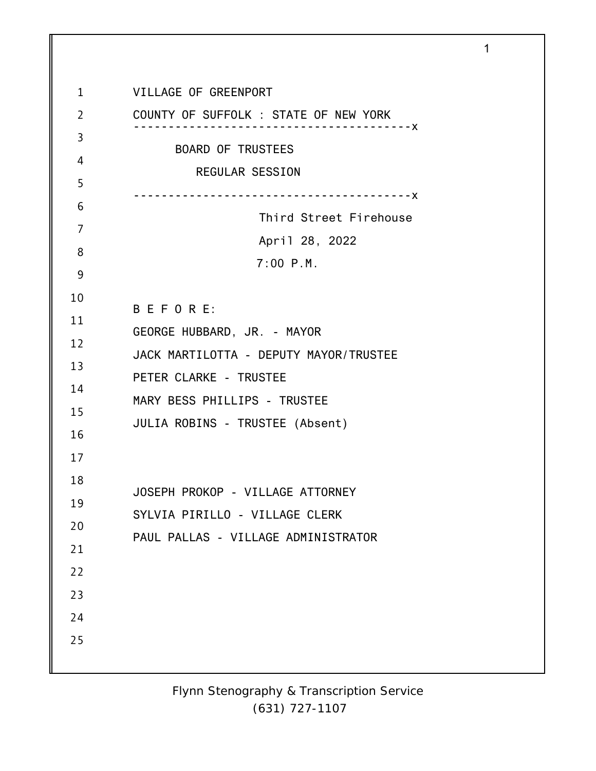VILLAGE OF GREENPORT

COUNTY OF SUFFOLK : STATE OF NEW YORK

----------------------------------------x

BOARD OF TRUSTEES

REGULAR SESSION

----------------------------------------x

Third Street Firehouse

April 28, 2022

7:00 P.M.

B E F O R E:

GEORGE HUBBARD, JR. - MAYOR

JACK MARTILOTTA - DEPUTY MAYOR/TRUSTEE

PETER CLARKE - TRUSTEE

MARY BESS PHILLIPS - TRUSTEE

JULIA ROBINS - TRUSTEE (Absent)

JOSEPH PROKOP - VILLAGE ATTORNEY

SYLVIA PIRILLO - VILLAGE CLERK

PAUL PALLAS - VILLAGE ADMINISTRATOR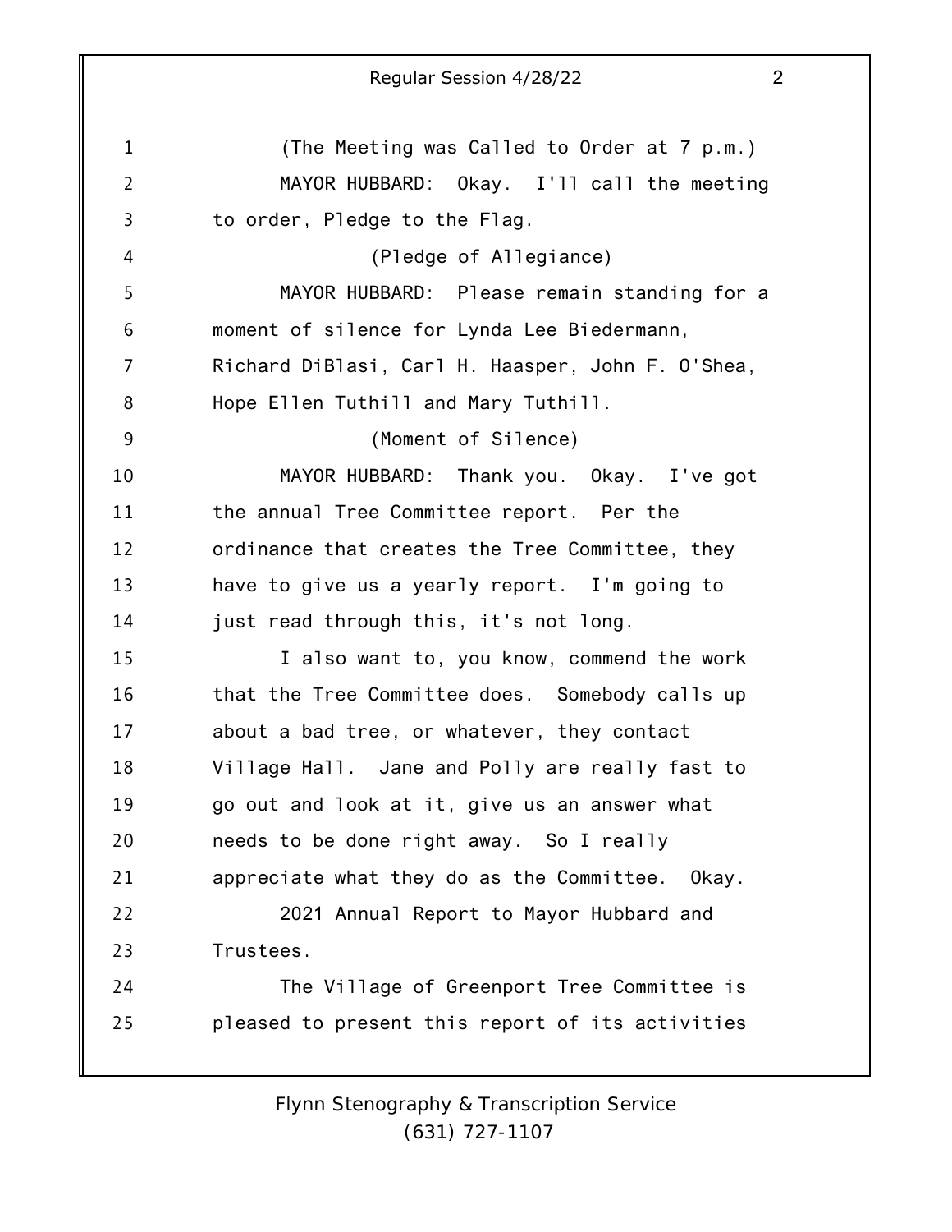(The Meeting was Called to Order at 7 p.m.)

MAYOR HUBBARD: Okay. I'll call the meeting to order, Pledge to the Flag.

(Pledge of Allegiance)

MAYOR HUBBARD: Please remain standing for a moment of silence for Lynda Lee Biedermann, Richard DiBlasi, Carl H. Haasper, John F. O'Shea, Hope Ellen Tuthill and Mary Tuthill.

(Moment of Silence)

MAYOR HUBBARD: Thank you. Okay. I've got the annual Tree Committee report. Per the ordinance that creates the Tree Committee, they have to give us a yearly report. I'm going to just read through this, it's not long.

I also want to, you know, commend the work that the Tree Committee does. Somebody calls up about a bad tree, or whatever, they contact Village Hall. Jane and Polly are really fast to go out and look at it, give us an answer what needs to be done right away. So I really appreciate what they do as the Committee. Okay.

2021 Annual Report to Mayor Hubbard and Trustees.

The Village of Greenport Tree Committee is pleased to present this report of its activities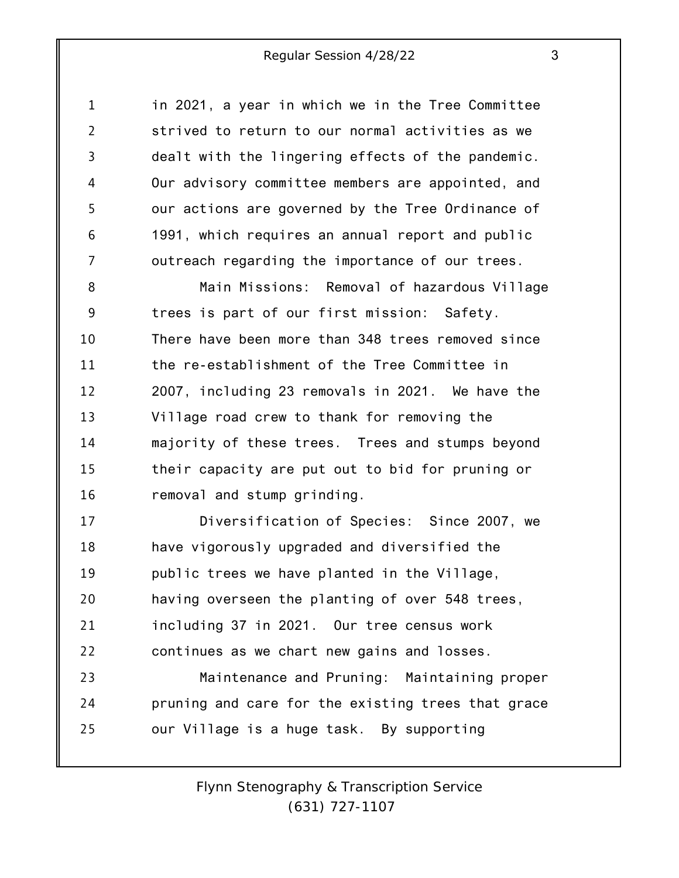in 2021, a year in which we in the Tree Committee strived to return to our normal activities as we dealt with the lingering effects of the pandemic. Our advisory committee members are appointed, and our actions are governed by the Tree Ordinance of 1991, which requires an annual report and public outreach regarding the importance of our trees.

Main Missions: Removal of hazardous Village trees is part of our first mission: Safety. There have been more than 348 trees removed since the re-establishment of the Tree Committee in 2007, including 23 removals in 2021. We have the Village road crew to thank for removing the majority of these trees. Trees and stumps beyond their capacity are put out to bid for pruning or removal and stump grinding.

Diversification of Species: Since 2007, we have vigorously upgraded and diversified the public trees we have planted in the Village, having overseen the planting of over 548 trees, including 37 in 2021. Our tree census work continues as we chart new gains and losses.

Maintenance and Pruning: Maintaining proper pruning and care for the existing trees that grace our Village is a huge task. By supporting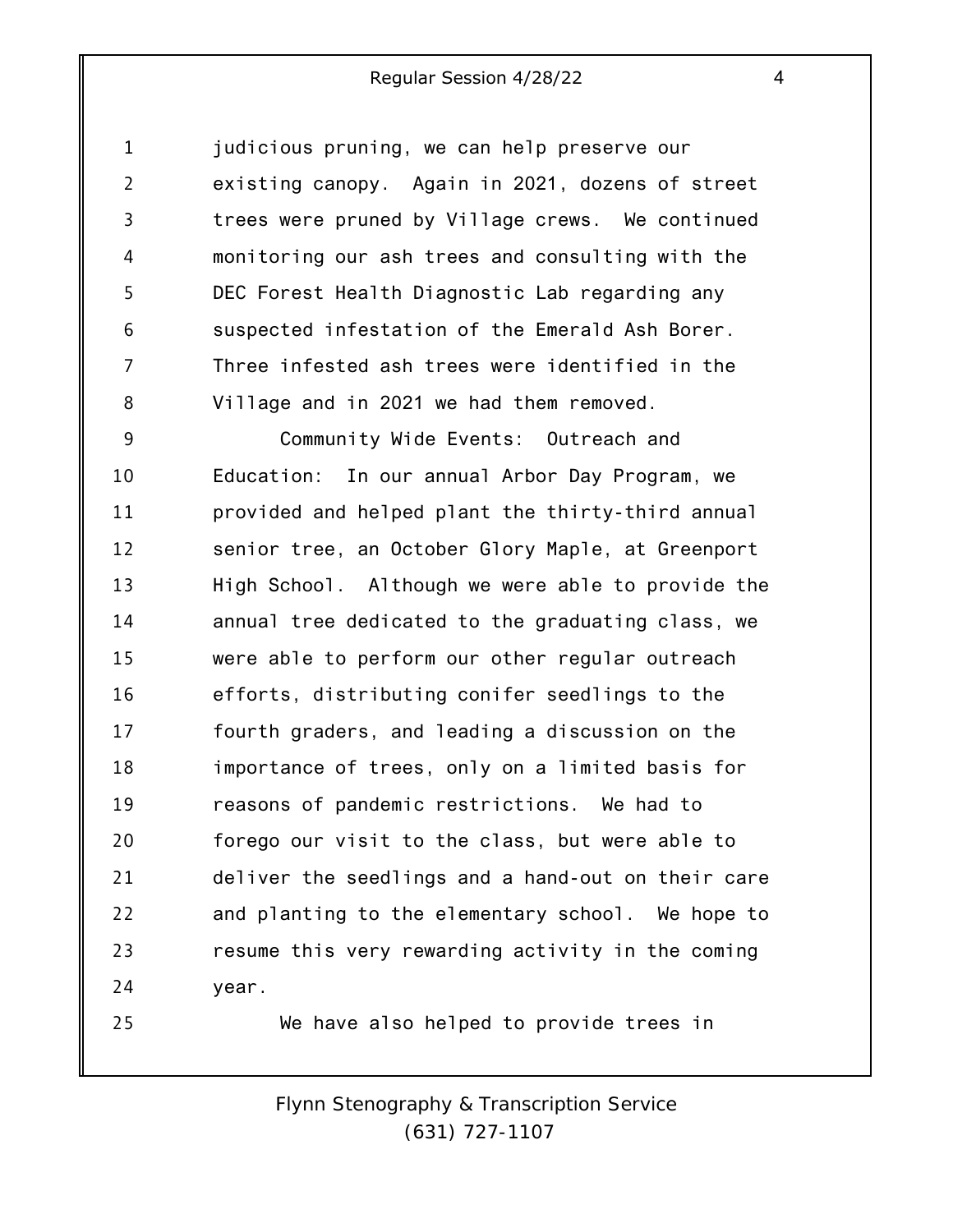judicious pruning, we can help preserve our existing canopy. Again in 2021, dozens of street trees were pruned by Village crews. We continued monitoring our ash trees and consulting with the DEC Forest Health Diagnostic Lab regarding any suspected infestation of the Emerald Ash Borer. Three infested ash trees were identified in the Village and in 2021 we had them removed.

Community Wide Events: Outreach and Education: In our annual Arbor Day Program, we provided and helped plant the thirty-third annual senior tree, an October Glory Maple, at Greenport High School. Although we were able to provide the annual tree dedicated to the graduating class, we were able to perform our other regular outreach efforts, distributing conifer seedlings to the fourth graders, and leading a discussion on the importance of trees, only on a limited basis for reasons of pandemic restrictions. We had to forego our visit to the class, but were able to deliver the seedlings and a hand-out on their care and planting to the elementary school. We hope to resume this very rewarding activity in the coming year.

We have also helped to provide trees in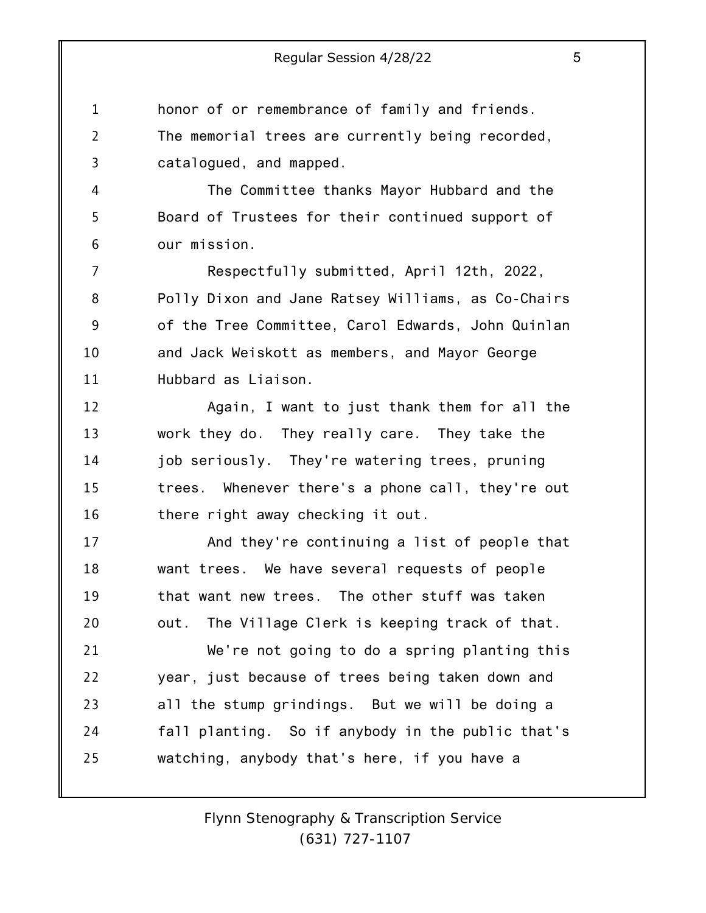honor of or remembrance of family and friends. The memorial trees are currently being recorded, catalogued, and mapped.

The Committee thanks Mayor Hubbard and the Board of Trustees for their continued support of our mission.

Respectfully submitted, April 12th, 2022, Polly Dixon and Jane Ratsey Williams, as Co-Chairs of the Tree Committee, Carol Edwards, John Quinlan and Jack Weiskott as members, and Mayor George Hubbard as Liaison.

Again, I want to just thank them for all the work they do. They really care. They take the job seriously. They're watering trees, pruning trees. Whenever there's a phone call, they're out there right away checking it out.

And they're continuing a list of people that want trees. We have several requests of people that want new trees. The other stuff was taken out. The Village Clerk is keeping track of that.

We're not going to do a spring planting this year, just because of trees being taken down and all the stump grindings. But we will be doing a fall planting. So if anybody in the public that's watching, anybody that's here, if you have a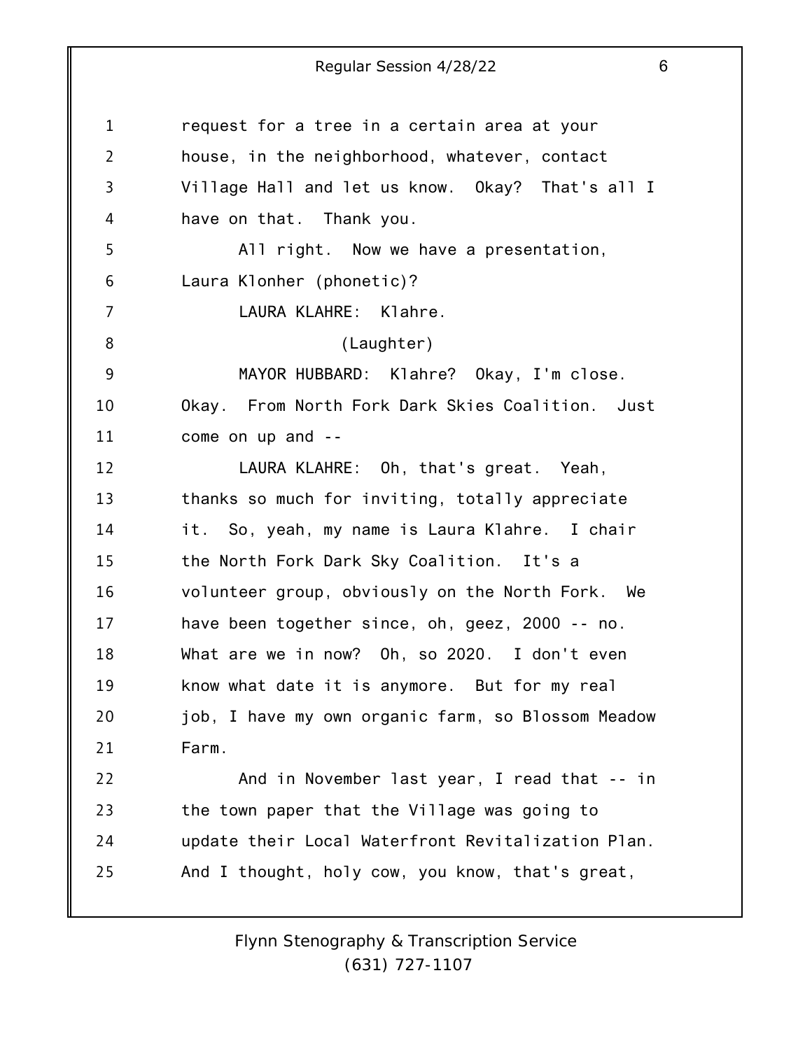request for a tree in a certain area at your house, in the neighborhood, whatever, contact Village Hall and let us know. Okay? That's all I have on that. Thank you.

All right. Now we have a presentation, Laura Klonher (phonetic)?

LAURA KLAHRE: Klahre.

(Laughter)

MAYOR HUBBARD: Klahre? Okay, I'm close. Okay. From North Fork Dark Skies Coalition. Just come on up and --

LAURA KLAHRE: Oh, that's great. Yeah, thanks so much for inviting, totally appreciate it. So, yeah, my name is Laura Klahre. I chair the North Fork Dark Sky Coalition. It's a volunteer group, obviously on the North Fork. We have been together since, oh, geez, 2000 -- no. What are we in now? Oh, so 2020. I don't even know what date it is anymore. But for my real job, I have my own organic farm, so Blossom Meadow Farm.

And in November last year, I read that -- in the town paper that the Village was going to update their Local Waterfront Revitalization Plan. And I thought, holy cow, you know, that's great,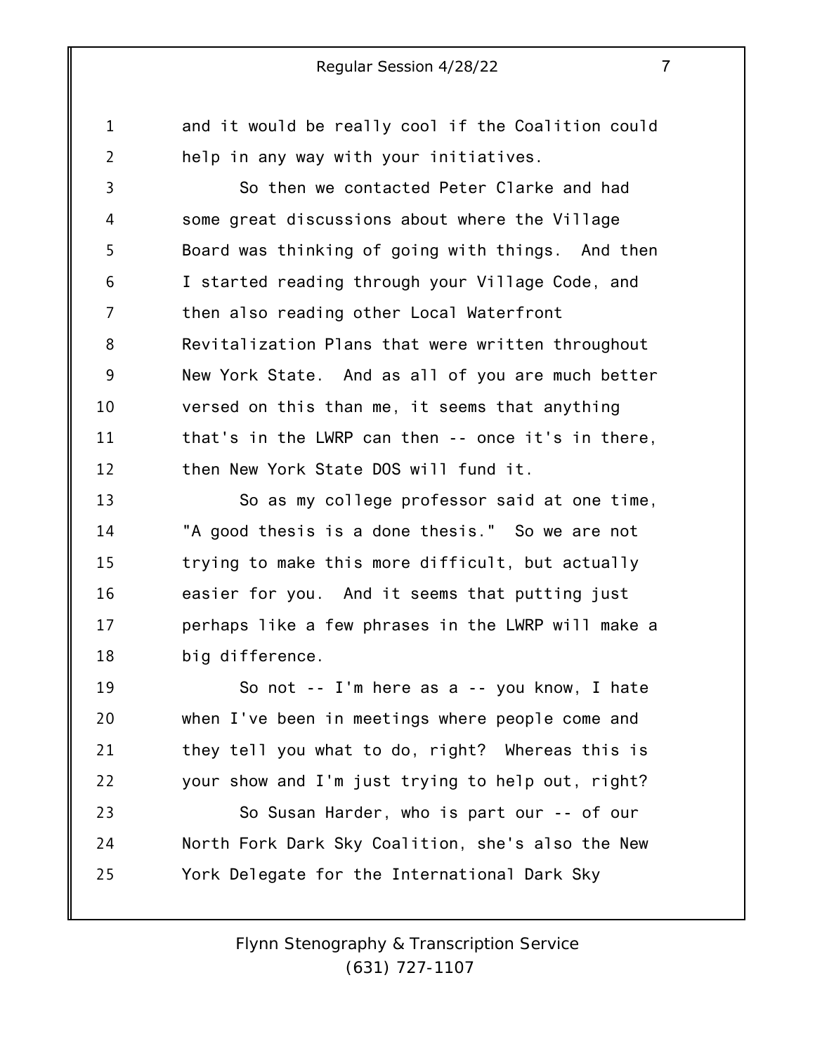and it would be really cool if the Coalition could help in any way with your initiatives.

So then we contacted Peter Clarke and had some great discussions about where the Village Board was thinking of going with things. And then I started reading through your Village Code, and then also reading other Local Waterfront Revitalization Plans that were written throughout New York State. And as all of you are much better versed on this than me, it seems that anything that's in the LWRP can then -- once it's in there, then New York State DOS will fund it.

So as my college professor said at one time, "A good thesis is a done thesis." So we are not trying to make this more difficult, but actually easier for you. And it seems that putting just perhaps like a few phrases in the LWRP will make a big difference.

So not -- I'm here as a -- you know, I hate when I've been in meetings where people come and they tell you what to do, right? Whereas this is your show and I'm just trying to help out, right?

So Susan Harder, who is part our -- of our North Fork Dark Sky Coalition, she's also the New York Delegate for the International Dark Sky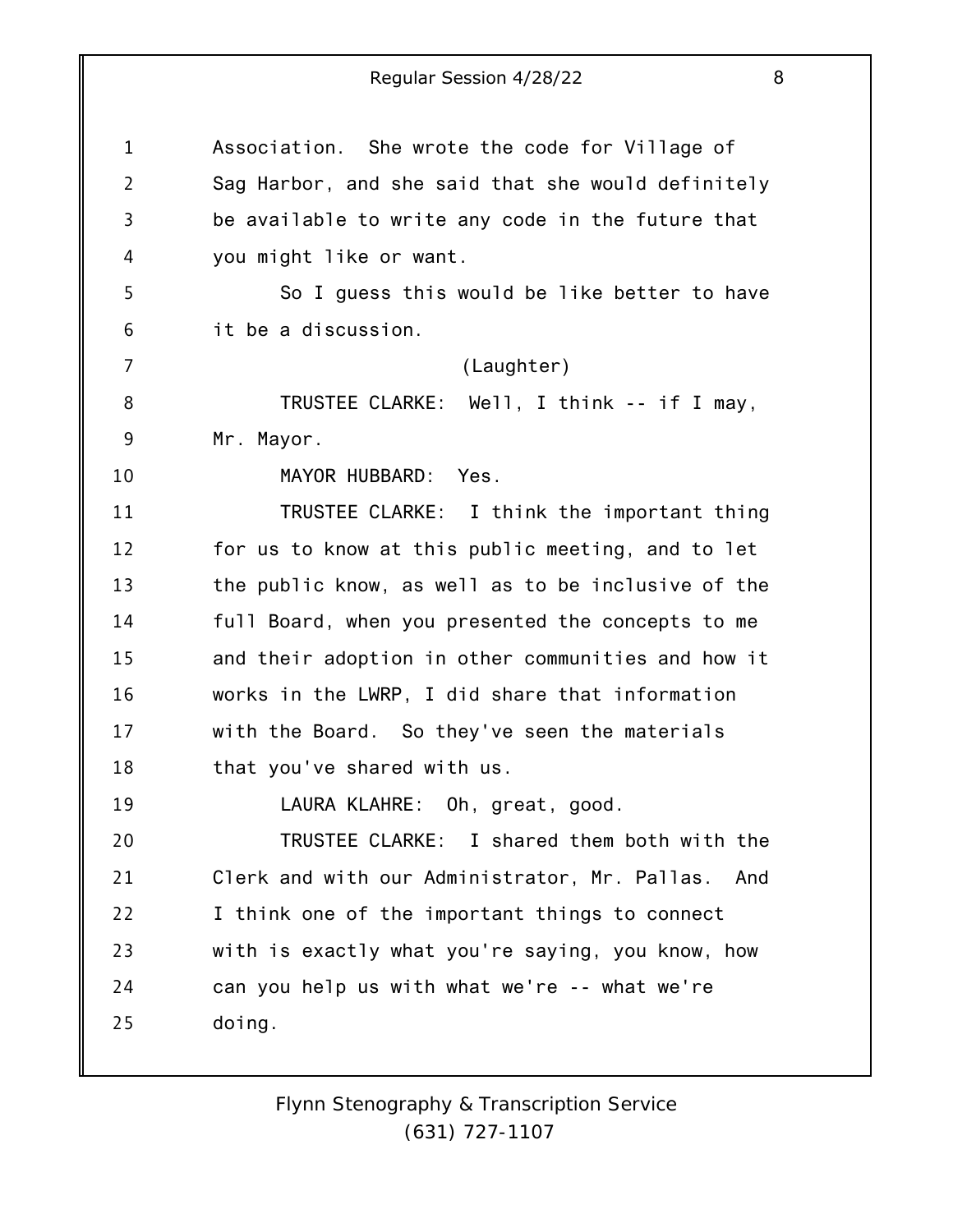Association. She wrote the code for Village of Sag Harbor, and she said that she would definitely be available to write any code in the future that you might like or want.

So I guess this would be like better to have it be a discussion.

(Laughter)

TRUSTEE CLARKE: Well, I think -- if I may, Mr. Mayor.

MAYOR HUBBARD: Yes.

TRUSTEE CLARKE: I think the important thing for us to know at this public meeting, and to let the public know, as well as to be inclusive of the full Board, when you presented the concepts to me and their adoption in other communities and how it works in the LWRP, I did share that information with the Board. So they've seen the materials that you've shared with us.

LAURA KLAHRE: Oh, great, good.

TRUSTEE CLARKE: I shared them both with the Clerk and with our Administrator, Mr. Pallas. And I think one of the important things to connect with is exactly what you're saying, you know, how can you help us with what we're -- what we're doing.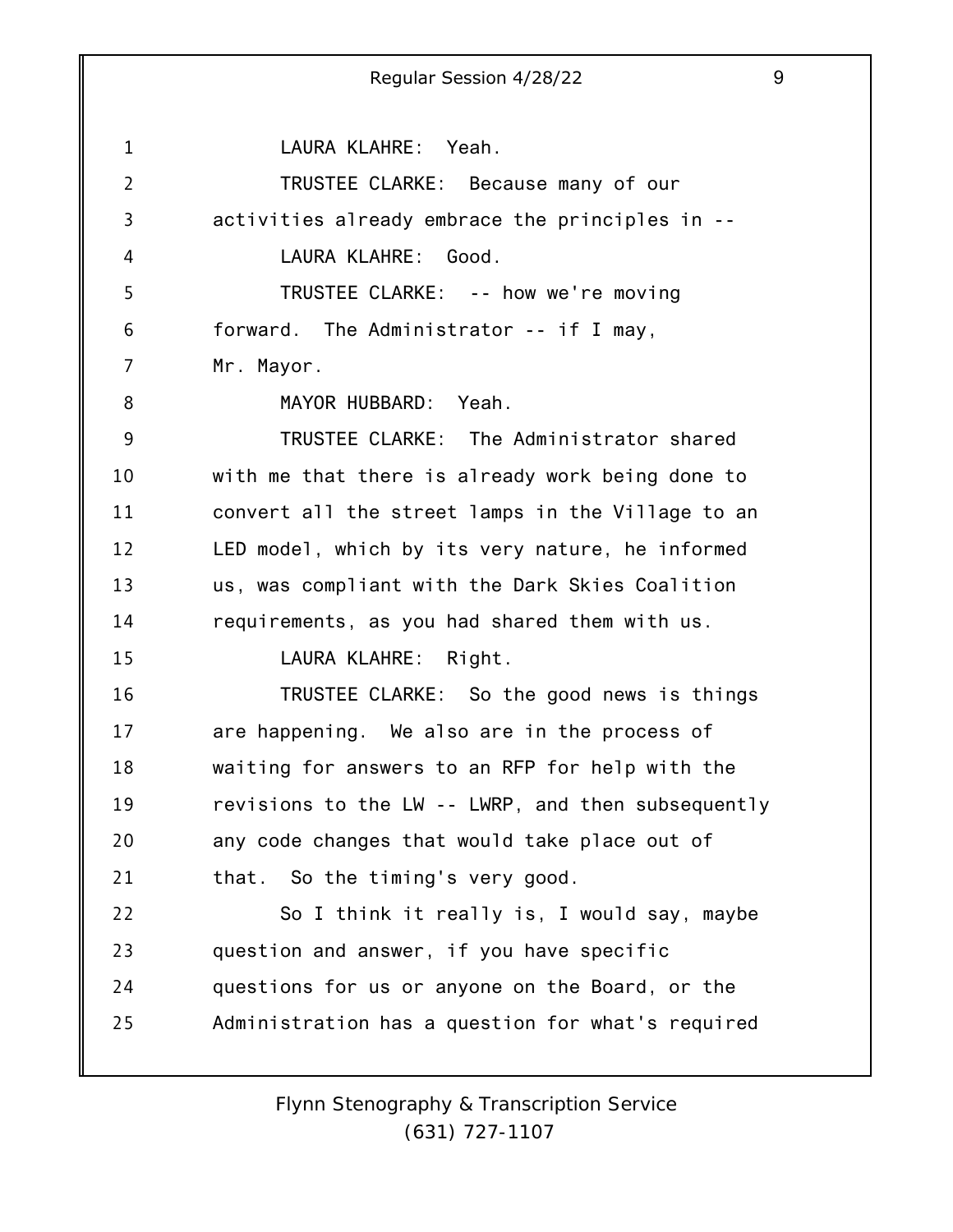LAURA KLAHRE: Yeah.

TRUSTEE CLARKE: Because many of our activities already embrace the principles in --

LAURA KLAHRE: Good.

TRUSTEE CLARKE: -- how we're moving forward. The Administrator -- if I may, Mr. Mayor.

MAYOR HUBBARD: Yeah.

TRUSTEE CLARKE: The Administrator shared with me that there is already work being done to convert all the street lamps in the Village to an LED model, which by its very nature, he informed us, was compliant with the Dark Skies Coalition requirements, as you had shared them with us.

LAURA KLAHRE: Right.

TRUSTEE CLARKE: So the good news is things are happening. We also are in the process of waiting for answers to an RFP for help with the revisions to the LW -- LWRP, and then subsequently any code changes that would take place out of that. So the timing's very good.

So I think it really is, I would say, maybe question and answer, if you have specific questions for us or anyone on the Board, or the Administration has a question for what's required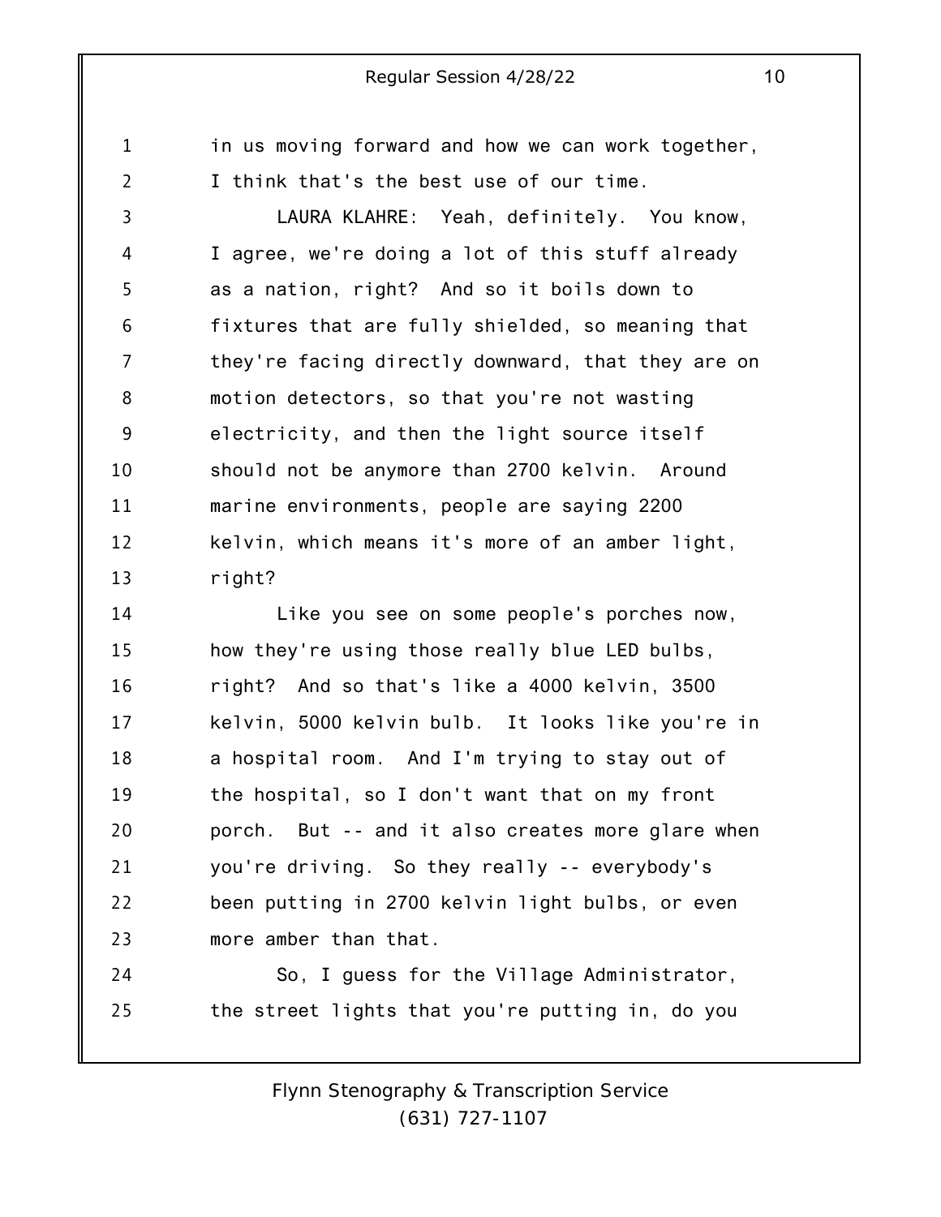in us moving forward and how we can work together, I think that's the best use of our time.

LAURA KLAHRE: Yeah, definitely. You know, I agree, we're doing a lot of this stuff already as a nation, right? And so it boils down to fixtures that are fully shielded, so meaning that they're facing directly downward, that they are on motion detectors, so that you're not wasting electricity, and then the light source itself should not be anymore than 2700 kelvin. Around marine environments, people are saying 2200 kelvin, which means it's more of an amber light, right?

Like you see on some people's porches now, how they're using those really blue LED bulbs, right? And so that's like a 4000 kelvin, 3500 kelvin, 5000 kelvin bulb. It looks like you're in a hospital room. And I'm trying to stay out of the hospital, so I don't want that on my front porch. But -- and it also creates more glare when you're driving. So they really -- everybody's been putting in 2700 kelvin light bulbs, or even more amber than that.

So, I guess for the Village Administrator, the street lights that you're putting in, do you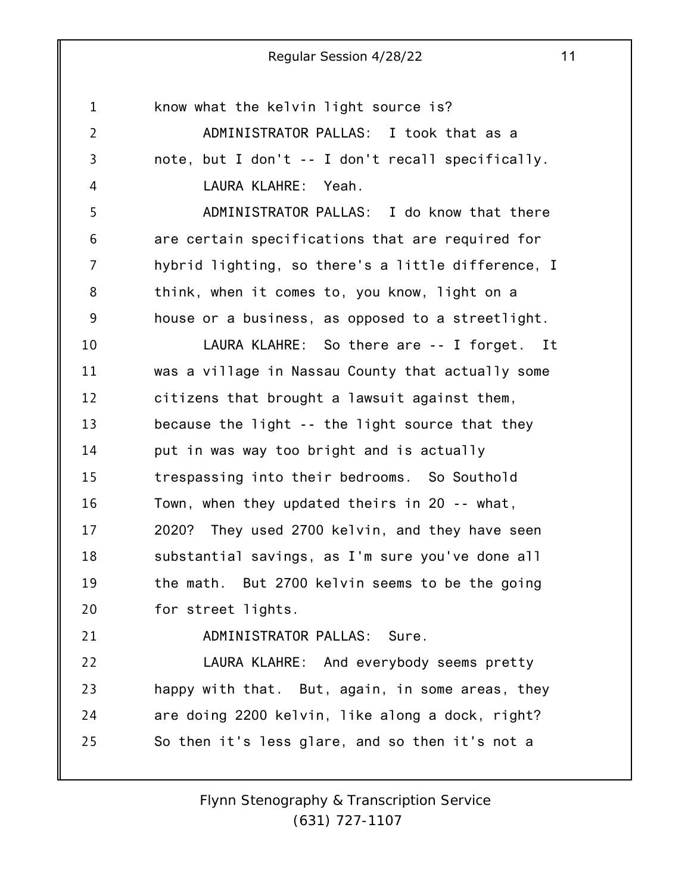know what the kelvin light source is?

ADMINISTRATOR PALLAS: I took that as a note, but I don't -- I don't recall specifically.

LAURA KLAHRE: Yeah.

ADMINISTRATOR PALLAS: I do know that there are certain specifications that are required for hybrid lighting, so there's a little difference, I think, when it comes to, you know, light on a house or a business, as opposed to a streetlight.

LAURA KLAHRE: So there are -- I forget. It was a village in Nassau County that actually some citizens that brought a lawsuit against them, because the light -- the light source that they put in was way too bright and is actually trespassing into their bedrooms. So Southold Town, when they updated theirs in 20 -- what, 2020? They used 2700 kelvin, and they have seen substantial savings, as I'm sure you've done all the math. But 2700 kelvin seems to be the going for street lights.

ADMINISTRATOR PALLAS: Sure.

LAURA KLAHRE: And everybody seems pretty happy with that. But, again, in some areas, they are doing 2200 kelvin, like along a dock, right? So then it's less glare, and so then it's not a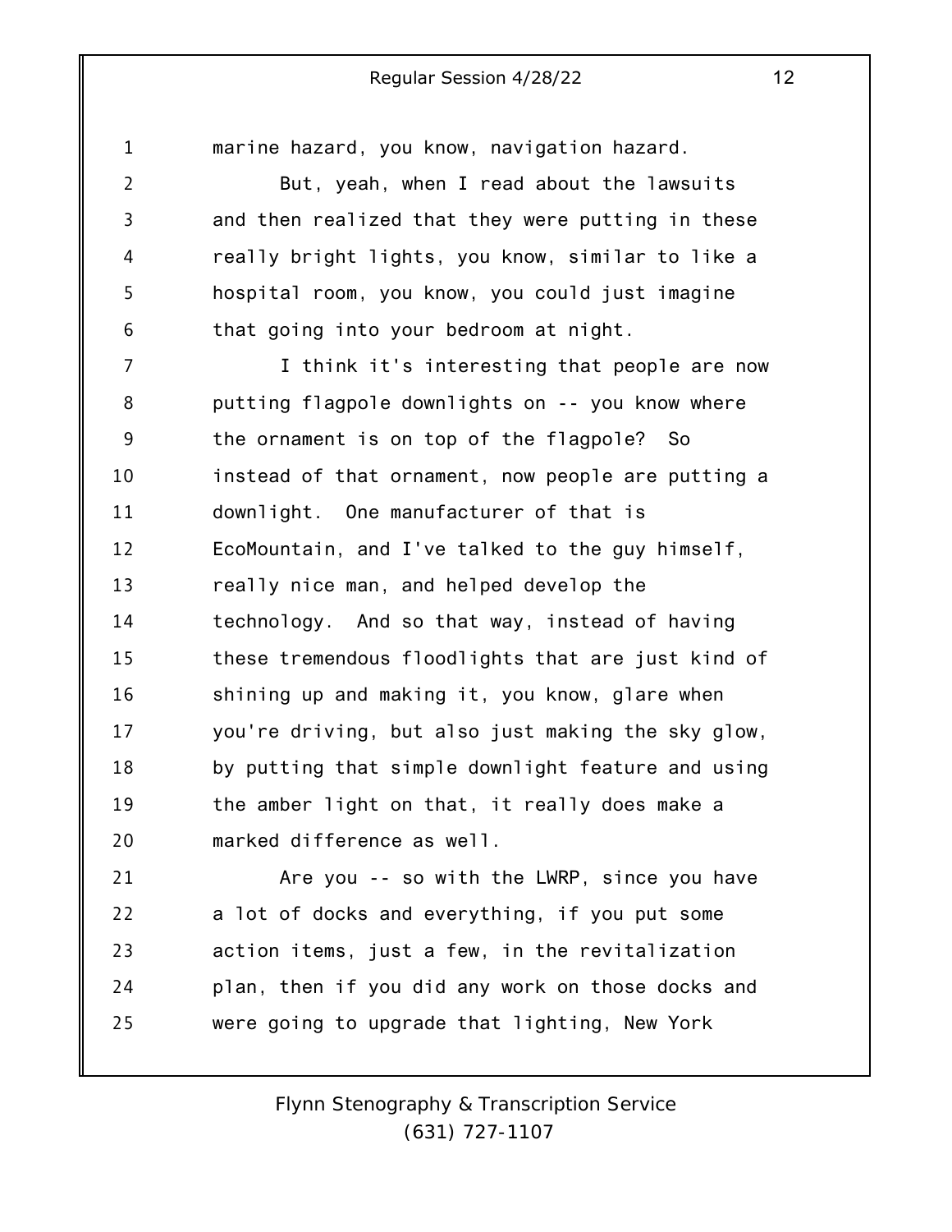marine hazard, you know, navigation hazard.

But, yeah, when I read about the lawsuits and then realized that they were putting in these really bright lights, you know, similar to like a hospital room, you know, you could just imagine that going into your bedroom at night.

I think it's interesting that people are now putting flagpole downlights on -- you know where the ornament is on top of the flagpole? So instead of that ornament, now people are putting a downlight. One manufacturer of that is EcoMountain, and I've talked to the guy himself, really nice man, and helped develop the technology. And so that way, instead of having these tremendous floodlights that are just kind of shining up and making it, you know, glare when you're driving, but also just making the sky glow, by putting that simple downlight feature and using the amber light on that, it really does make a marked difference as well.

Are you -- so with the LWRP, since you have a lot of docks and everything, if you put some action items, just a few, in the revitalization plan, then if you did any work on those docks and were going to upgrade that lighting, New York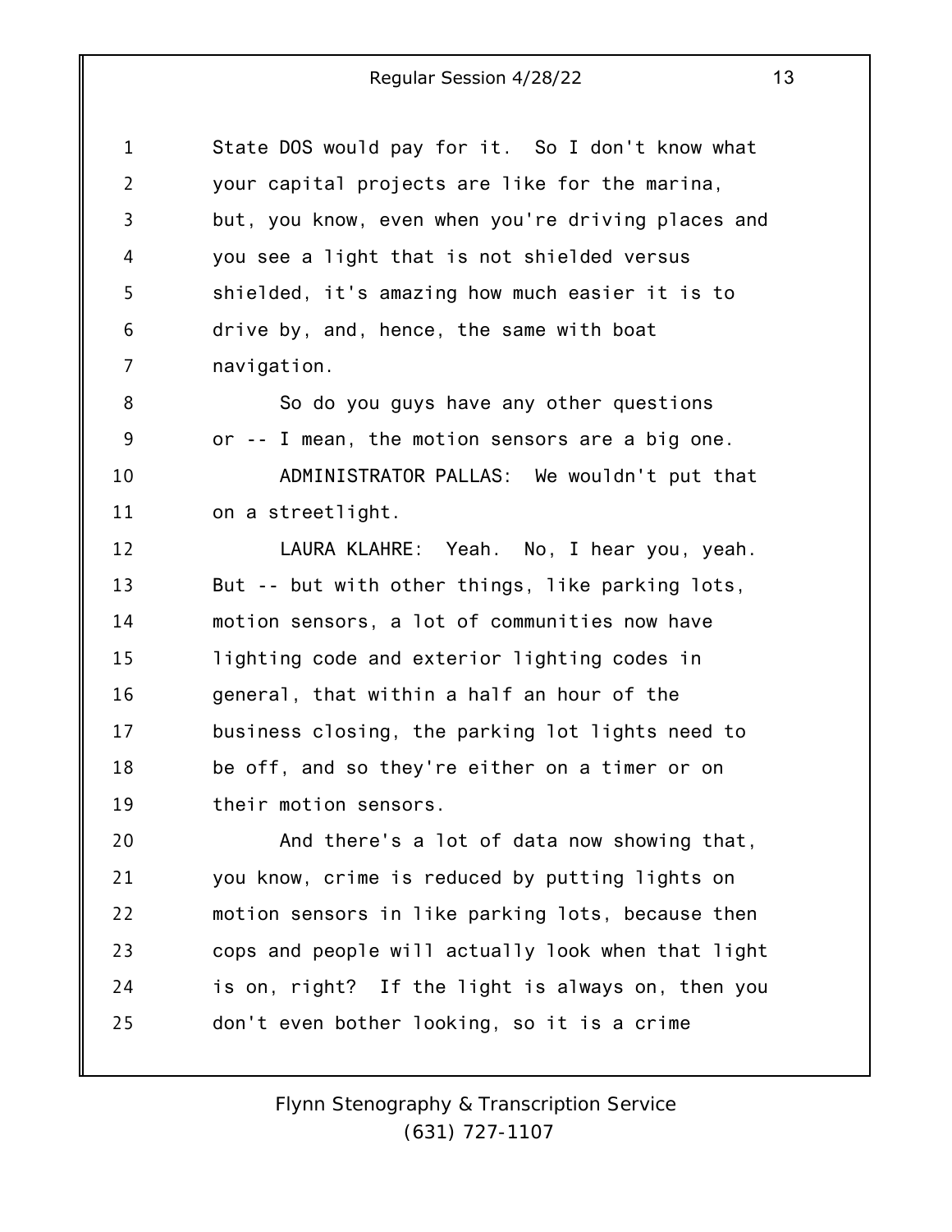State DOS would pay for it. So I don't know what your capital projects are like for the marina, but, you know, even when you're driving places and you see a light that is not shielded versus shielded, it's amazing how much easier it is to drive by, and, hence, the same with boat navigation.

So do you guys have any other questions or -- I mean, the motion sensors are a big one.

ADMINISTRATOR PALLAS: We wouldn't put that on a streetlight.

LAURA KLAHRE: Yeah. No, I hear you, yeah. But -- but with other things, like parking lots, motion sensors, a lot of communities now have lighting code and exterior lighting codes in general, that within a half an hour of the business closing, the parking lot lights need to be off, and so they're either on a timer or on their motion sensors.

And there's a lot of data now showing that, you know, crime is reduced by putting lights on motion sensors in like parking lots, because then cops and people will actually look when that light is on, right? If the light is always on, then you don't even bother looking, so it is a crime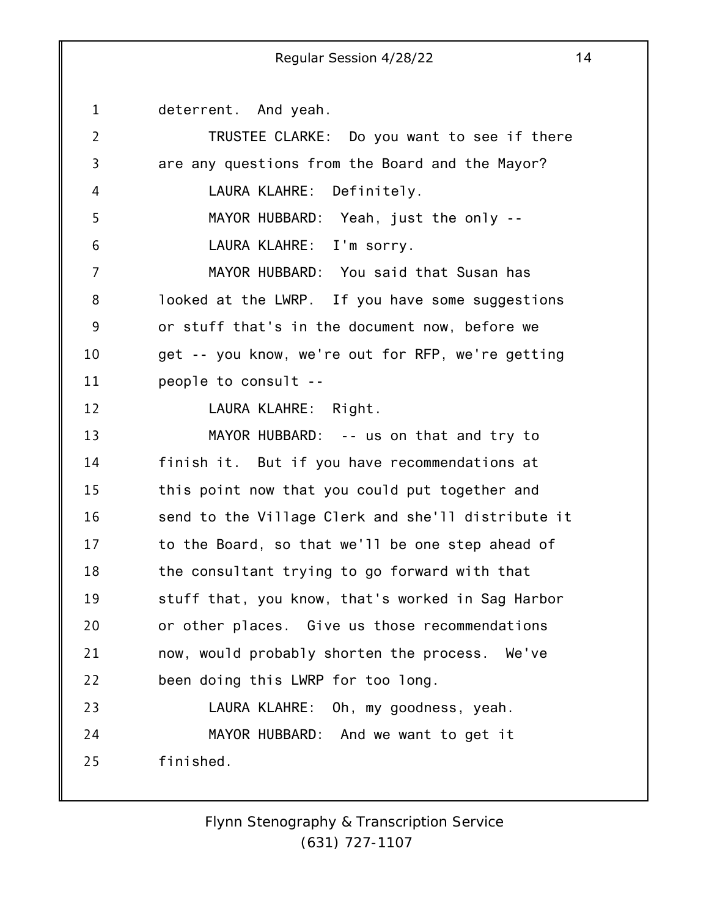deterrent. And yeah.

TRUSTEE CLARKE: Do you want to see if there are any questions from the Board and the Mayor?

LAURA KLAHRE: Definitely.

MAYOR HUBBARD: Yeah, just the only --

LAURA KLAHRE: I'm sorry.

MAYOR HUBBARD: You said that Susan has looked at the LWRP. If you have some suggestions or stuff that's in the document now, before we get -- you know, we're out for RFP, we're getting people to consult --

LAURA KLAHRE: Right.

MAYOR HUBBARD: -- us on that and try to finish it. But if you have recommendations at this point now that you could put together and send to the Village Clerk and she'll distribute it to the Board, so that we'll be one step ahead of the consultant trying to go forward with that stuff that, you know, that's worked in Sag Harbor or other places. Give us those recommendations now, would probably shorten the process. We've been doing this LWRP for too long.

LAURA KLAHRE: Oh, my goodness, yeah.

MAYOR HUBBARD: And we want to get it finished.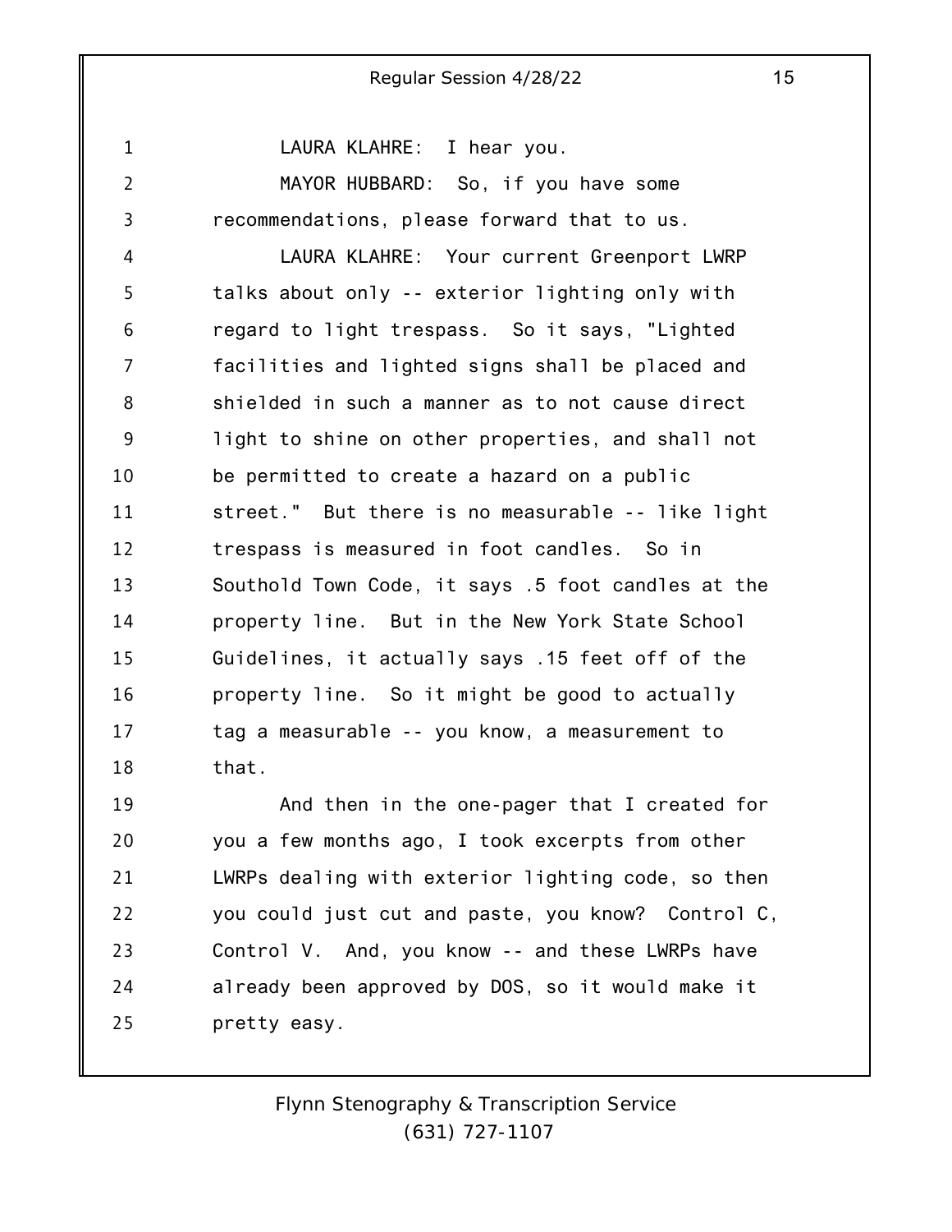LAURA KLAHRE: I hear you.

MAYOR HUBBARD: So, if you have some recommendations, please forward that to us.

LAURA KLAHRE: Your current Greenport LWRP talks about only -- exterior lighting only with regard to light trespass. So it says, "Lighted facilities and lighted signs shall be placed and shielded in such a manner as to not cause direct light to shine on other properties, and shall not be permitted to create a hazard on a public street." But there is no measurable -- like light trespass is measured in foot candles. So in Southold Town Code, it says .5 foot candles at the property line. But in the New York State School Guidelines, it actually says .15 feet off of the property line. So it might be good to actually tag a measurable -- you know, a measurement to that.

And then in the one-pager that I created for you a few months ago, I took excerpts from other LWRPs dealing with exterior lighting code, so then you could just cut and paste, you know? Control C, Control V. And, you know -- and these LWRPs have already been approved by DOS, so it would make it pretty easy.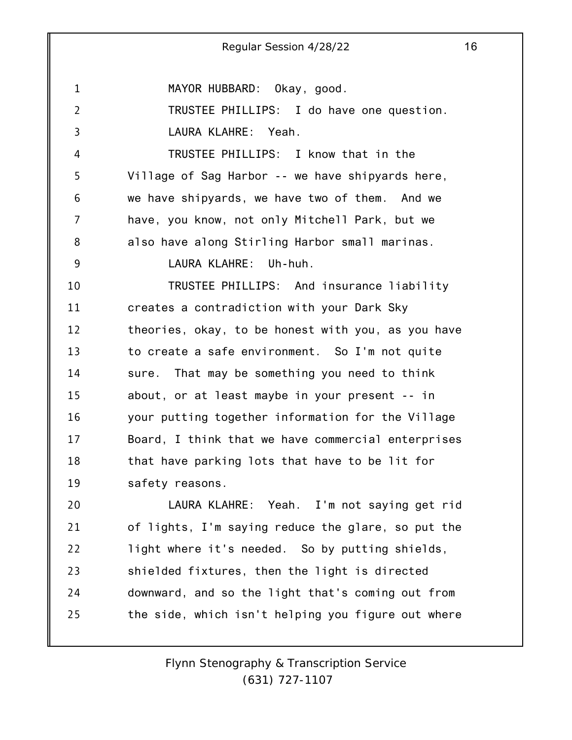MAYOR HUBBARD: Okay, good.

TRUSTEE PHILLIPS: I do have one question.

LAURA KLAHRE: Yeah.

TRUSTEE PHILLIPS: I know that in the Village of Sag Harbor -- we have shipyards here, we have shipyards, we have two of them. And we have, you know, not only Mitchell Park, but we also have along Stirling Harbor small marinas.

LAURA KLAHRE: Uh-huh.

TRUSTEE PHILLIPS: And insurance liability creates a contradiction with your Dark Sky theories, okay, to be honest with you, as you have to create a safe environment. So I'm not quite sure. That may be something you need to think about, or at least maybe in your present -- in your putting together information for the Village Board, I think that we have commercial enterprises that have parking lots that have to be lit for safety reasons.

LAURA KLAHRE: Yeah. I'm not saying get rid of lights, I'm saying reduce the glare, so put the light where it's needed. So by putting shields, shielded fixtures, then the light is directed downward, and so the light that's coming out from the side, which isn't helping you figure out where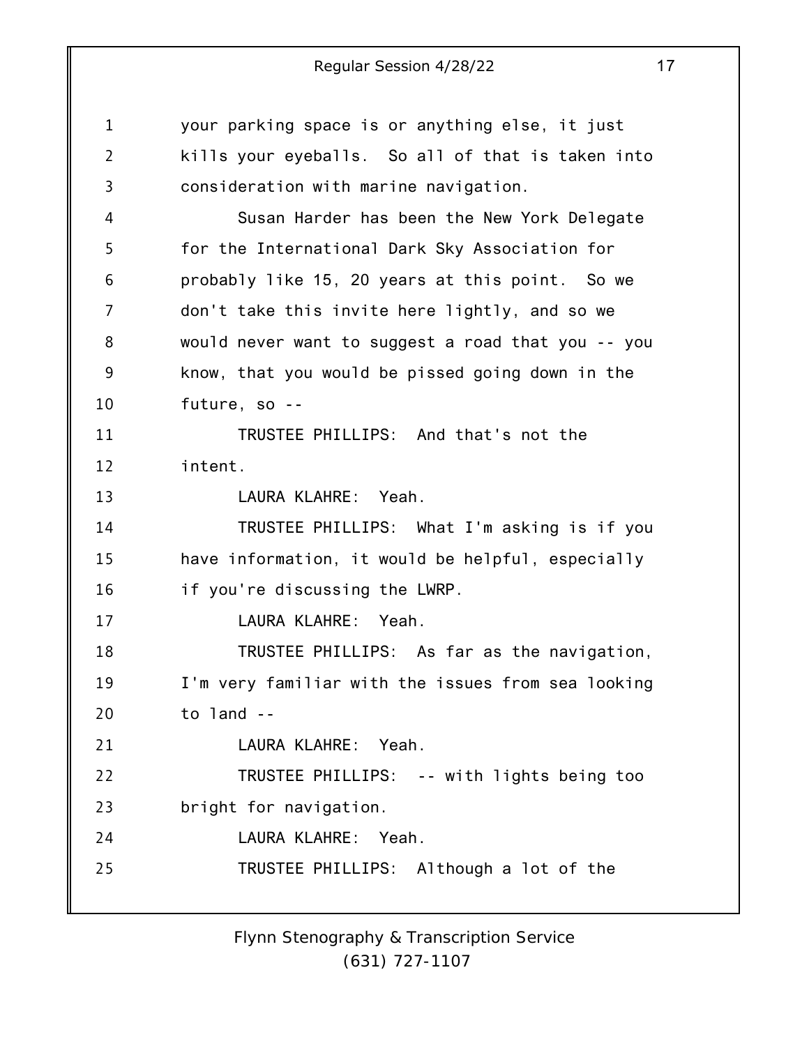your parking space is or anything else, it just kills your eyeballs. So all of that is taken into consideration with marine navigation.

Susan Harder has been the New York Delegate for the International Dark Sky Association for probably like 15, 20 years at this point. So we don't take this invite here lightly, and so we would never want to suggest a road that you -- you know, that you would be pissed going down in the future, so --

TRUSTEE PHILLIPS: And that's not the intent.

LAURA KLAHRE: Yeah.

TRUSTEE PHILLIPS: What I'm asking is if you have information, it would be helpful, especially if you're discussing the LWRP.

LAURA KLAHRE: Yeah.

TRUSTEE PHILLIPS: As far as the navigation, I'm very familiar with the issues from sea looking to land --

LAURA KLAHRE: Yeah.

TRUSTEE PHILLIPS: -- with lights being too bright for navigation.

LAURA KLAHRE: Yeah.

TRUSTEE PHILLIPS: Although a lot of the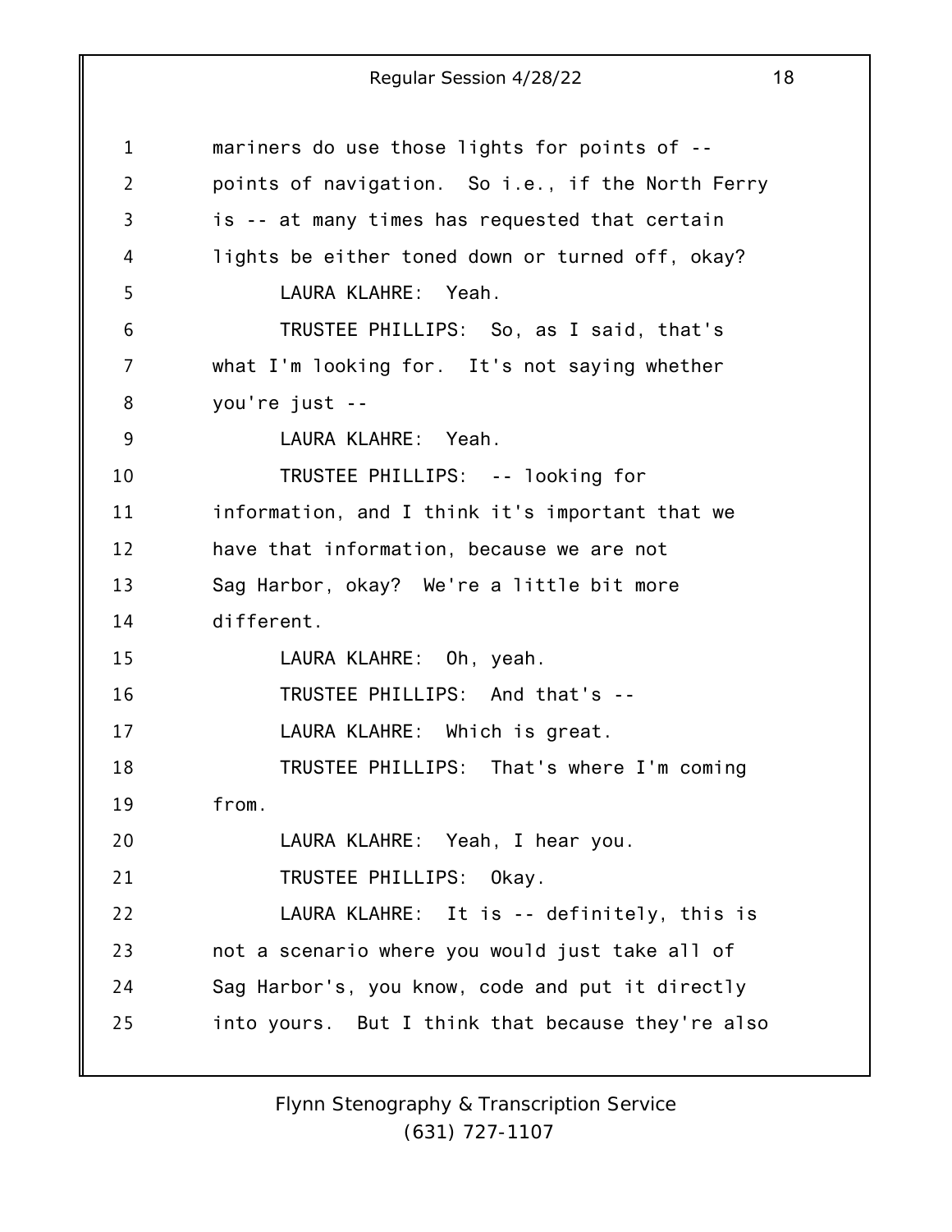mariners do use those lights for points of -- points of navigation. So i.e., if the North Ferry is -- at many times has requested that certain lights be either toned down or turned off, okay?

LAURA KLAHRE: Yeah.

TRUSTEE PHILLIPS: So, as I said, that's what I'm looking for. It's not saying whether you're just --

LAURA KLAHRE: Yeah.

TRUSTEE PHILLIPS: -- looking for information, and I think it's important that we have that information, because we are not Sag Harbor, okay? We're a little bit more different.

LAURA KLAHRE: Oh, yeah.

TRUSTEE PHILLIPS: And that's --

LAURA KLAHRE: Which is great.

TRUSTEE PHILLIPS: That's where I'm coming from.

LAURA KLAHRE: Yeah, I hear you.

TRUSTEE PHILLIPS: Okay.

LAURA KLAHRE: It is -- definitely, this is not a scenario where you would just take all of Sag Harbor's, you know, code and put it directly into yours. But I think that because they're also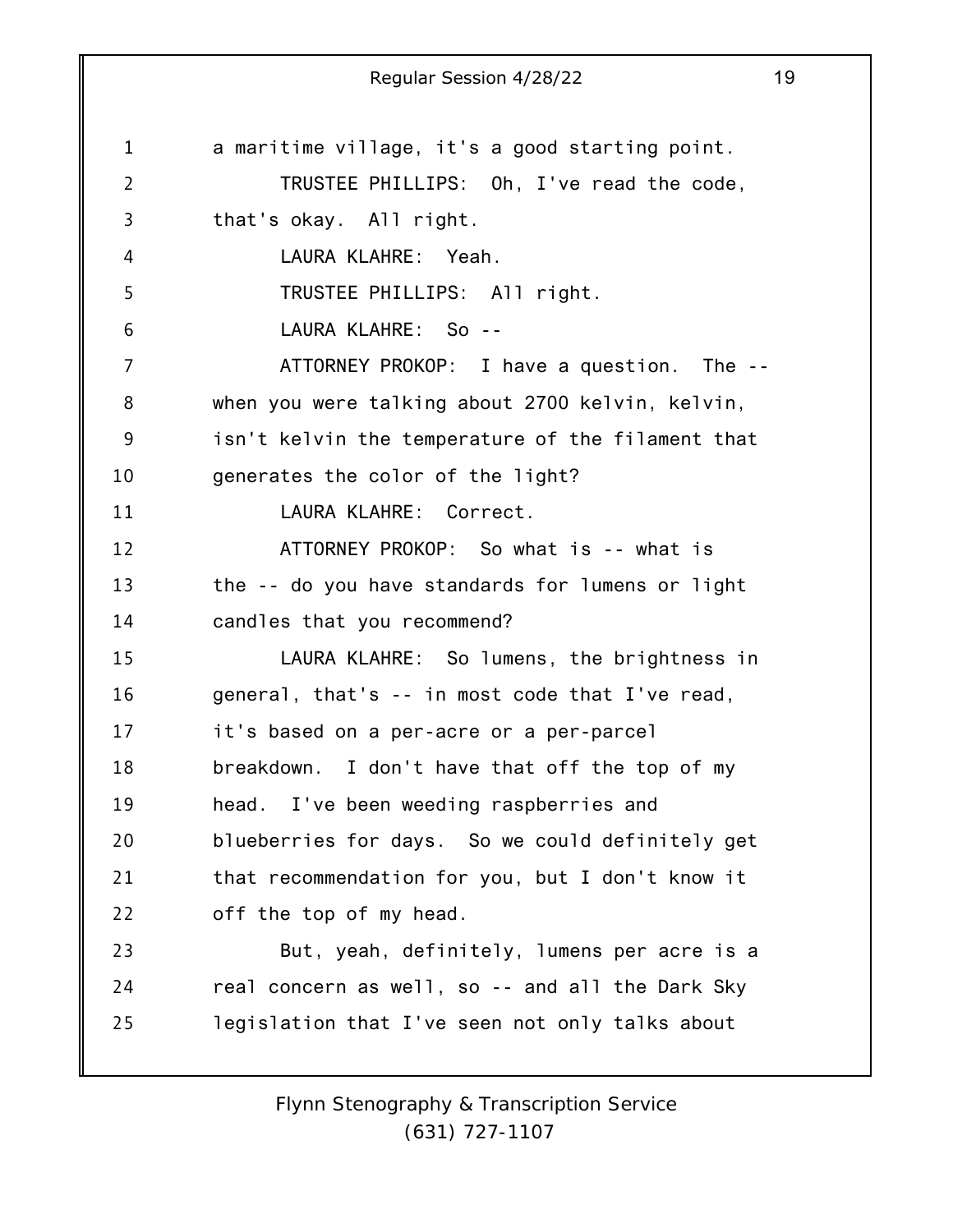a maritime village, it's a good starting point.

TRUSTEE PHILLIPS: Oh, I've read the code, that's okay. All right.

LAURA KLAHRE: Yeah.

TRUSTEE PHILLIPS: All right.

LAURA KLAHRE: So --

ATTORNEY PROKOP: I have a question. The -- when you were talking about 2700 kelvin, kelvin, isn't kelvin the temperature of the filament that generates the color of the light?

LAURA KLAHRE: Correct.

ATTORNEY PROKOP: So what is -- what is the -- do you have standards for lumens or light candles that you recommend?

LAURA KLAHRE: So lumens, the brightness in general, that's -- in most code that I've read, it's based on a per-acre or a per-parcel breakdown. I don't have that off the top of my head. I've been weeding raspberries and blueberries for days. So we could definitely get that recommendation for you, but I don't know it off the top of my head.

But, yeah, definitely, lumens per acre is a real concern as well, so -- and all the Dark Sky legislation that I've seen not only talks about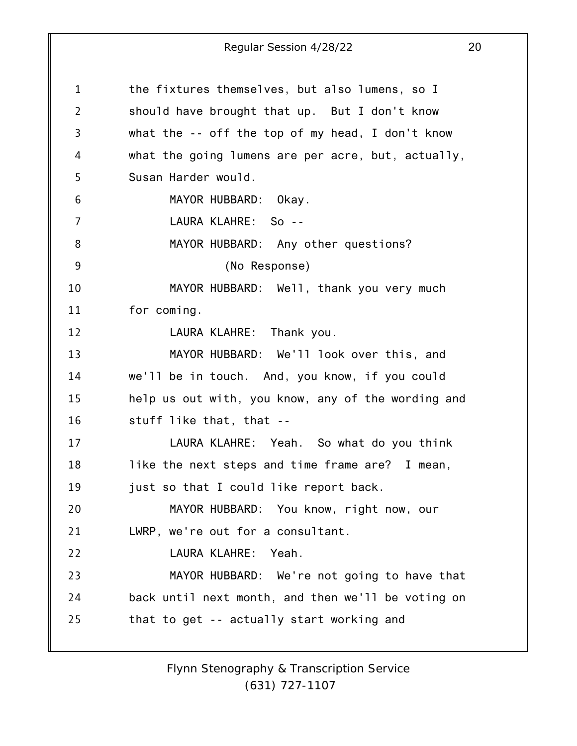the fixtures themselves, but also lumens, so I should have brought that up. But I don't know what the -- off the top of my head, I don't know what the going lumens are per acre, but, actually, Susan Harder would.

MAYOR HUBBARD: Okay.

LAURA KLAHRE: So --

MAYOR HUBBARD: Any other questions?

(No Response)

MAYOR HUBBARD: Well, thank you very much for coming.

LAURA KLAHRE: Thank you.

MAYOR HUBBARD: We'll look over this, and we'll be in touch. And, you know, if you could help us out with, you know, any of the wording and stuff like that, that --

LAURA KLAHRE: Yeah. So what do you think like the next steps and time frame are? I mean, just so that I could like report back.

MAYOR HUBBARD: You know, right now, our LWRP, we're out for a consultant.

LAURA KLAHRE: Yeah.

MAYOR HUBBARD: We're not going to have that back until next month, and then we'll be voting on that to get -- actually start working and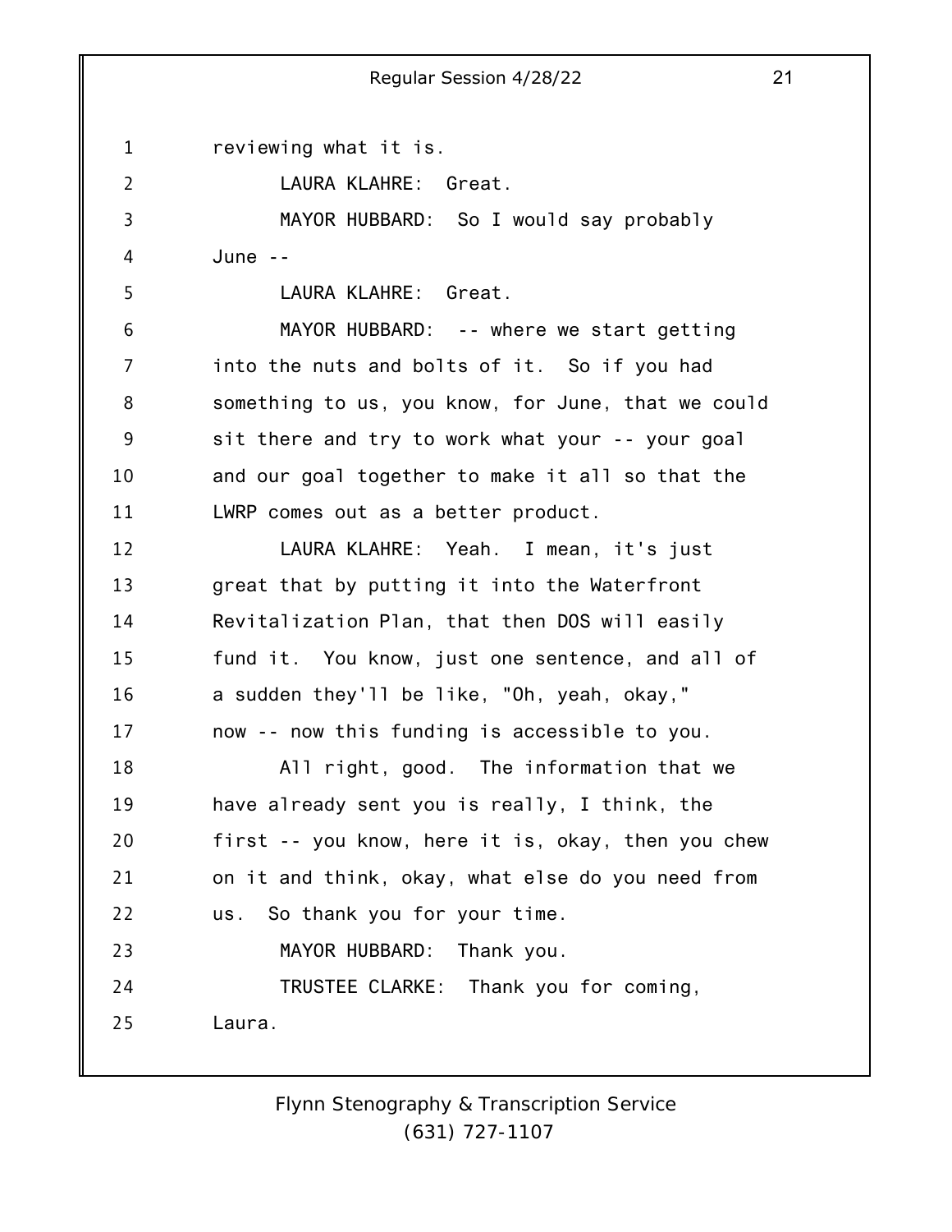reviewing what it is.

LAURA KLAHRE: Great.

MAYOR HUBBARD: So I would say probably June --

LAURA KLAHRE: Great.

MAYOR HUBBARD: -- where we start getting into the nuts and bolts of it. So if you had something to us, you know, for June, that we could sit there and try to work what your -- your goal and our goal together to make it all so that the LWRP comes out as a better product.

LAURA KLAHRE: Yeah. I mean, it's just great that by putting it into the Waterfront Revitalization Plan, that then DOS will easily fund it. You know, just one sentence, and all of a sudden they'll be like, "Oh, yeah, okay," now -- now this funding is accessible to you.

All right, good. The information that we have already sent you is really, I think, the first -- you know, here it is, okay, then you chew on it and think, okay, what else do you need from us. So thank you for your time.

MAYOR HUBBARD: Thank you.

TRUSTEE CLARKE: Thank you for coming, Laura.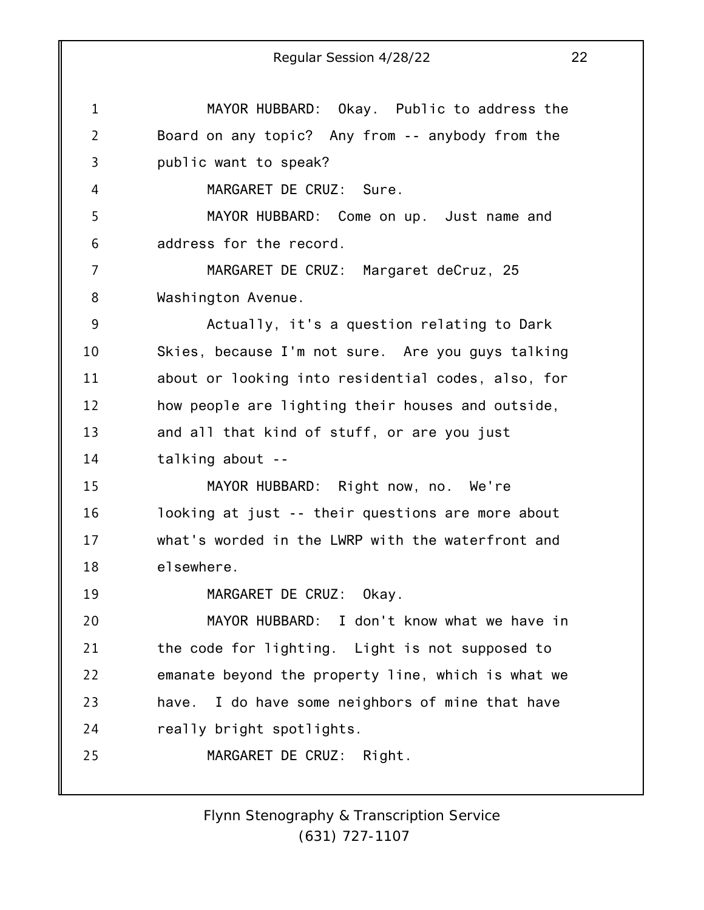MAYOR HUBBARD: Okay. Public to address the Board on any topic? Any from -- anybody from the public want to speak?

MARGARET DE CRUZ: Sure.

MAYOR HUBBARD: Come on up. Just name and address for the record.

MARGARET DE CRUZ: Margaret deCruz, 25 Washington Avenue.

Actually, it's a question relating to Dark Skies, because I'm not sure. Are you guys talking about or looking into residential codes, also, for how people are lighting their houses and outside, and all that kind of stuff, or are you just talking about --

MAYOR HUBBARD: Right now, no. We're looking at just -- their questions are more about what's worded in the LWRP with the waterfront and elsewhere.

MARGARET DE CRUZ: Okay.

MAYOR HUBBARD: I don't know what we have in the code for lighting. Light is not supposed to emanate beyond the property line, which is what we have. I do have some neighbors of mine that have really bright spotlights.

MARGARET DE CRUZ: Right.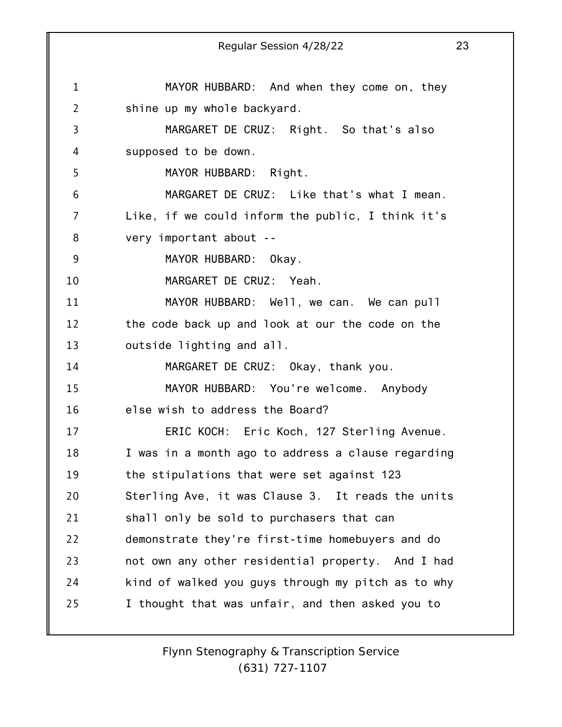MAYOR HUBBARD: And when they come on, they shine up my whole backyard.

MARGARET DE CRUZ: Right. So that's also supposed to be down.

MAYOR HUBBARD: Right.

MARGARET DE CRUZ: Like that's what I mean. Like, if we could inform the public, I think it's very important about --

MAYOR HUBBARD: Okay.

MARGARET DE CRUZ: Yeah.

MAYOR HUBBARD: Well, we can. We can pull the code back up and look at our the code on the outside lighting and all.

MARGARET DE CRUZ: Okay, thank you.

MAYOR HUBBARD: You're welcome. Anybody else wish to address the Board?

ERIC KOCH: Eric Koch, 127 Sterling Avenue. I was in a month ago to address a clause regarding the stipulations that were set against 123 Sterling Ave, it was Clause 3. It reads the units shall only be sold to purchasers that can demonstrate they're first-time homebuyers and do not own any other residential property. And I had kind of walked you guys through my pitch as to why I thought that was unfair, and then asked you to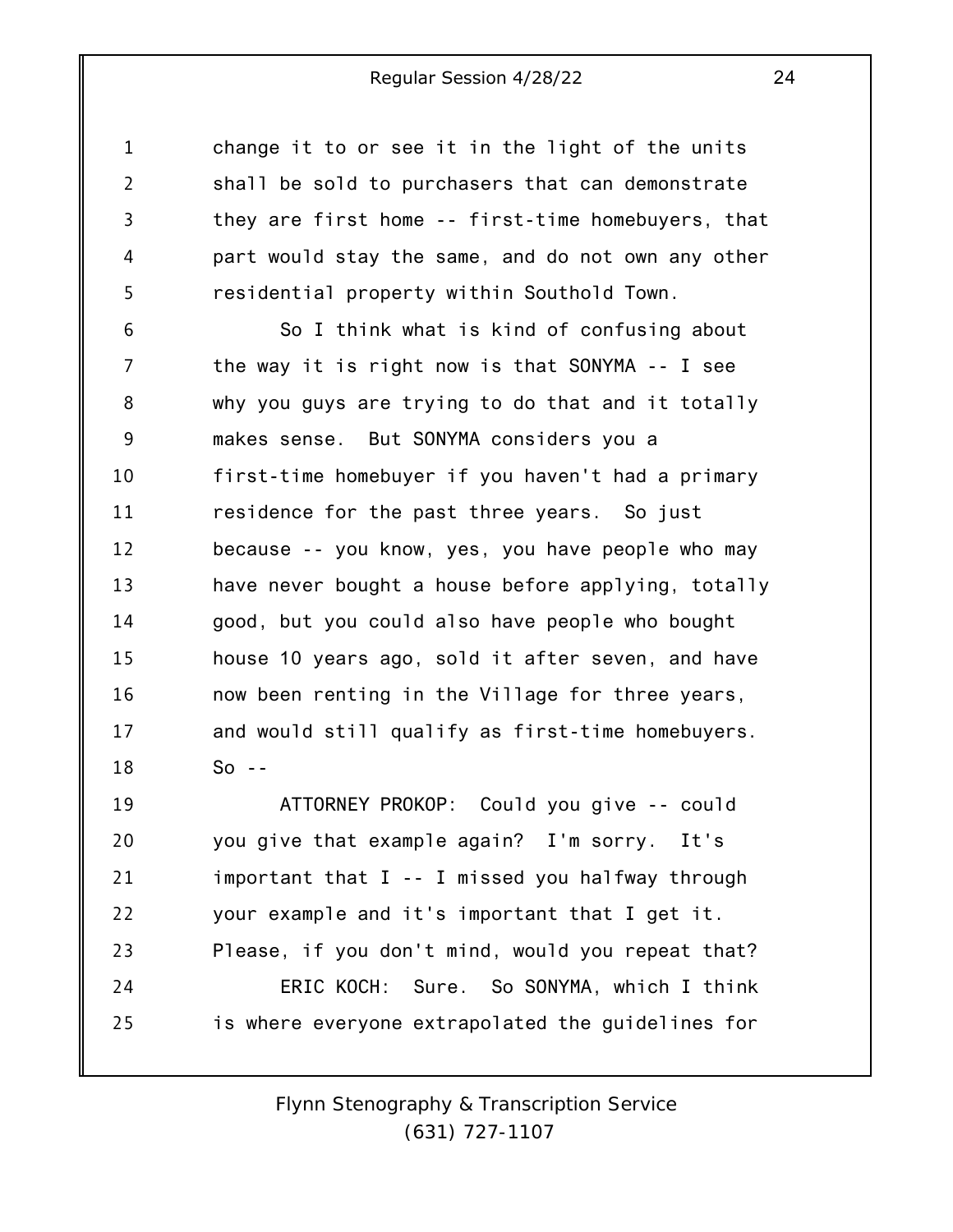change it to or see it in the light of the units shall be sold to purchasers that can demonstrate they are first home -- first-time homebuyers, that part would stay the same, and do not own any other residential property within Southold Town.

So I think what is kind of confusing about the way it is right now is that SONYMA -- I see why you guys are trying to do that and it totally makes sense. But SONYMA considers you a first-time homebuyer if you haven't had a primary residence for the past three years. So just because -- you know, yes, you have people who may have never bought a house before applying, totally good, but you could also have people who bought house 10 years ago, sold it after seven, and have now been renting in the Village for three years, and would still qualify as first-time homebuyers. So --

ATTORNEY PROKOP: Could you give -- could you give that example again? I'm sorry. It's important that I -- I missed you halfway through your example and it's important that I get it. Please, if you don't mind, would you repeat that?

ERIC KOCH: Sure. So SONYMA, which I think is where everyone extrapolated the guidelines for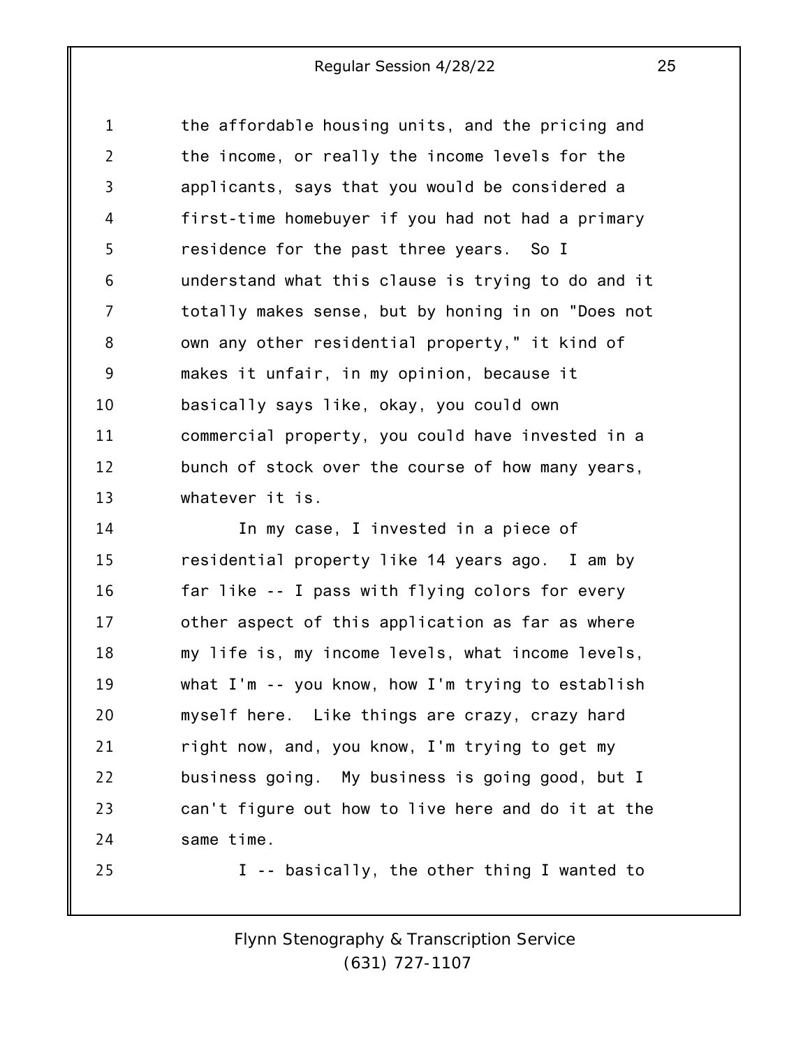the affordable housing units, and the pricing and the income, or really the income levels for the applicants, says that you would be considered a first-time homebuyer if you had not had a primary residence for the past three years. So I understand what this clause is trying to do and it totally makes sense, but by honing in on "Does not own any other residential property," it kind of makes it unfair, in my opinion, because it basically says like, okay, you could own commercial property, you could have invested in a bunch of stock over the course of how many years, whatever it is.

In my case, I invested in a piece of residential property like 14 years ago. I am by far like -- I pass with flying colors for every other aspect of this application as far as where my life is, my income levels, what income levels, what I'm -- you know, how I'm trying to establish myself here. Like things are crazy, crazy hard right now, and, you know, I'm trying to get my business going. My business is going good, but I can't figure out how to live here and do it at the same time.

I -- basically, the other thing I wanted to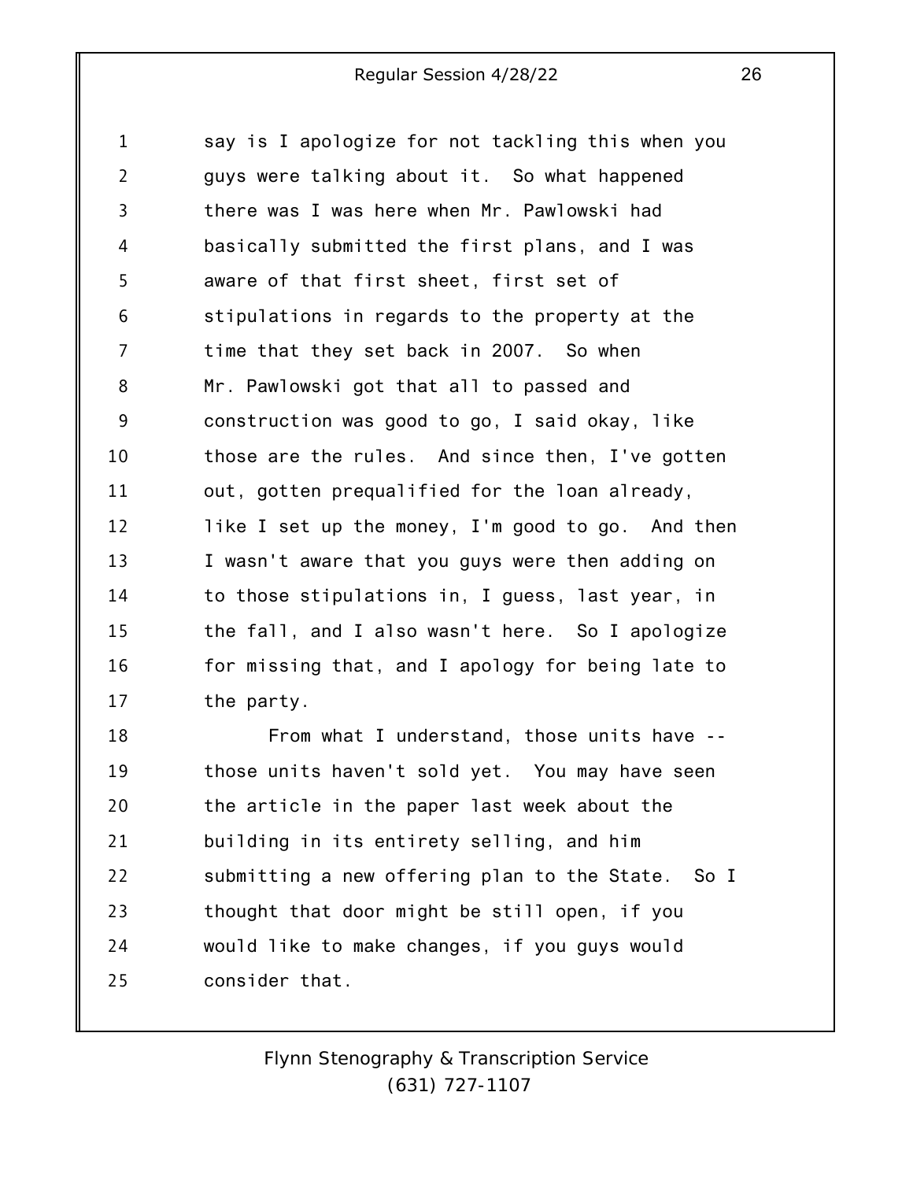say is I apologize for not tackling this when you guys were talking about it. So what happened there was I was here when Mr. Pawlowski had basically submitted the first plans, and I was aware of that first sheet, first set of stipulations in regards to the property at the time that they set back in 2007. So when Mr. Pawlowski got that all to passed and construction was good to go, I said okay, like those are the rules. And since then, I've gotten out, gotten prequalified for the loan already, like I set up the money, I'm good to go. And then I wasn't aware that you guys were then adding on to those stipulations in, I guess, last year, in the fall, and I also wasn't here. So I apologize for missing that, and I apology for being late to the party.

From what I understand, those units have -- those units haven't sold yet. You may have seen the article in the paper last week about the building in its entirety selling, and him submitting a new offering plan to the State. So I thought that door might be still open, if you would like to make changes, if you guys would consider that.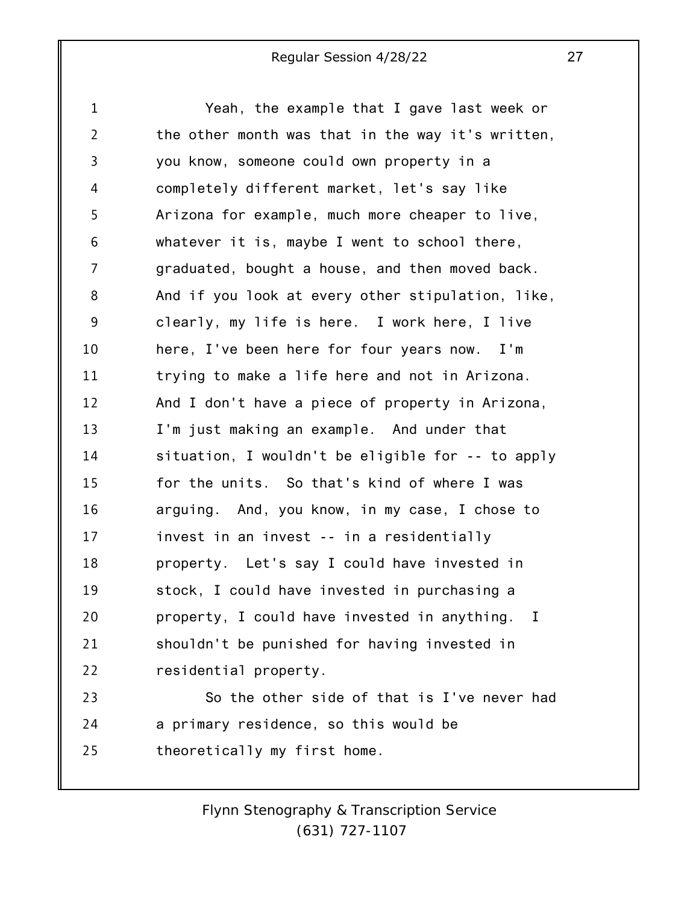Yeah, the example that I gave last week or the other month was that in the way it's written, you know, someone could own property in a completely different market, let's say like Arizona for example, much more cheaper to live, whatever it is, maybe I went to school there, graduated, bought a house, and then moved back. And if you look at every other stipulation, like, clearly, my life is here. I work here, I live here, I've been here for four years now. I'm trying to make a life here and not in Arizona. And I don't have a piece of property in Arizona, I'm just making an example. And under that situation, I wouldn't be eligible for -- to apply for the units. So that's kind of where I was arguing. And, you know, in my case, I chose to invest in an invest -- in a residentially property. Let's say I could have invested in stock, I could have invested in purchasing a property, I could have invested in anything. I shouldn't be punished for having invested in residential property.

So the other side of that is I've never had a primary residence, so this would be theoretically my first home.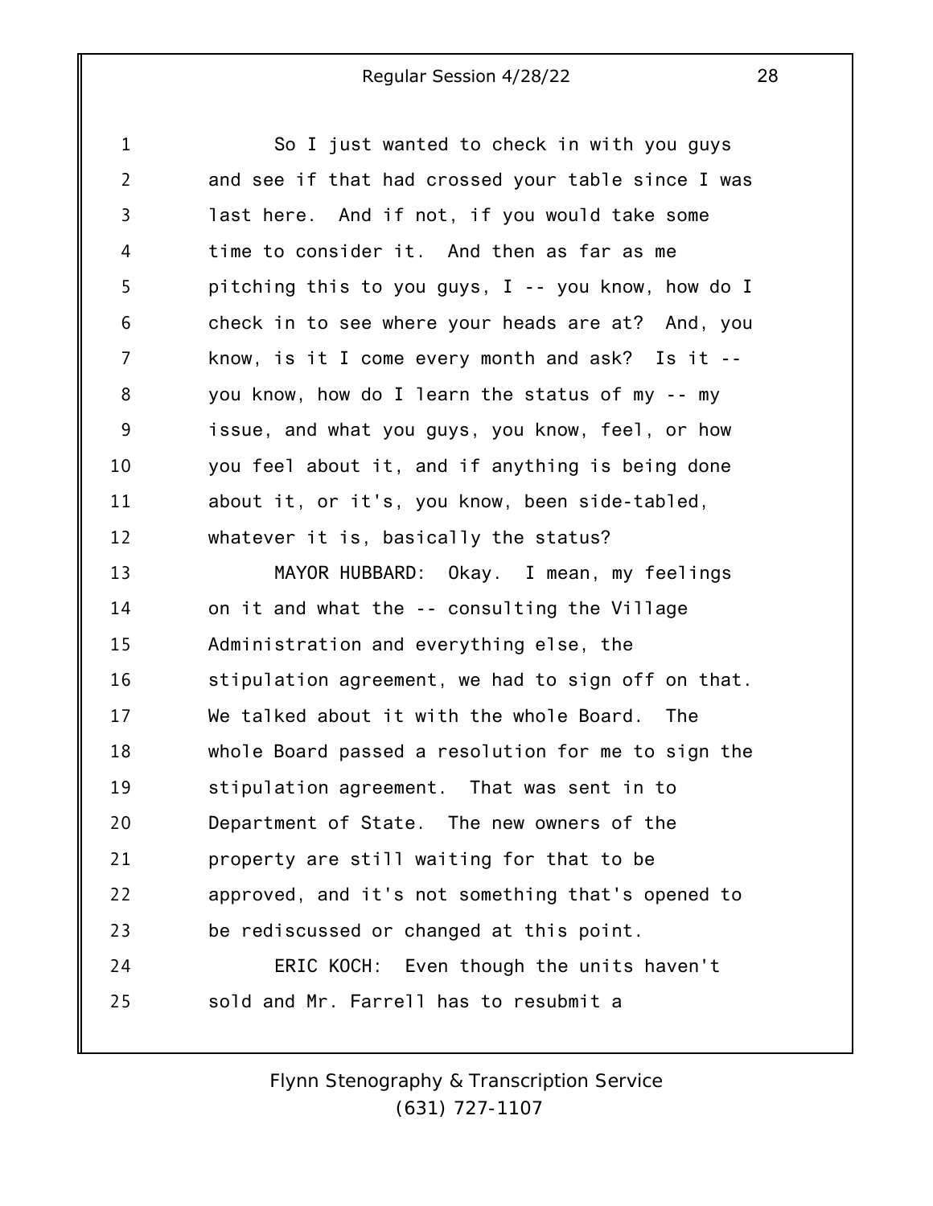So I just wanted to check in with you guys and see if that had crossed your table since I was last here. And if not, if you would take some time to consider it. And then as far as me pitching this to you guys, I -- you know, how do I check in to see where your heads are at? And, you know, is it I come every month and ask? Is it -- you know, how do I learn the status of my -- my issue, and what you guys, you know, feel, or how you feel about it, and if anything is being done about it, or it's, you know, been side-tabled, whatever it is, basically the status?

MAYOR HUBBARD: Okay. I mean, my feelings on it and what the -- consulting the Village Administration and everything else, the stipulation agreement, we had to sign off on that. We talked about it with the whole Board. The whole Board passed a resolution for me to sign the stipulation agreement. That was sent in to Department of State. The new owners of the property are still waiting for that to be approved, and it's not something that's opened to be rediscussed or changed at this point.

ERIC KOCH: Even though the units haven't sold and Mr. Farrell has to resubmit a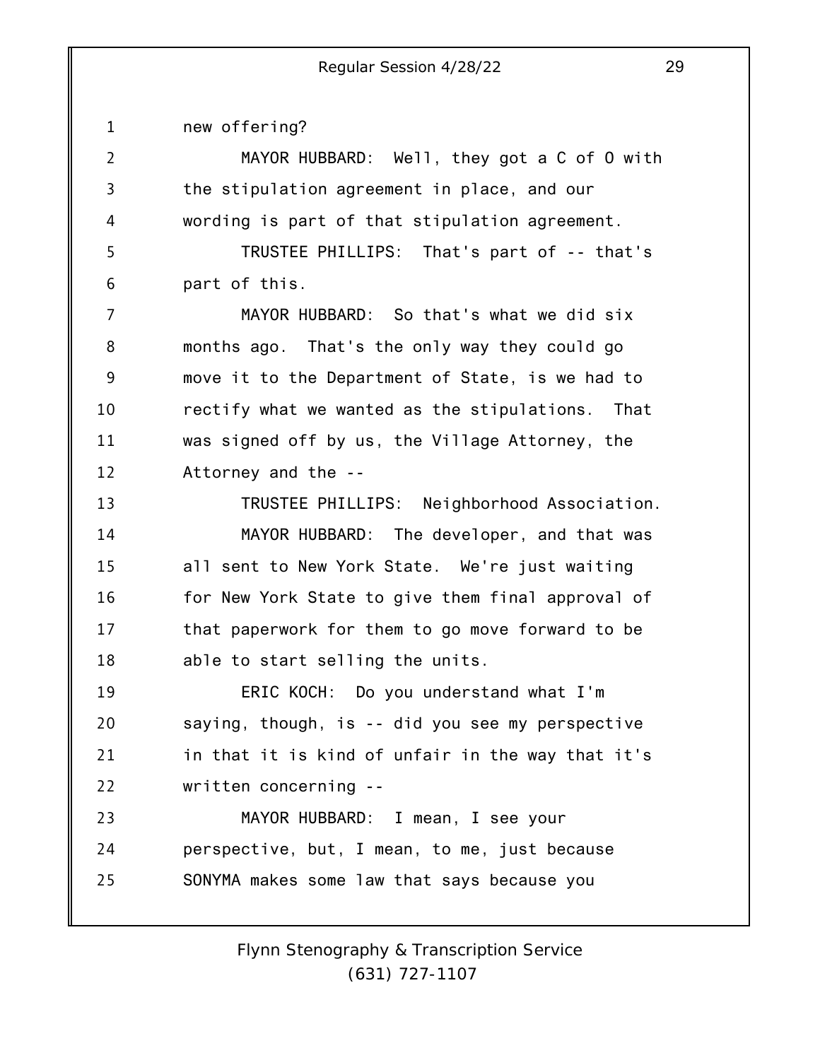new offering?

MAYOR HUBBARD: Well, they got a C of O with the stipulation agreement in place, and our wording is part of that stipulation agreement.

TRUSTEE PHILLIPS: That's part of -- that's part of this.

MAYOR HUBBARD: So that's what we did six months ago. That's the only way they could go move it to the Department of State, is we had to rectify what we wanted as the stipulations. That was signed off by us, the Village Attorney, the Attorney and the --

TRUSTEE PHILLIPS: Neighborhood Association.

MAYOR HUBBARD: The developer, and that was all sent to New York State. We're just waiting for New York State to give them final approval of that paperwork for them to go move forward to be able to start selling the units.

ERIC KOCH: Do you understand what I'm saying, though, is -- did you see my perspective in that it is kind of unfair in the way that it's written concerning --

MAYOR HUBBARD: I mean, I see your perspective, but, I mean, to me, just because SONYMA makes some law that says because you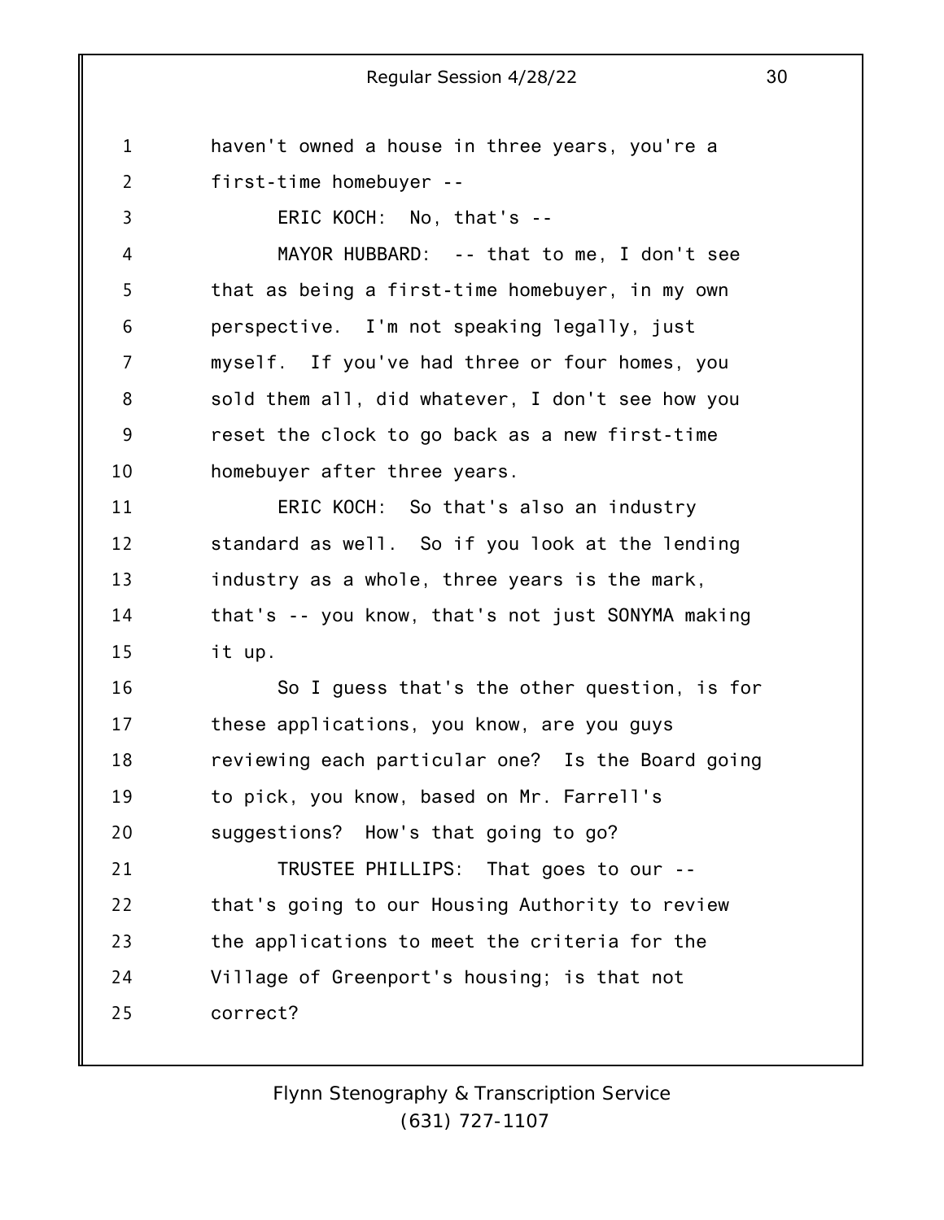haven't owned a house in three years, you're a first-time homebuyer --

ERIC KOCH: No, that's --

MAYOR HUBBARD: -- that to me, I don't see that as being a first-time homebuyer, in my own perspective. I'm not speaking legally, just myself. If you've had three or four homes, you sold them all, did whatever, I don't see how you reset the clock to go back as a new first-time homebuyer after three years.

ERIC KOCH: So that's also an industry standard as well. So if you look at the lending industry as a whole, three years is the mark, that's -- you know, that's not just SONYMA making it up.

So I guess that's the other question, is for these applications, you know, are you guys reviewing each particular one? Is the Board going to pick, you know, based on Mr. Farrell's suggestions? How's that going to go?

TRUSTEE PHILLIPS: That goes to our -- that's going to our Housing Authority to review the applications to meet the criteria for the Village of Greenport's housing; is that not correct?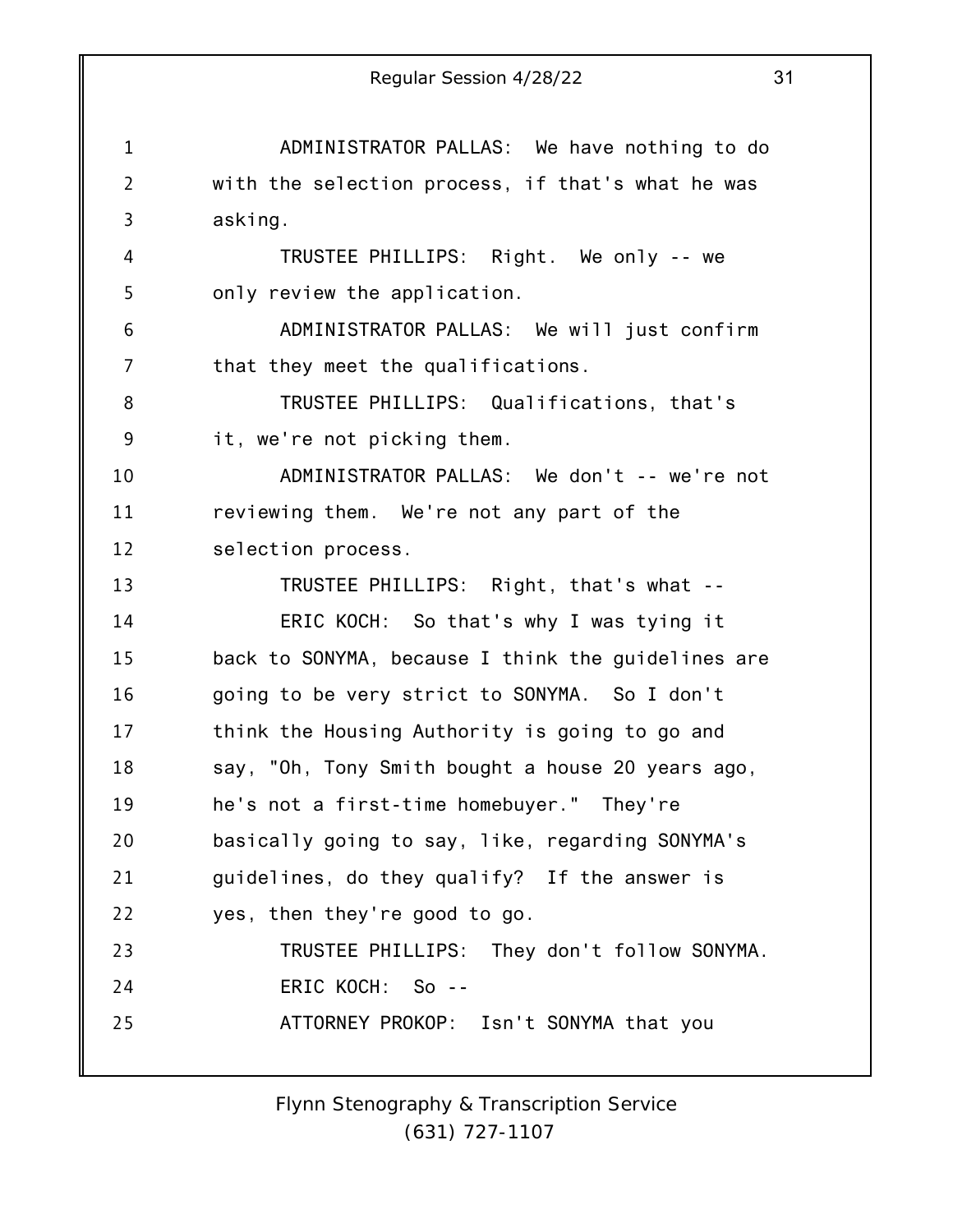ADMINISTRATOR PALLAS: We have nothing to do with the selection process, if that's what he was asking.

TRUSTEE PHILLIPS: Right. We only -- we only review the application.

ADMINISTRATOR PALLAS: We will just confirm that they meet the qualifications.

TRUSTEE PHILLIPS: Qualifications, that's it, we're not picking them.

ADMINISTRATOR PALLAS: We don't -- we're not reviewing them. We're not any part of the selection process.

TRUSTEE PHILLIPS: Right, that's what --

ERIC KOCH: So that's why I was tying it back to SONYMA, because I think the guidelines are going to be very strict to SONYMA. So I don't think the Housing Authority is going to go and say, "Oh, Tony Smith bought a house 20 years ago, he's not a first-time homebuyer." They're basically going to say, like, regarding SONYMA's guidelines, do they qualify? If the answer is yes, then they're good to go.

TRUSTEE PHILLIPS: They don't follow SONYMA.

ERIC KOCH: So --

ATTORNEY PROKOP: Isn't SONYMA that you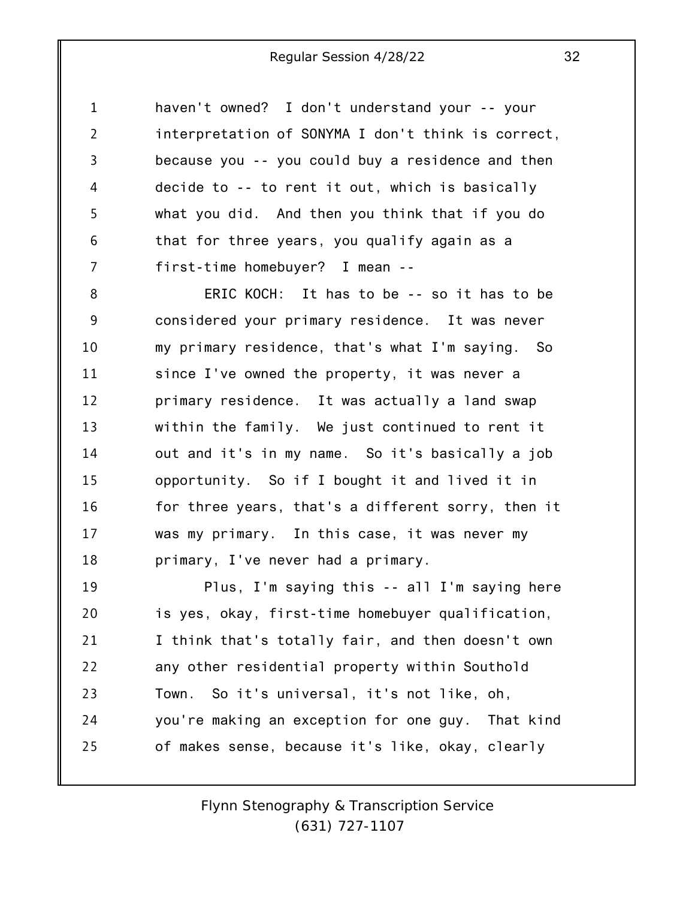haven't owned? I don't understand your -- your interpretation of SONYMA I don't think is correct, because you -- you could buy a residence and then decide to -- to rent it out, which is basically what you did. And then you think that if you do that for three years, you qualify again as a first-time homebuyer? I mean --

ERIC KOCH: It has to be -- so it has to be considered your primary residence. It was never my primary residence, that's what I'm saying. So since I've owned the property, it was never a primary residence. It was actually a land swap within the family. We just continued to rent it out and it's in my name. So it's basically a job opportunity. So if I bought it and lived it in for three years, that's a different sorry, then it was my primary. In this case, it was never my primary, I've never had a primary.

Plus, I'm saying this -- all I'm saying here is yes, okay, first-time homebuyer qualification, I think that's totally fair, and then doesn't own any other residential property within Southold Town. So it's universal, it's not like, oh, you're making an exception for one guy. That kind of makes sense, because it's like, okay, clearly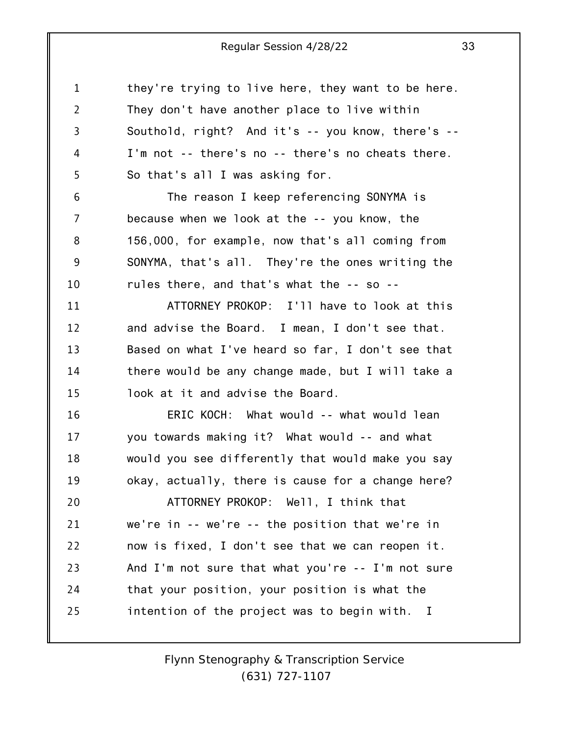they're trying to live here, they want to be here. They don't have another place to live within Southold, right? And it's -- you know, there's -- I'm not -- there's no -- there's no cheats there. So that's all I was asking for.

The reason I keep referencing SONYMA is because when we look at the -- you know, the 156,000, for example, now that's all coming from SONYMA, that's all. They're the ones writing the rules there, and that's what the -- so --

ATTORNEY PROKOP: I'll have to look at this and advise the Board. I mean, I don't see that. Based on what I've heard so far, I don't see that there would be any change made, but I will take a look at it and advise the Board.

ERIC KOCH: What would -- what would lean you towards making it? What would -- and what would you see differently that would make you say okay, actually, there is cause for a change here?

ATTORNEY PROKOP: Well, I think that we're in -- we're -- the position that we're in now is fixed, I don't see that we can reopen it. And I'm not sure that what you're -- I'm not sure that your position, your position is what the intention of the project was to begin with. I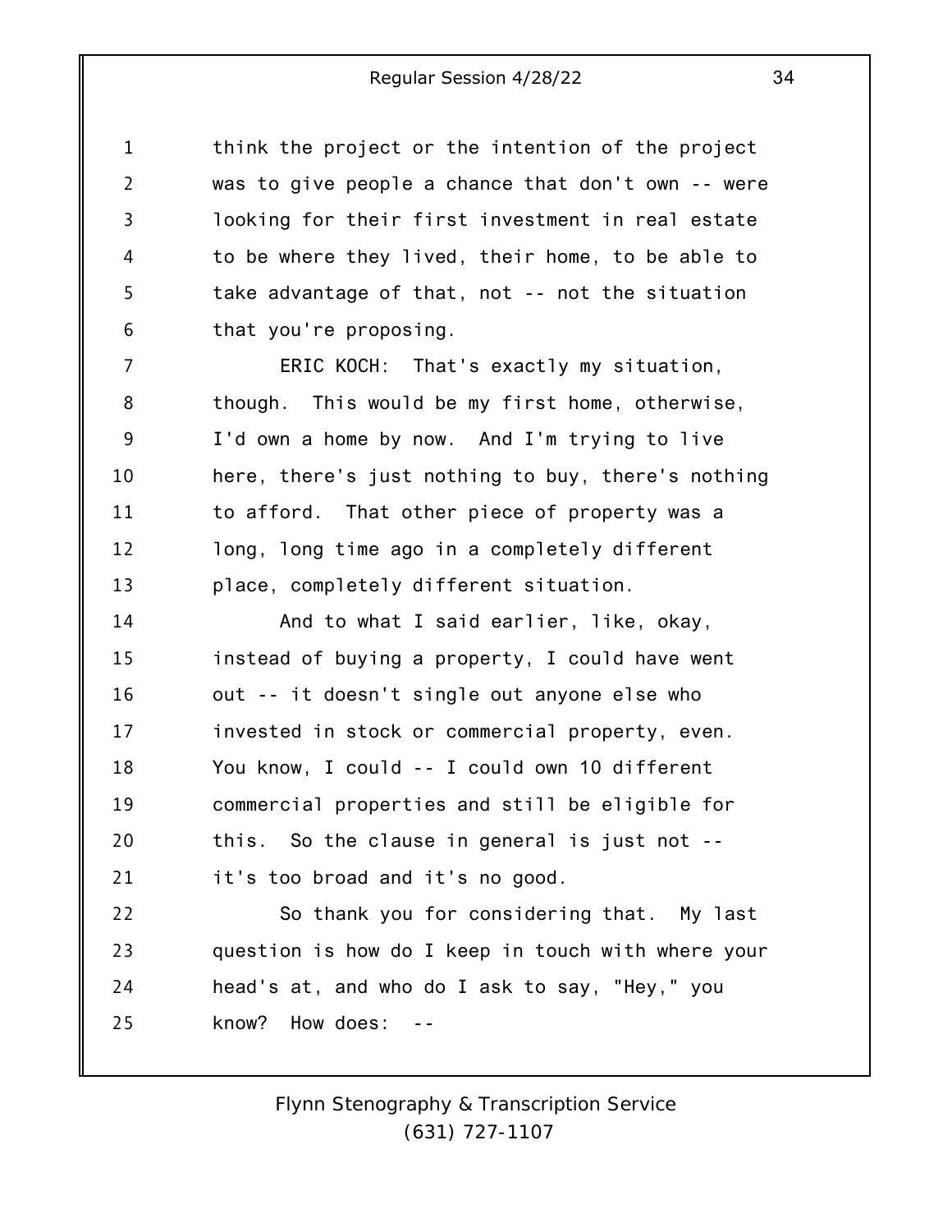think the project or the intention of the project was to give people a chance that don't own -- were looking for their first investment in real estate to be where they lived, their home, to be able to take advantage of that, not -- not the situation that you're proposing.

ERIC KOCH: That's exactly my situation, though. This would be my first home, otherwise, I'd own a home by now. And I'm trying to live here, there's just nothing to buy, there's nothing to afford. That other piece of property was a long, long time ago in a completely different place, completely different situation.

And to what I said earlier, like, okay, instead of buying a property, I could have went out -- it doesn't single out anyone else who invested in stock or commercial property, even. You know, I could -- I could own 10 different commercial properties and still be eligible for this. So the clause in general is just not -- it's too broad and it's no good.

So thank you for considering that. My last question is how do I keep in touch with where your head's at, and who do I ask to say, "Hey," you know? How does: --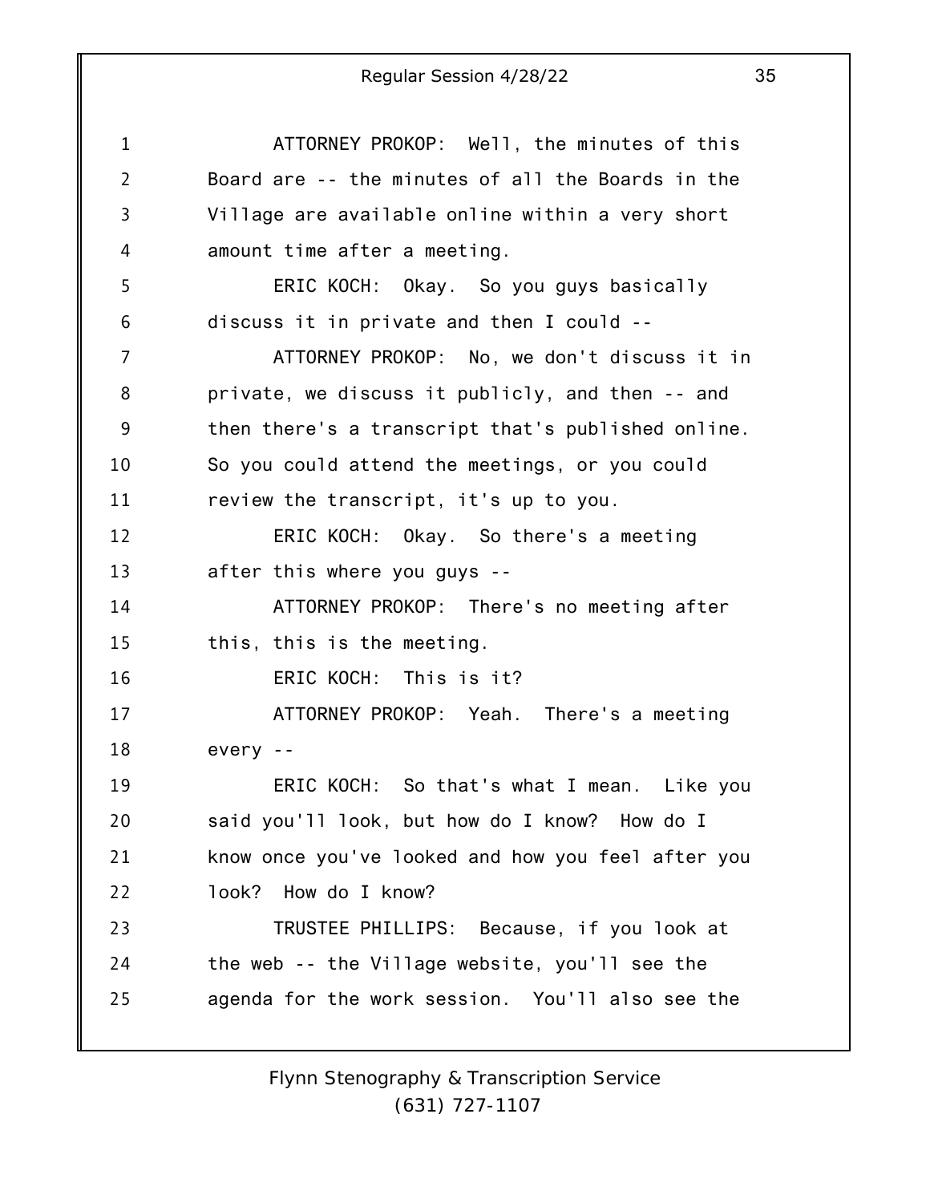ATTORNEY PROKOP: Well, the minutes of this Board are -- the minutes of all the Boards in the Village are available online within a very short amount time after a meeting.

ERIC KOCH: Okay. So you guys basically discuss it in private and then I could --

ATTORNEY PROKOP: No, we don't discuss it in private, we discuss it publicly, and then -- and then there's a transcript that's published online. So you could attend the meetings, or you could review the transcript, it's up to you.

ERIC KOCH: Okay. So there's a meeting after this where you guys --

ATTORNEY PROKOP: There's no meeting after this, this is the meeting.

ERIC KOCH: This is it?

ATTORNEY PROKOP: Yeah. There's a meeting every --

ERIC KOCH: So that's what I mean. Like you said you'll look, but how do I know? How do I know once you've looked and how you feel after you look? How do I know?

TRUSTEE PHILLIPS: Because, if you look at the web -- the Village website, you'll see the agenda for the work session. You'll also see the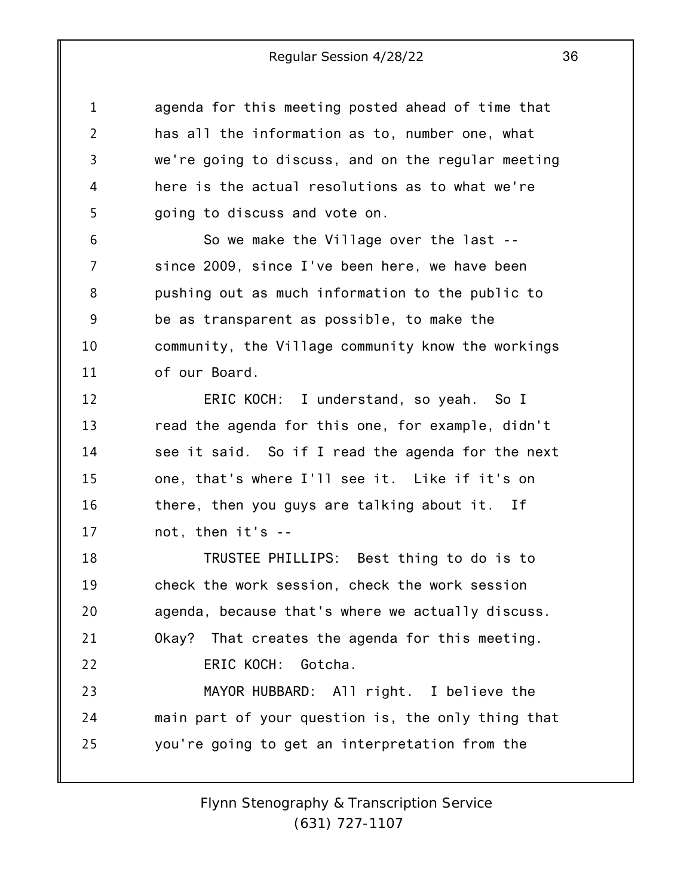agenda for this meeting posted ahead of time that has all the information as to, number one, what we're going to discuss, and on the regular meeting here is the actual resolutions as to what we're going to discuss and vote on.

So we make the Village over the last -- since 2009, since I've been here, we have been pushing out as much information to the public to be as transparent as possible, to make the community, the Village community know the workings of our Board.

ERIC KOCH: I understand, so yeah. So I read the agenda for this one, for example, didn't see it said. So if I read the agenda for the next one, that's where I'll see it. Like if it's on there, then you guys are talking about it. If not, then it's --

TRUSTEE PHILLIPS: Best thing to do is to check the work session, check the work session agenda, because that's where we actually discuss. Okay? That creates the agenda for this meeting.

ERIC KOCH: Gotcha.

MAYOR HUBBARD: All right. I believe the main part of your question is, the only thing that you're going to get an interpretation from the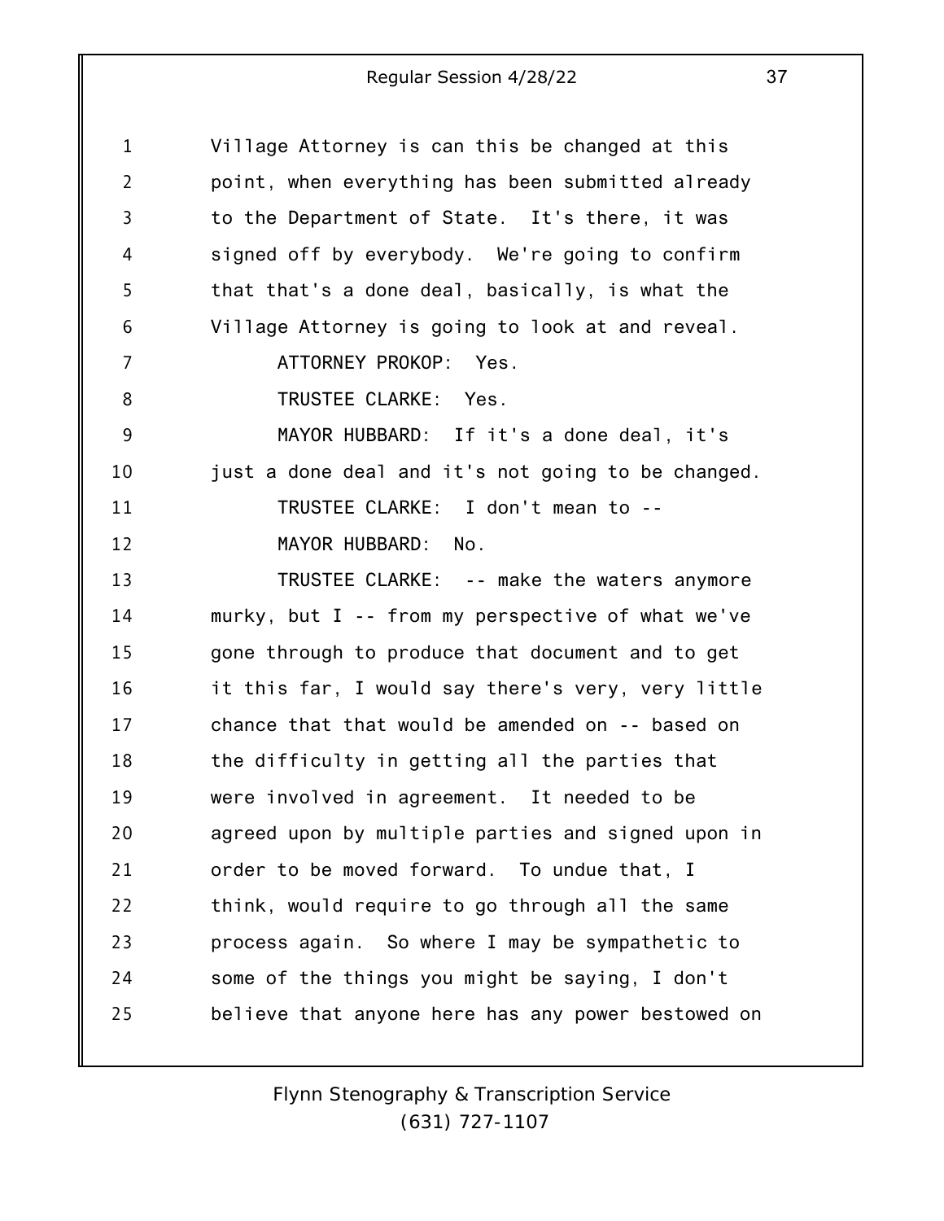Village Attorney is can this be changed at this point, when everything has been submitted already to the Department of State. It's there, it was signed off by everybody. We're going to confirm that that's a done deal, basically, is what the Village Attorney is going to look at and reveal.

ATTORNEY PROKOP: Yes.

TRUSTEE CLARKE: Yes.

MAYOR HUBBARD: If it's a done deal, it's just a done deal and it's not going to be changed.

TRUSTEE CLARKE: I don't mean to --

MAYOR HUBBARD: No.

TRUSTEE CLARKE: -- make the waters anymore murky, but I -- from my perspective of what we've gone through to produce that document and to get it this far, I would say there's very, very little chance that that would be amended on -- based on the difficulty in getting all the parties that were involved in agreement. It needed to be agreed upon by multiple parties and signed upon in order to be moved forward. To undue that, I think, would require to go through all the same process again. So where I may be sympathetic to some of the things you might be saying, I don't believe that anyone here has any power bestowed on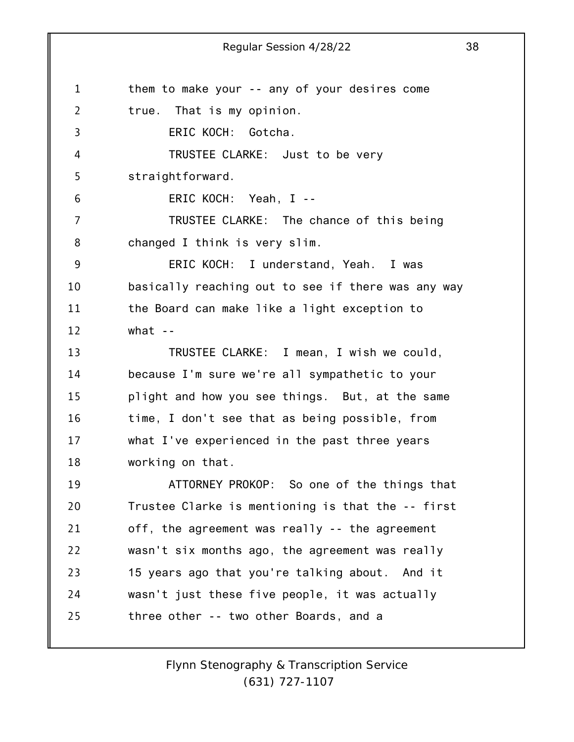them to make your -- any of your desires come true. That is my opinion.

ERIC KOCH: Gotcha.

TRUSTEE CLARKE: Just to be very straightforward.

ERIC KOCH: Yeah, I --

TRUSTEE CLARKE: The chance of this being changed I think is very slim.

ERIC KOCH: I understand, Yeah. I was basically reaching out to see if there was any way the Board can make like a light exception to what --

TRUSTEE CLARKE: I mean, I wish we could, because I'm sure we're all sympathetic to your plight and how you see things. But, at the same time, I don't see that as being possible, from what I've experienced in the past three years working on that.

ATTORNEY PROKOP: So one of the things that Trustee Clarke is mentioning is that the -- first off, the agreement was really -- the agreement wasn't six months ago, the agreement was really 15 years ago that you're talking about. And it wasn't just these five people, it was actually three other -- two other Boards, and a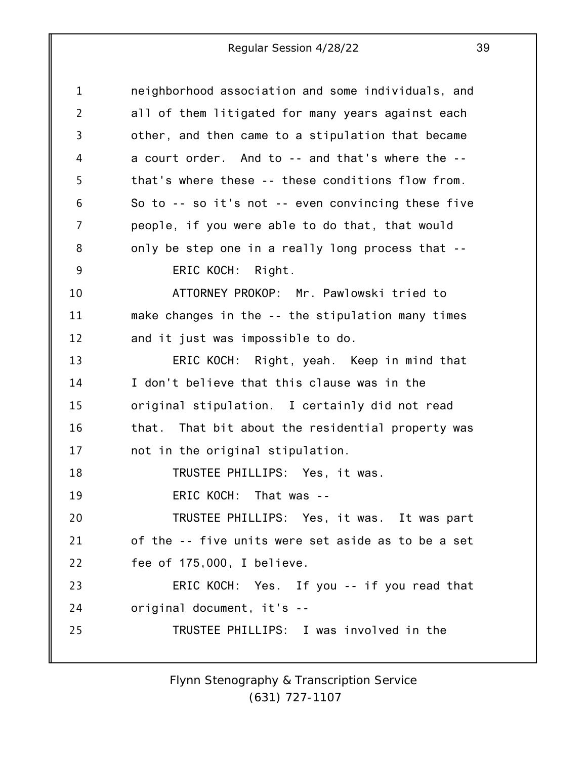neighborhood association and some individuals, and all of them litigated for many years against each other, and then came to a stipulation that became a court order. And to -- and that's where the -- that's where these -- these conditions flow from. So to -- so it's not -- even convincing these five people, if you were able to do that, that would only be step one in a really long process that --

ERIC KOCH: Right.

ATTORNEY PROKOP: Mr. Pawlowski tried to make changes in the -- the stipulation many times and it just was impossible to do.

ERIC KOCH: Right, yeah. Keep in mind that I don't believe that this clause was in the original stipulation. I certainly did not read that. That bit about the residential property was not in the original stipulation.

TRUSTEE PHILLIPS: Yes, it was.

ERIC KOCH: That was --

TRUSTEE PHILLIPS: Yes, it was. It was part of the -- five units were set aside as to be a set fee of 175,000, I believe.

ERIC KOCH: Yes. If you -- if you read that original document, it's --

TRUSTEE PHILLIPS: I was involved in the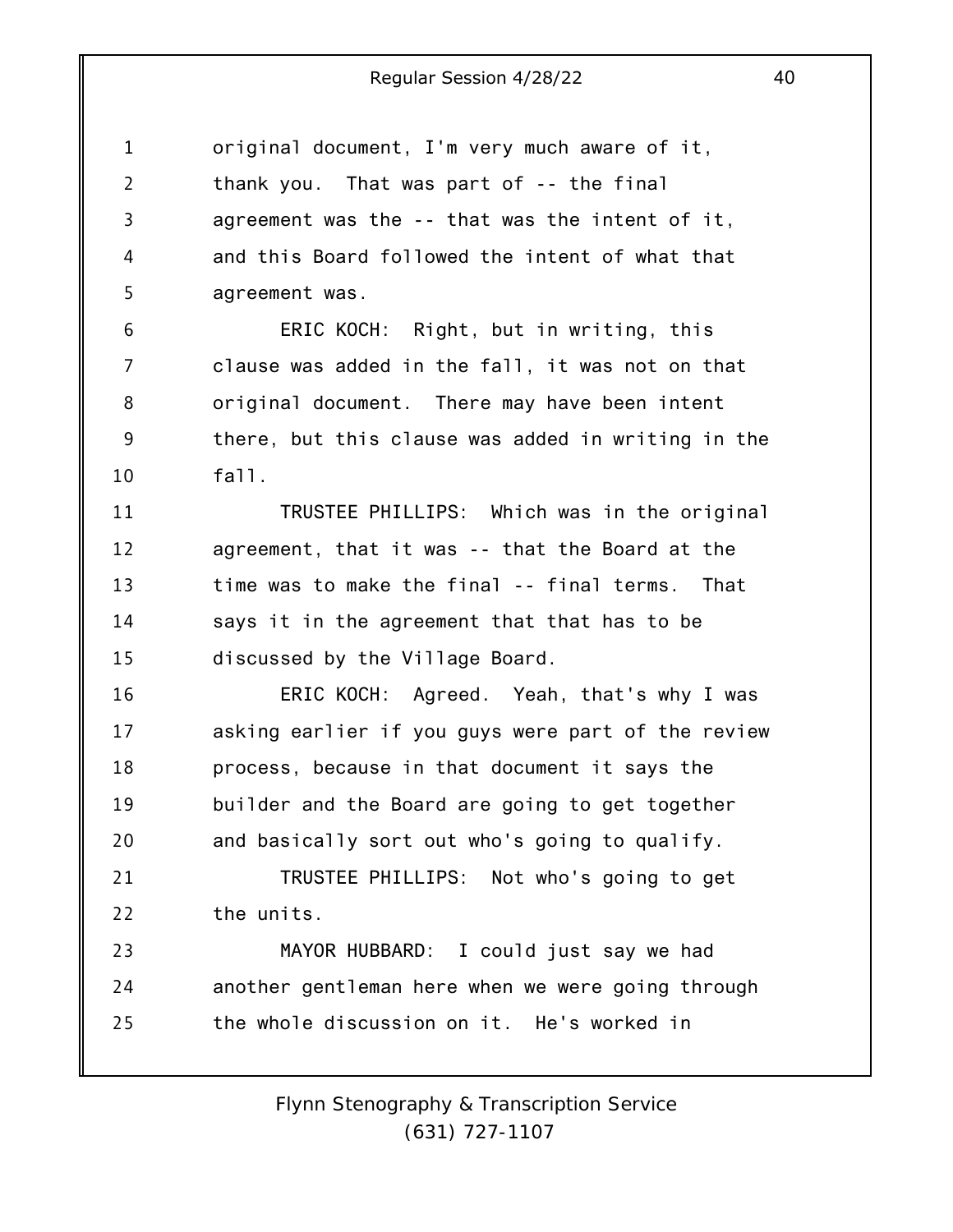original document, I'm very much aware of it, thank you. That was part of -- the final agreement was the -- that was the intent of it, and this Board followed the intent of what that agreement was.

ERIC KOCH: Right, but in writing, this clause was added in the fall, it was not on that original document. There may have been intent there, but this clause was added in writing in the fall.

TRUSTEE PHILLIPS: Which was in the original agreement, that it was -- that the Board at the time was to make the final -- final terms. That says it in the agreement that that has to be discussed by the Village Board.

ERIC KOCH: Agreed. Yeah, that's why I was asking earlier if you guys were part of the review process, because in that document it says the builder and the Board are going to get together and basically sort out who's going to qualify.

TRUSTEE PHILLIPS: Not who's going to get the units.

MAYOR HUBBARD: I could just say we had another gentleman here when we were going through the whole discussion on it. He's worked in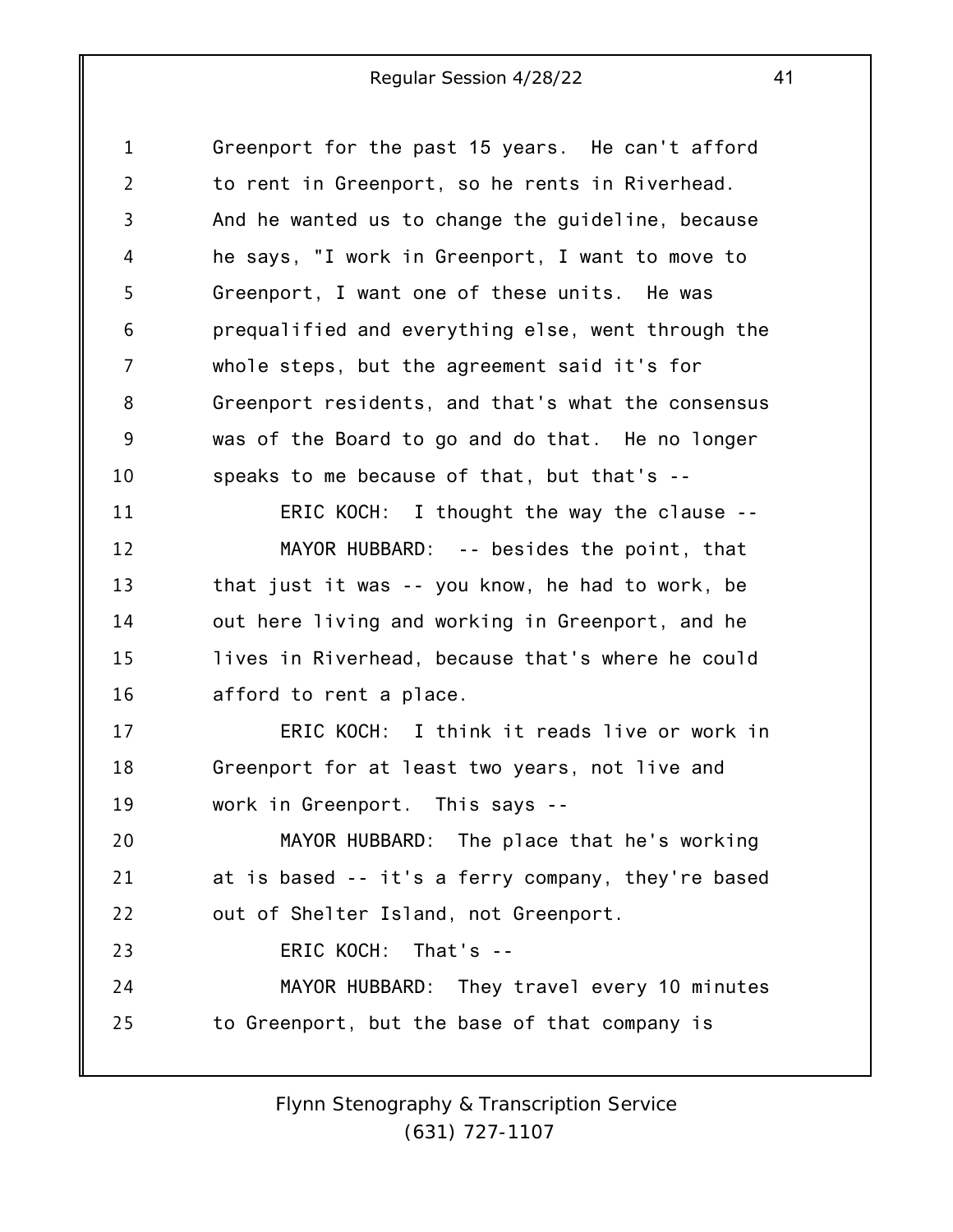Greenport for the past 15 years. He can't afford to rent in Greenport, so he rents in Riverhead. And he wanted us to change the guideline, because he says, "I work in Greenport, I want to move to Greenport, I want one of these units. He was prequalified and everything else, went through the whole steps, but the agreement said it's for Greenport residents, and that's what the consensus was of the Board to go and do that. He no longer speaks to me because of that, but that's --

ERIC KOCH: I thought the way the clause --

MAYOR HUBBARD: -- besides the point, that that just it was -- you know, he had to work, be out here living and working in Greenport, and he lives in Riverhead, because that's where he could afford to rent a place.

ERIC KOCH: I think it reads live or work in Greenport for at least two years, not live and work in Greenport. This says --

MAYOR HUBBARD: The place that he's working at is based -- it's a ferry company, they're based out of Shelter Island, not Greenport.

ERIC KOCH: That's --

MAYOR HUBBARD: They travel every 10 minutes to Greenport, but the base of that company is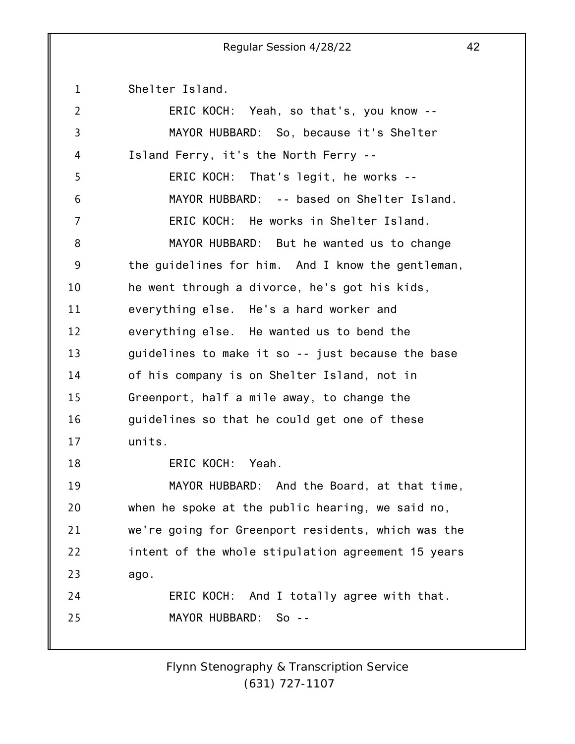Shelter Island.

ERIC KOCH: Yeah, so that's, you know --

MAYOR HUBBARD: So, because it's Shelter Island Ferry, it's the North Ferry --

ERIC KOCH: That's legit, he works --

MAYOR HUBBARD: -- based on Shelter Island.

ERIC KOCH: He works in Shelter Island.

MAYOR HUBBARD: But he wanted us to change the guidelines for him. And I know the gentleman, he went through a divorce, he's got his kids, everything else. He's a hard worker and everything else. He wanted us to bend the guidelines to make it so -- just because the base of his company is on Shelter Island, not in Greenport, half a mile away, to change the guidelines so that he could get one of these units.

ERIC KOCH: Yeah.

MAYOR HUBBARD: And the Board, at that time, when he spoke at the public hearing, we said no, we're going for Greenport residents, which was the intent of the whole stipulation agreement 15 years ago.

ERIC KOCH: And I totally agree with that.

MAYOR HUBBARD: So --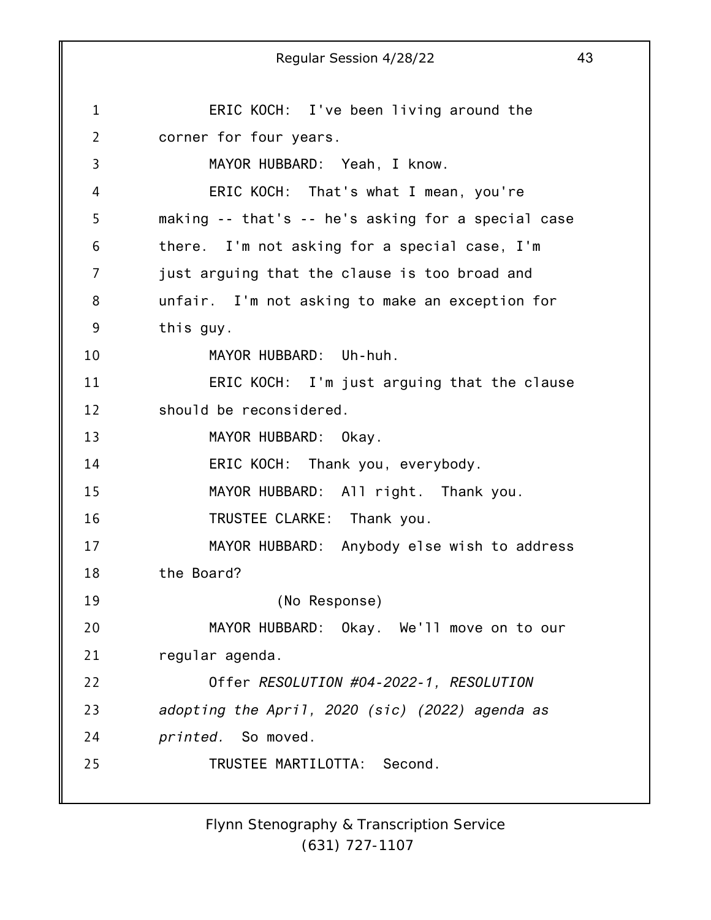ERIC KOCH: I've been living around the corner for four years.

MAYOR HUBBARD: Yeah, I know.

ERIC KOCH: That's what I mean, you're making -- that's -- he's asking for a special case there. I'm not asking for a special case, I'm just arguing that the clause is too broad and unfair. I'm not asking to make an exception for this guy.

MAYOR HUBBARD: Uh-huh.

ERIC KOCH: I'm just arguing that the clause should be reconsidered.

MAYOR HUBBARD: Okay.

ERIC KOCH: Thank you, everybody.

MAYOR HUBBARD: All right. Thank you.

TRUSTEE CLARKE: Thank you.

MAYOR HUBBARD: Anybody else wish to address the Board?

(No Response)

MAYOR HUBBARD: Okay. We'll move on to our regular agenda.

Offer *RESOLUTION #04-2022-1, RESOLUTION adopting the April, 2020 (sic) (2022) agenda as printed.* So moved.

TRUSTEE MARTILOTTA: Second.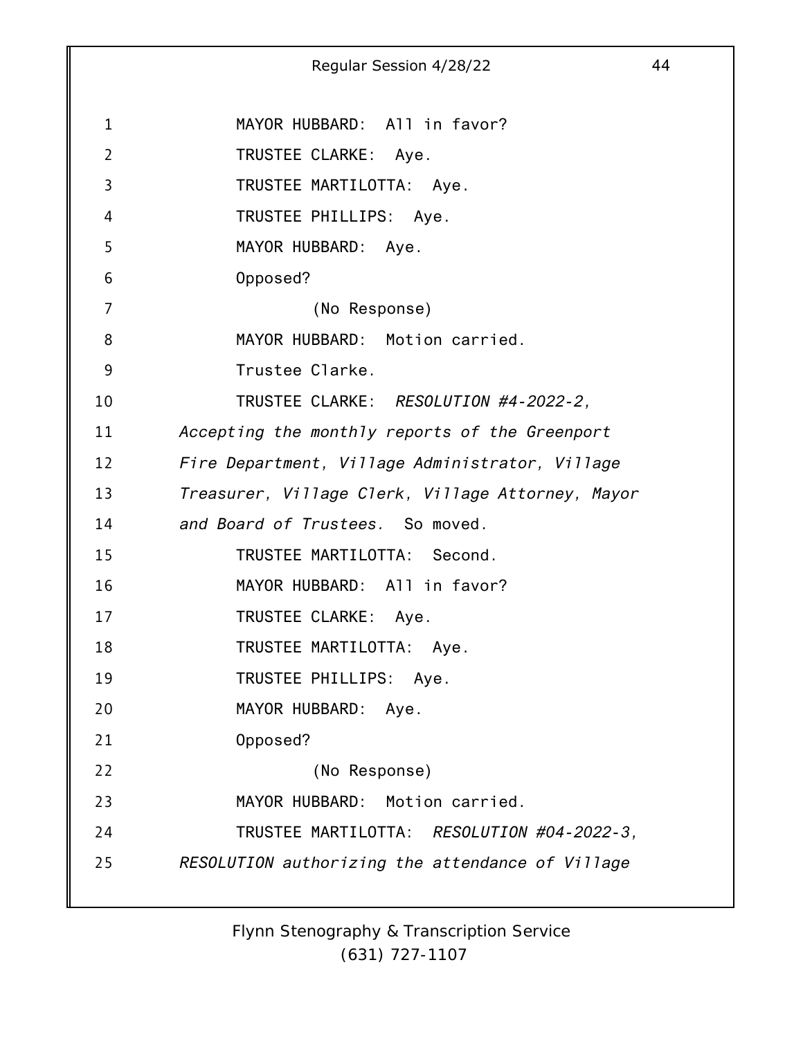MAYOR HUBBARD: All in favor?

TRUSTEE CLARKE: Aye.

TRUSTEE MARTILOTTA: Aye.

TRUSTEE PHILLIPS: Aye.

MAYOR HUBBARD: Aye.

Opposed?

(No Response)

MAYOR HUBBARD: Motion carried.

Trustee Clarke.

TRUSTEE CLARKE: *RESOLUTION #4-2022-2, Accepting the monthly reports of the Greenport Fire Department, Village Administrator, Village Treasurer, Village Clerk, Village Attorney, Mayor and Board of Trustees.* So moved.

TRUSTEE MARTILOTTA: Second.

MAYOR HUBBARD: All in favor?

TRUSTEE CLARKE: Aye.

TRUSTEE MARTILOTTA: Aye.

TRUSTEE PHILLIPS: Aye.

MAYOR HUBBARD: Aye.

Opposed?

(No Response)

MAYOR HUBBARD: Motion carried.

TRUSTEE MARTILOTTA: *RESOLUTION #04-2022-3, RESOLUTION authorizing the attendance of Village*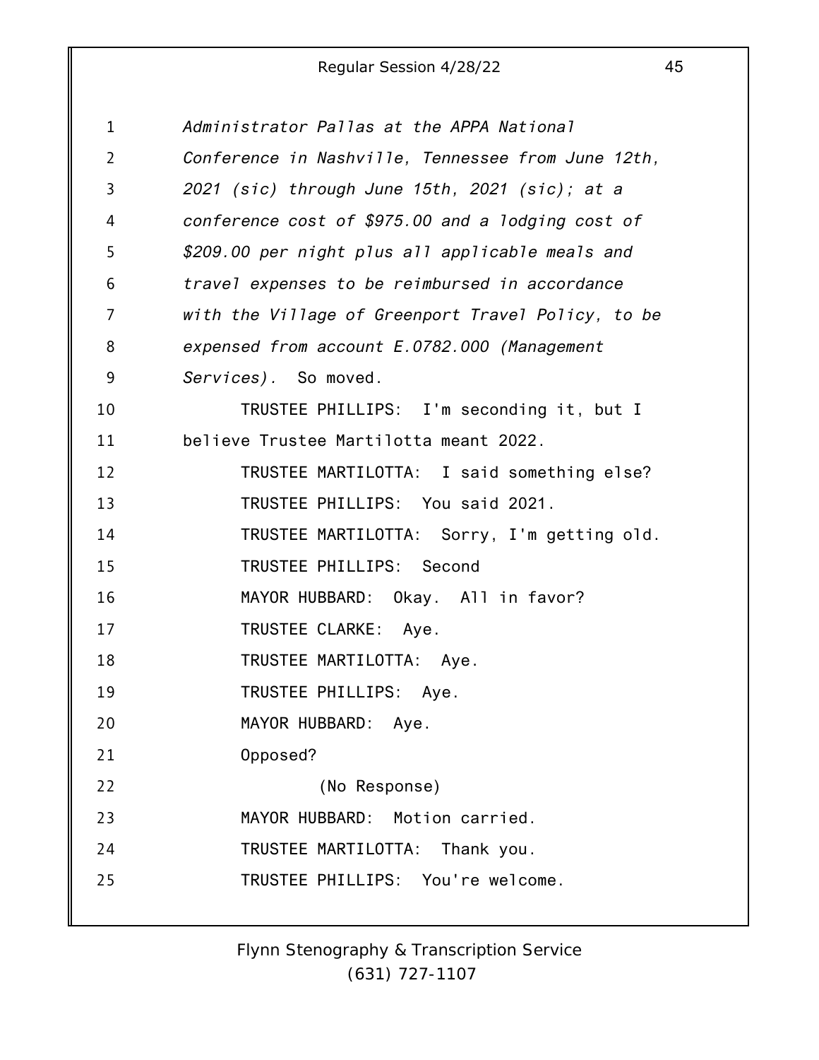*Administrator Pallas at the APPA National Conference in Nashville, Tennessee from June 12th, 2021 (sic) through June 15th, 2021 (sic); at a conference cost of $975.00 and a lodging cost of $209.00 per night plus all applicable meals and travel expenses to be reimbursed in accordance with the Village of Greenport Travel Policy, to be expensed from account E.0782.000 (Management Services).* So moved.

TRUSTEE PHILLIPS: I'm seconding it, but I believe Trustee Martilotta meant 2022.

TRUSTEE MARTILOTTA: I said something else?

TRUSTEE PHILLIPS: You said 2021.

TRUSTEE MARTILOTTA: Sorry, I'm getting old.

TRUSTEE PHILLIPS: Second

MAYOR HUBBARD: Okay. All in favor?

TRUSTEE CLARKE: Aye.

TRUSTEE MARTILOTTA: Aye.

TRUSTEE PHILLIPS: Aye.

MAYOR HUBBARD: Aye.

Opposed?

(No Response)

MAYOR HUBBARD: Motion carried.

TRUSTEE MARTILOTTA: Thank you.

TRUSTEE PHILLIPS: You're welcome.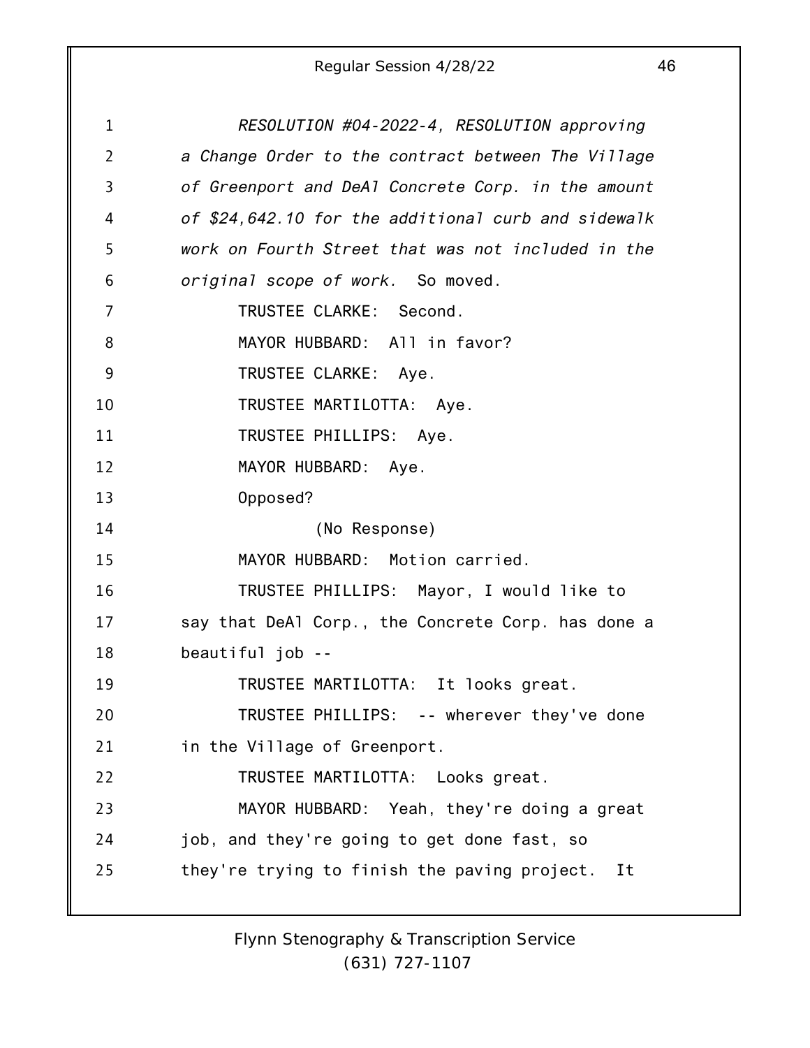*RESOLUTION #04-2022-4, RESOLUTION approving a Change Order to the contract between The Village of Greenport and DeAl Concrete Corp. in the amount of $24,642.10 for the additional curb and sidewalk work on Fourth Street that was not included in the original scope of work.* So moved.

TRUSTEE CLARKE: Second.

MAYOR HUBBARD: All in favor?

TRUSTEE CLARKE: Aye.

TRUSTEE MARTILOTTA: Aye.

TRUSTEE PHILLIPS: Aye.

MAYOR HUBBARD: Aye.

Opposed?

(No Response)

MAYOR HUBBARD: Motion carried.

TRUSTEE PHILLIPS: Mayor, I would like to say that DeAl Corp., the Concrete Corp. has done a beautiful job --

TRUSTEE MARTILOTTA: It looks great.

TRUSTEE PHILLIPS: -- wherever they've done in the Village of Greenport.

TRUSTEE MARTILOTTA: Looks great.

MAYOR HUBBARD: Yeah, they're doing a great job, and they're going to get done fast, so they're trying to finish the paving project. It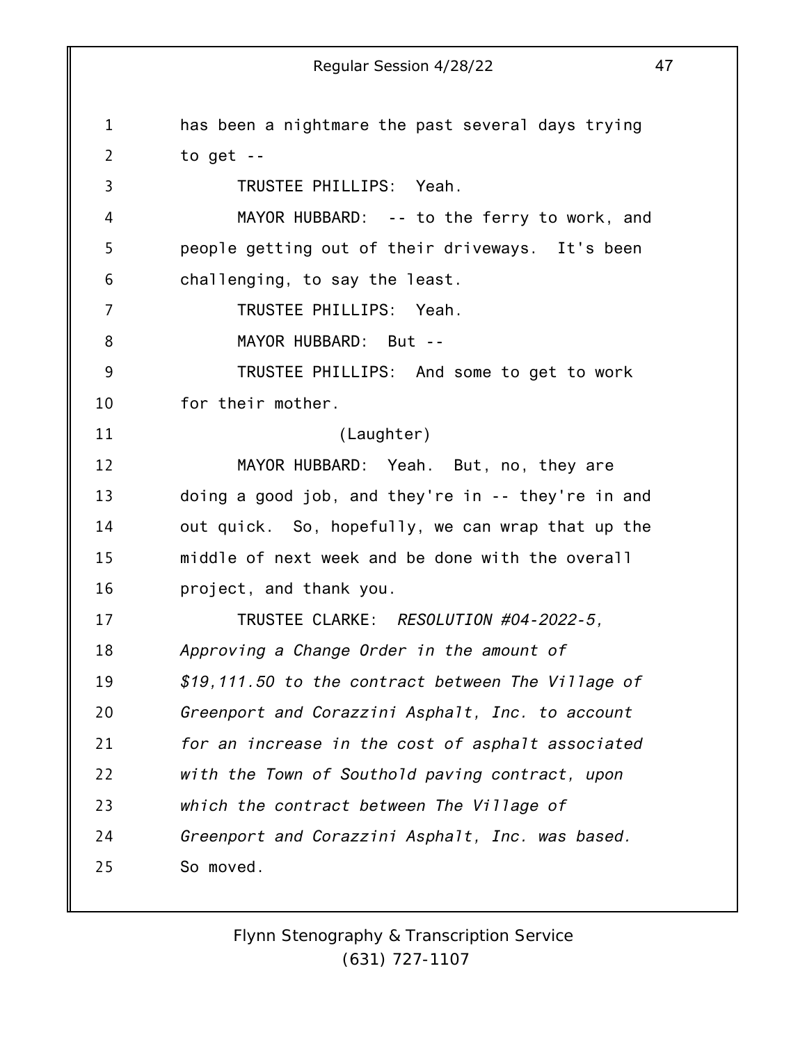has been a nightmare the past several days trying to get --

TRUSTEE PHILLIPS: Yeah.

MAYOR HUBBARD: -- to the ferry to work, and people getting out of their driveways. It's been challenging, to say the least.

TRUSTEE PHILLIPS: Yeah.

MAYOR HUBBARD: But --

TRUSTEE PHILLIPS: And some to get to work for their mother.

(Laughter)

MAYOR HUBBARD: Yeah. But, no, they are doing a good job, and they're in -- they're in and out quick. So, hopefully, we can wrap that up the middle of next week and be done with the overall project, and thank you.

TRUSTEE CLARKE: *RESOLUTION #04-2022-5, Approving a Change Order in the amount of $19,111.50 to the contract between The Village of Greenport and Corazzini Asphalt, Inc. to account for an increase in the cost of asphalt associated with the Town of Southold paving contract, upon which the contract between The Village of Greenport and Corazzini Asphalt, Inc. was based.* So moved.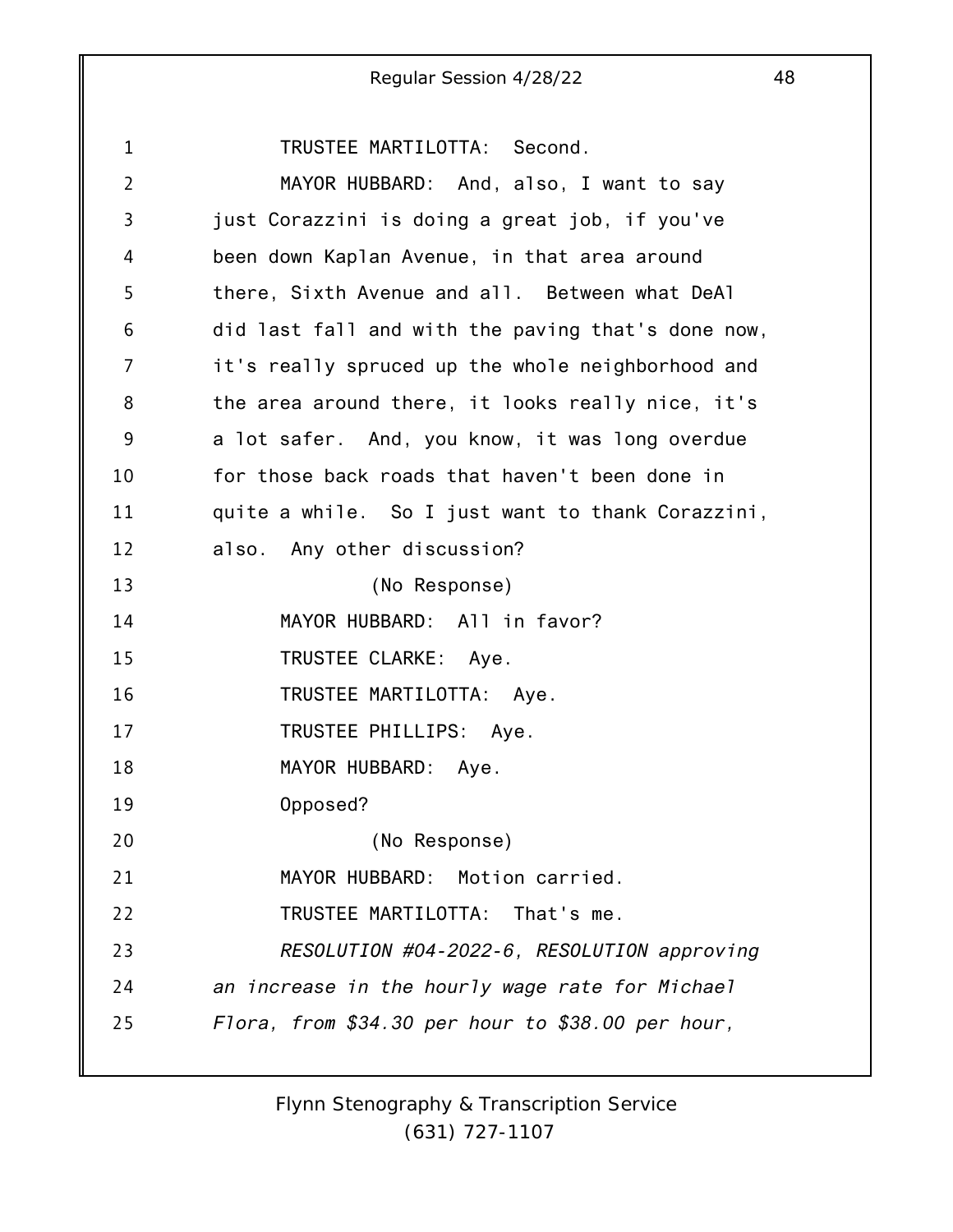TRUSTEE MARTILOTTA: Second.

MAYOR HUBBARD: And, also, I want to say just Corazzini is doing a great job, if you've been down Kaplan Avenue, in that area around there, Sixth Avenue and all. Between what DeAl did last fall and with the paving that's done now, it's really spruced up the whole neighborhood and the area around there, it looks really nice, it's a lot safer. And, you know, it was long overdue for those back roads that haven't been done in quite a while. So I just want to thank Corazzini, also. Any other discussion?

(No Response)

MAYOR HUBBARD: All in favor?

TRUSTEE CLARKE: Aye.

TRUSTEE MARTILOTTA: Aye.

TRUSTEE PHILLIPS: Aye.

MAYOR HUBBARD: Aye.

Opposed?

(No Response)

MAYOR HUBBARD: Motion carried.

TRUSTEE MARTILOTTA: That's me.

*RESOLUTION #04-2022-6, RESOLUTION approving an increase in the hourly wage rate for Michael Flora, from $34.30 per hour to $38.00 per hour,*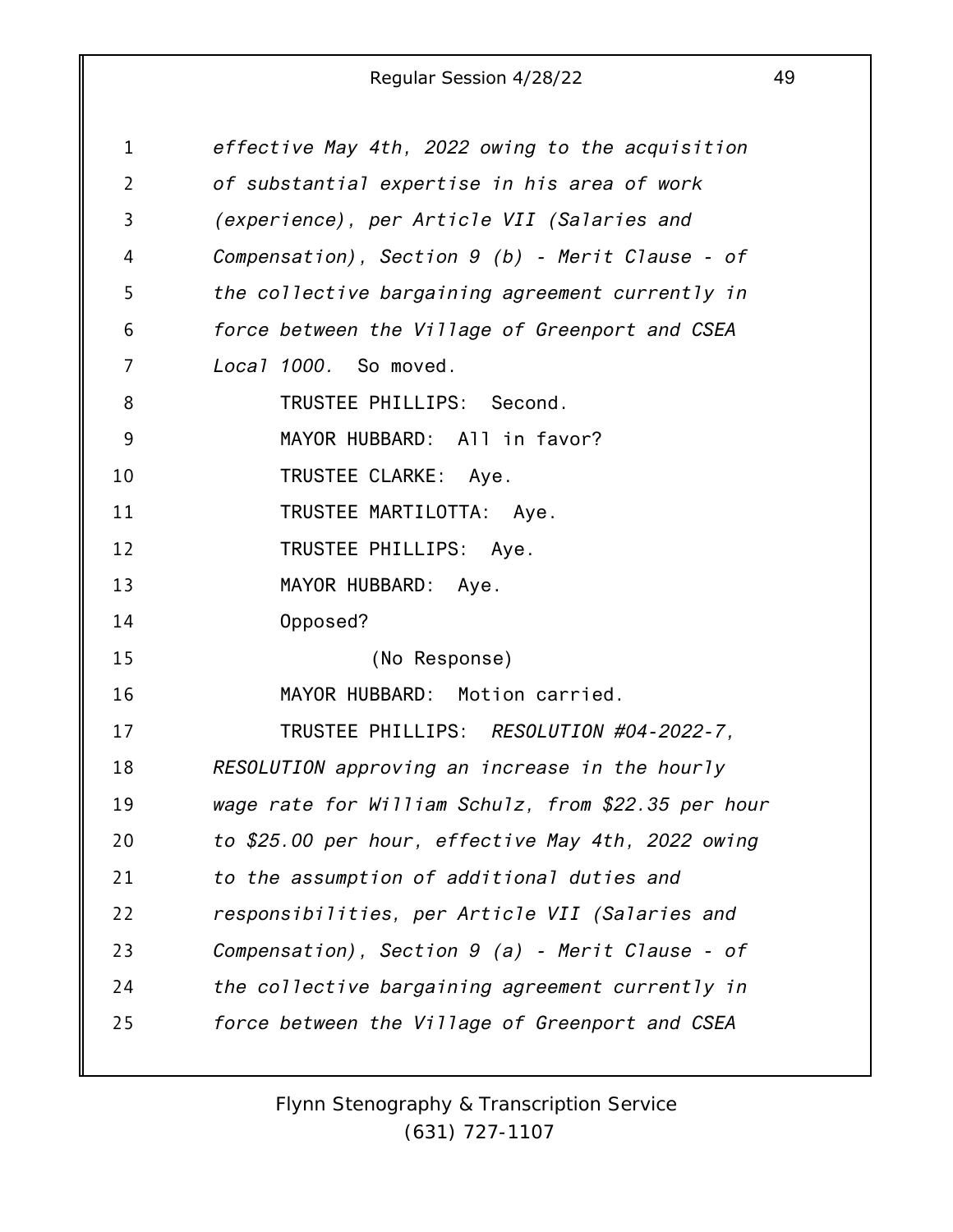*effective May 4th, 2022 owing to the acquisition of substantial expertise in his area of work (experience), per Article VII (Salaries and Compensation), Section 9 (b) - Merit Clause - of the collective bargaining agreement currently in force between the Village of Greenport and CSEA Local 1000.* So moved.

TRUSTEE PHILLIPS: Second.

MAYOR HUBBARD: All in favor?

TRUSTEE CLARKE: Aye.

TRUSTEE MARTILOTTA: Aye.

TRUSTEE PHILLIPS: Aye.

MAYOR HUBBARD: Aye.

Opposed?

(No Response)

MAYOR HUBBARD: Motion carried.

TRUSTEE PHILLIPS: *RESOLUTION #04-2022-7, RESOLUTION approving an increase in the hourly wage rate for William Schulz, from $22.35 per hour to $25.00 per hour, effective May 4th, 2022 owing to the assumption of additional duties and responsibilities, per Article VII (Salaries and Compensation), Section 9 (a) - Merit Clause - of the collective bargaining agreement currently in force between the Village of Greenport and CSEA*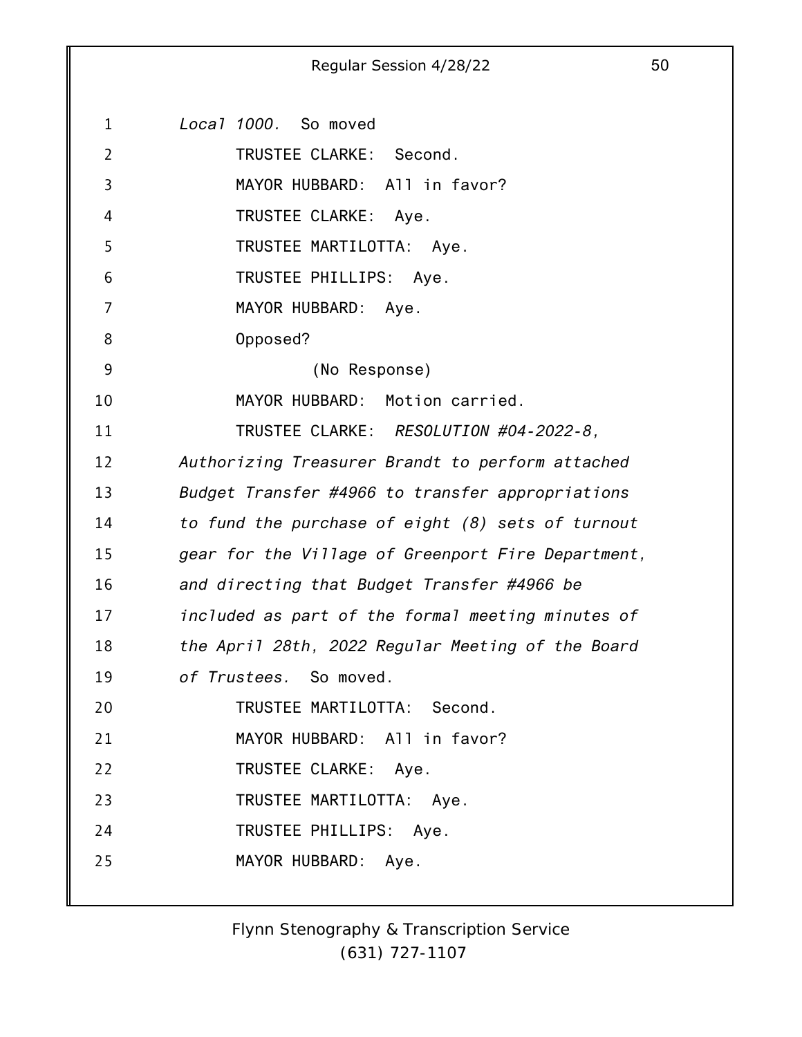*Local 1000.* So moved

TRUSTEE CLARKE: Second.

MAYOR HUBBARD: All in favor?

TRUSTEE CLARKE: Aye.

TRUSTEE MARTILOTTA: Aye.

TRUSTEE PHILLIPS: Aye.

MAYOR HUBBARD: Aye.

Opposed?

(No Response)

MAYOR HUBBARD: Motion carried.

TRUSTEE CLARKE: *RESOLUTION #04-2022-8, Authorizing Treasurer Brandt to perform attached Budget Transfer #4966 to transfer appropriations to fund the purchase of eight (8) sets of turnout gear for the Village of Greenport Fire Department, and directing that Budget Transfer #4966 be included as part of the formal meeting minutes of the April 28th, 2022 Regular Meeting of the Board of Trustees.* So moved.

TRUSTEE MARTILOTTA: Second.

MAYOR HUBBARD: All in favor?

TRUSTEE CLARKE: Aye.

TRUSTEE MARTILOTTA: Aye.

TRUSTEE PHILLIPS: Aye.

MAYOR HUBBARD: Aye.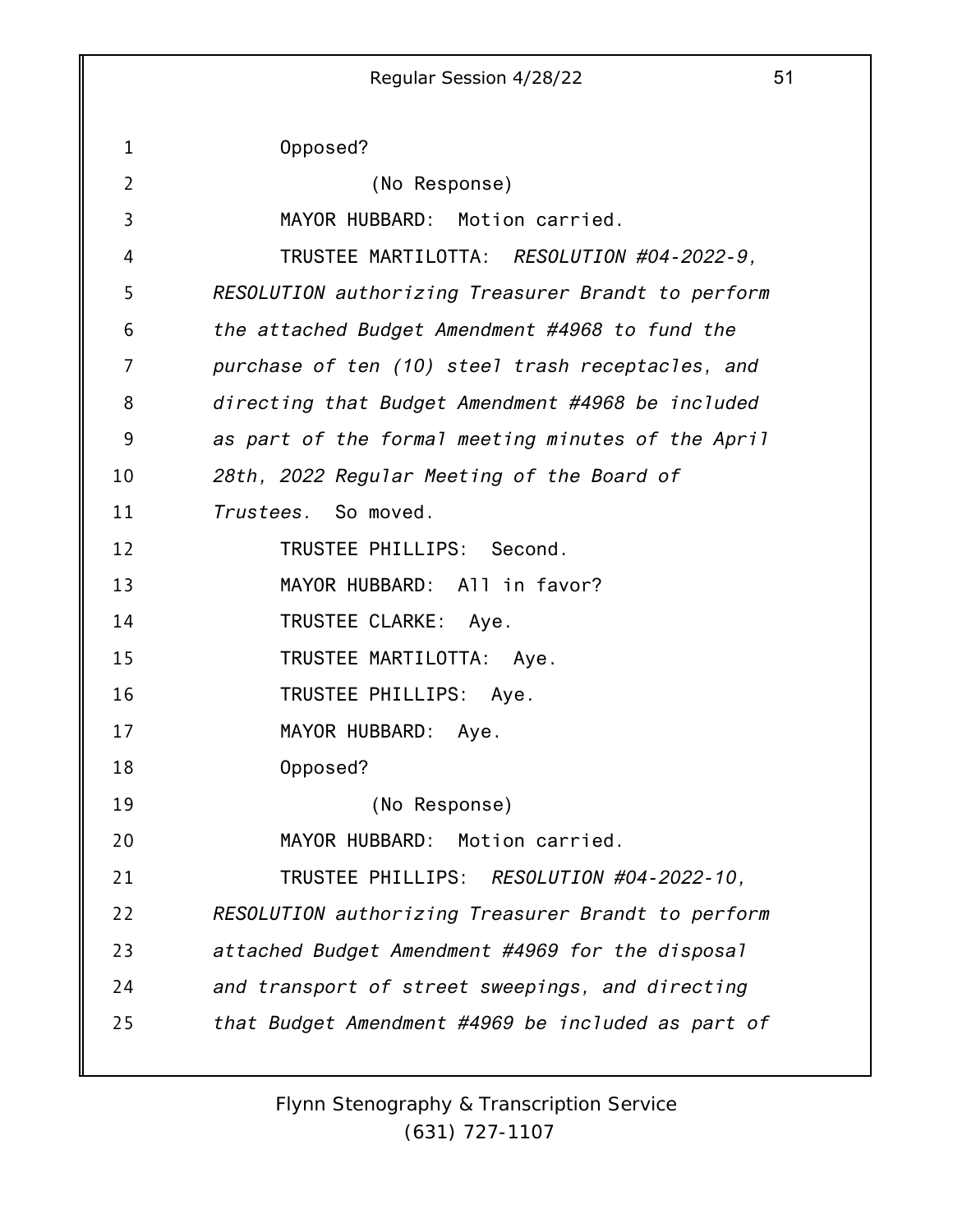Opposed?

(No Response)

MAYOR HUBBARD: Motion carried.

TRUSTEE MARTILOTTA: *RESOLUTION #04-2022-9, RESOLUTION authorizing Treasurer Brandt to perform the attached Budget Amendment #4968 to fund the purchase of ten (10) steel trash receptacles, and directing that Budget Amendment #4968 be included as part of the formal meeting minutes of the April 28th, 2022 Regular Meeting of the Board of Trustees.* So moved.

TRUSTEE PHILLIPS: Second.

MAYOR HUBBARD: All in favor?

TRUSTEE CLARKE: Aye.

TRUSTEE MARTILOTTA: Aye.

TRUSTEE PHILLIPS: Aye.

MAYOR HUBBARD: Aye.

Opposed?

(No Response)

MAYOR HUBBARD: Motion carried.

TRUSTEE PHILLIPS: *RESOLUTION #04-2022-10, RESOLUTION authorizing Treasurer Brandt to perform attached Budget Amendment #4969 for the disposal and transport of street sweepings, and directing that Budget Amendment #4969 be included as part of*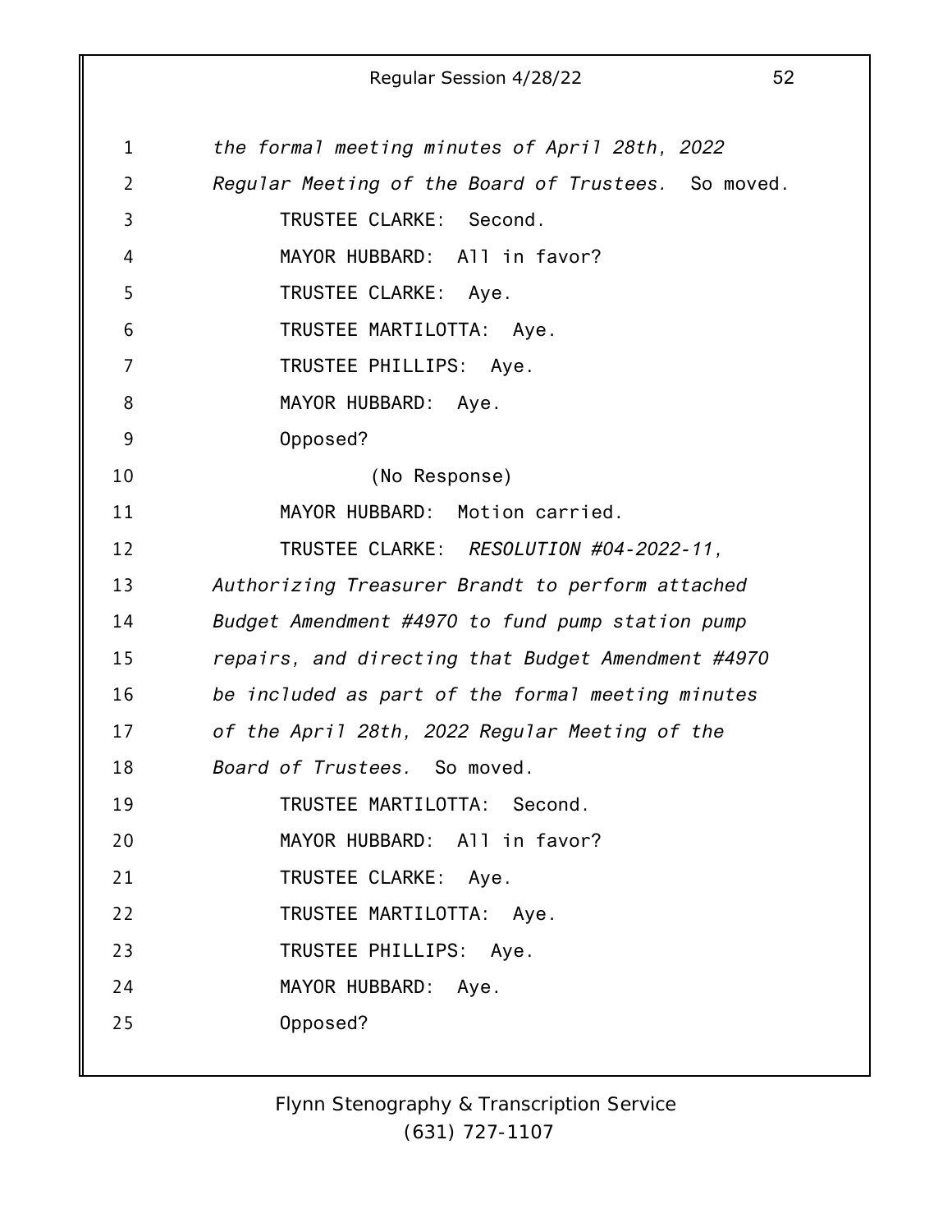*the formal meeting minutes of April 28th, 2022 Regular Meeting of the Board of Trustees.* So moved.

TRUSTEE CLARKE: Second.

MAYOR HUBBARD: All in favor?

TRUSTEE CLARKE: Aye.

TRUSTEE MARTILOTTA: Aye.

TRUSTEE PHILLIPS: Aye.

MAYOR HUBBARD: Aye.

Opposed?

(No Response)

MAYOR HUBBARD: Motion carried.

TRUSTEE CLARKE: *RESOLUTION #04-2022-11, Authorizing Treasurer Brandt to perform attached Budget Amendment #4970 to fund pump station pump repairs, and directing that Budget Amendment #4970 be included as part of the formal meeting minutes of the April 28th, 2022 Regular Meeting of the Board of Trustees.* So moved.

TRUSTEE MARTILOTTA: Second.

MAYOR HUBBARD: All in favor?

TRUSTEE CLARKE: Aye.

TRUSTEE MARTILOTTA: Aye.

TRUSTEE PHILLIPS: Aye.

MAYOR HUBBARD: Aye.

Opposed?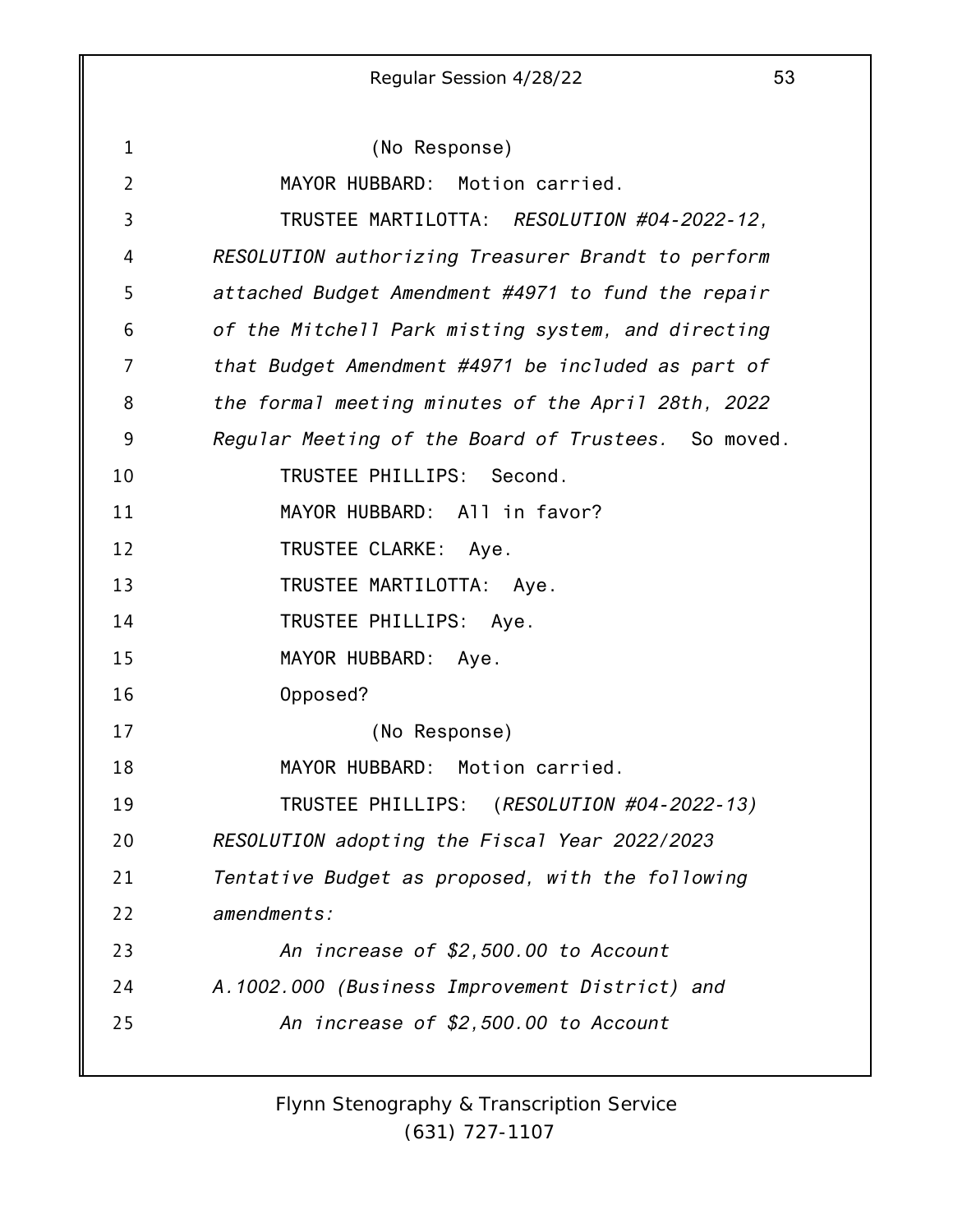(No Response)

MAYOR HUBBARD: Motion carried.

TRUSTEE MARTILOTTA: *RESOLUTION #04-2022-12, RESOLUTION authorizing Treasurer Brandt to perform attached Budget Amendment #4971 to fund the repair of the Mitchell Park misting system, and directing that Budget Amendment #4971 be included as part of the formal meeting minutes of the April 28th, 2022 Regular Meeting of the Board of Trustees.* So moved.

TRUSTEE PHILLIPS: Second.

MAYOR HUBBARD: All in favor?

TRUSTEE CLARKE: Aye.

TRUSTEE MARTILOTTA: Aye.

TRUSTEE PHILLIPS: Aye.

MAYOR HUBBARD: Aye.

Opposed?

(No Response)

MAYOR HUBBARD: Motion carried.

TRUSTEE PHILLIPS: (*RESOLUTION #04-2022-13) RESOLUTION adopting the Fiscal Year 2022/2023 Tentative Budget as proposed, with the following amendments:*

*An increase of $2,500.00 to Account A.1002.000 (Business Improvement District) and*

*An increase of $2,500.00 to Account*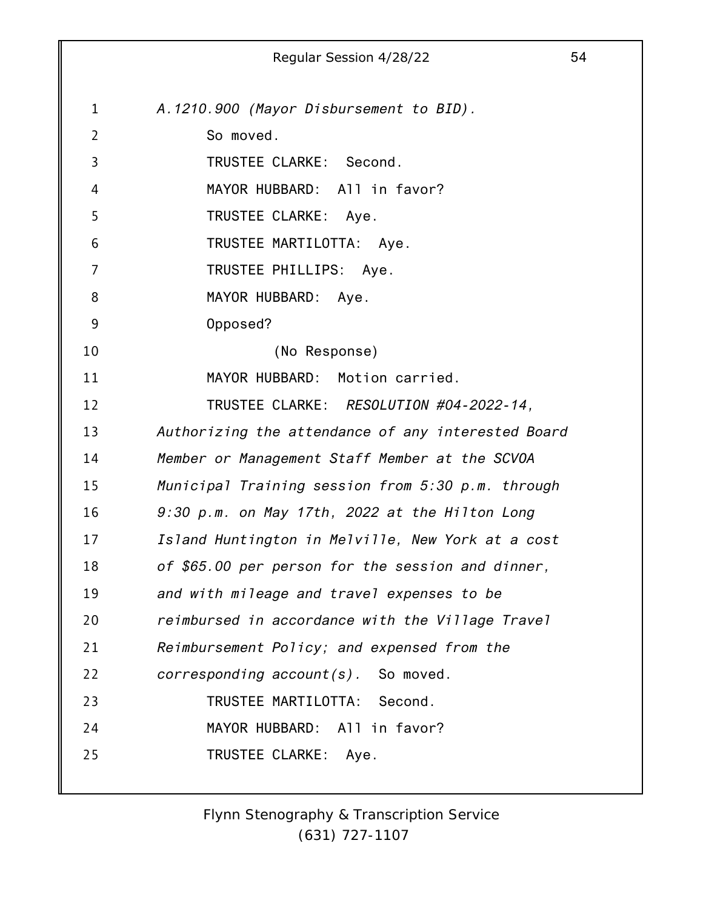*A.1210.900 (Mayor Disbursement to BID).*

So moved.

TRUSTEE CLARKE: Second.

MAYOR HUBBARD: All in favor?

TRUSTEE CLARKE: Aye.

TRUSTEE MARTILOTTA: Aye.

TRUSTEE PHILLIPS: Aye.

MAYOR HUBBARD: Aye.

Opposed?

(No Response)

MAYOR HUBBARD: Motion carried.

TRUSTEE CLARKE: *RESOLUTION #04-2022-14, Authorizing the attendance of any interested Board Member or Management Staff Member at the SCVOA Municipal Training session from 5:30 p.m. through 9:30 p.m. on May 17th, 2022 at the Hilton Long Island Huntington in Melville, New York at a cost of $65.00 per person for the session and dinner, and with mileage and travel expenses to be reimbursed in accordance with the Village Travel Reimbursement Policy; and expensed from the corresponding account(s).* So moved.

TRUSTEE MARTILOTTA: Second.

MAYOR HUBBARD: All in favor?

TRUSTEE CLARKE: Aye.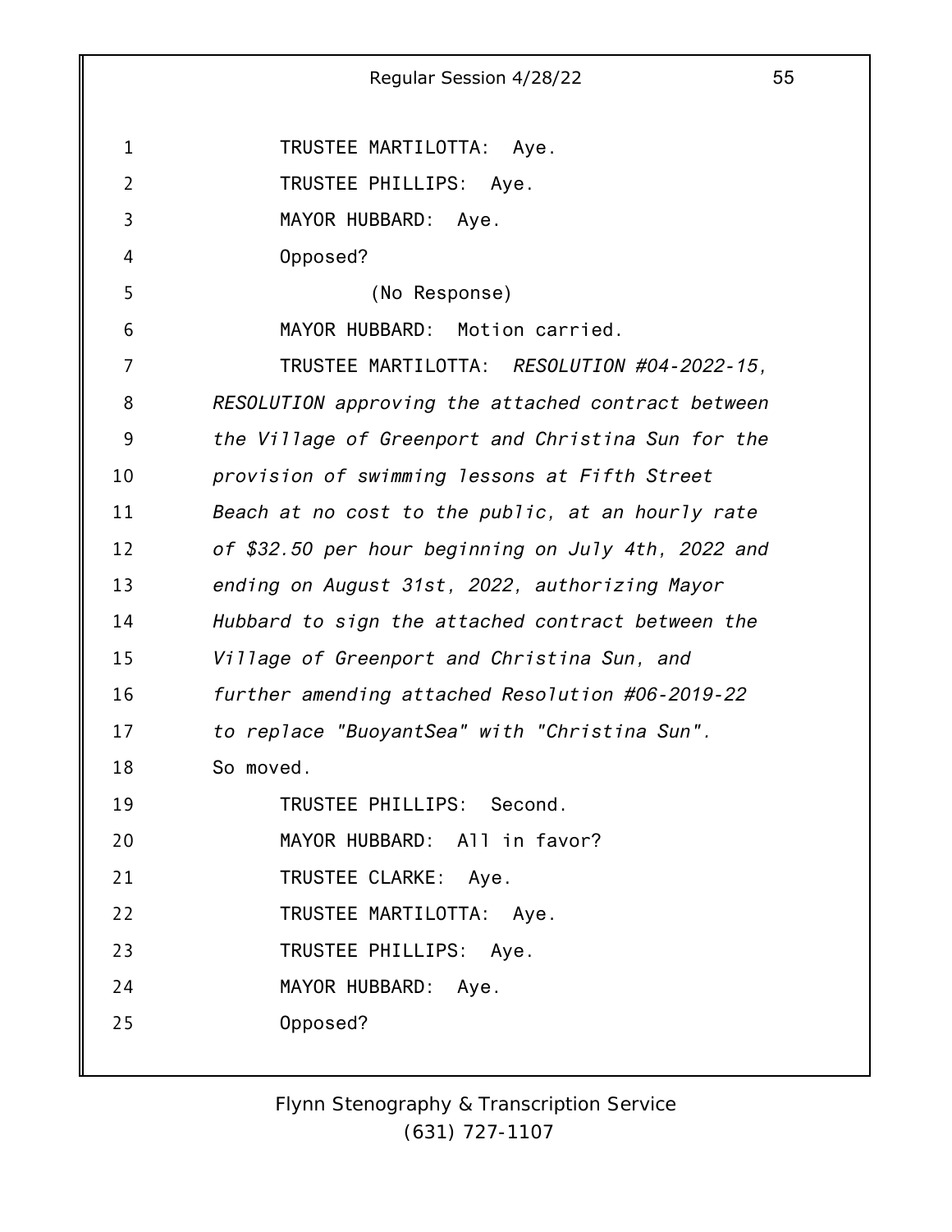TRUSTEE MARTILOTTA: Aye.

TRUSTEE PHILLIPS: Aye.

MAYOR HUBBARD: Aye.

Opposed?

(No Response)

MAYOR HUBBARD: Motion carried.

TRUSTEE MARTILOTTA: *RESOLUTION #04-2022-15, RESOLUTION approving the attached contract between the Village of Greenport and Christina Sun for the provision of swimming lessons at Fifth Street Beach at no cost to the public, at an hourly rate of $32.50 per hour beginning on July 4th, 2022 and ending on August 31st, 2022, authorizing Mayor Hubbard to sign the attached contract between the Village of Greenport and Christina Sun, and further amending attached Resolution #06-2019-22 to replace "BuoyantSea" with "Christina Sun".* So moved.

TRUSTEE PHILLIPS: Second.

MAYOR HUBBARD: All in favor?

TRUSTEE CLARKE: Aye.

TRUSTEE MARTILOTTA: Aye.

TRUSTEE PHILLIPS: Aye.

MAYOR HUBBARD: Aye.

Opposed?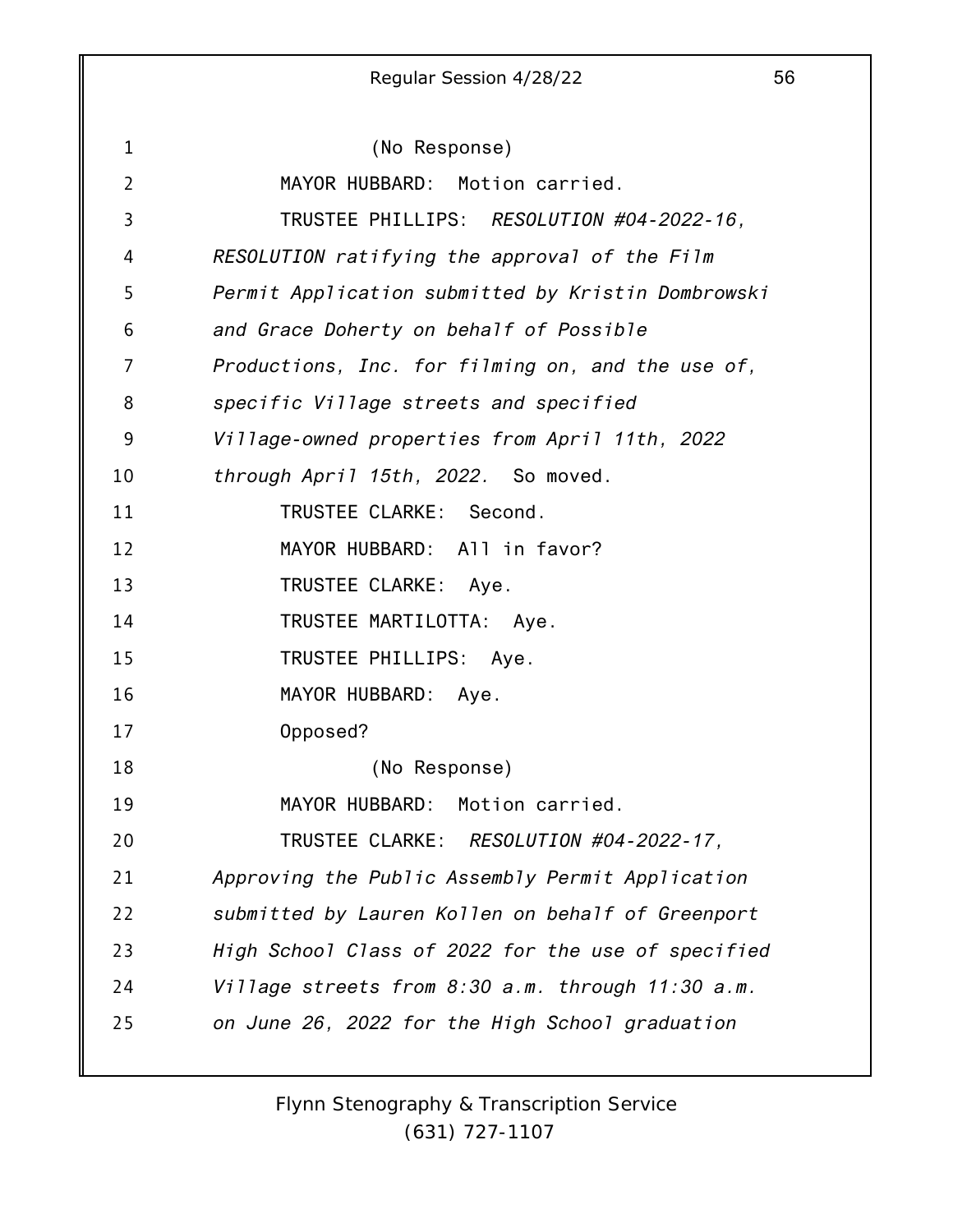(No Response)

MAYOR HUBBARD: Motion carried.

TRUSTEE PHILLIPS: *RESOLUTION #04-2022-16, RESOLUTION ratifying the approval of the Film Permit Application submitted by Kristin Dombrowski and Grace Doherty on behalf of Possible Productions, Inc. for filming on, and the use of, specific Village streets and specified Village-owned properties from April 11th, 2022 through April 15th, 2022.* So moved.

TRUSTEE CLARKE: Second.

MAYOR HUBBARD: All in favor?

TRUSTEE CLARKE: Aye.

TRUSTEE MARTILOTTA: Aye.

TRUSTEE PHILLIPS: Aye.

MAYOR HUBBARD: Aye.

Opposed?

(No Response)

MAYOR HUBBARD: Motion carried.

TRUSTEE CLARKE: *RESOLUTION #04-2022-17, Approving the Public Assembly Permit Application submitted by Lauren Kollen on behalf of Greenport High School Class of 2022 for the use of specified Village streets from 8:30 a.m. through 11:30 a.m. on June 26, 2022 for the High School graduation*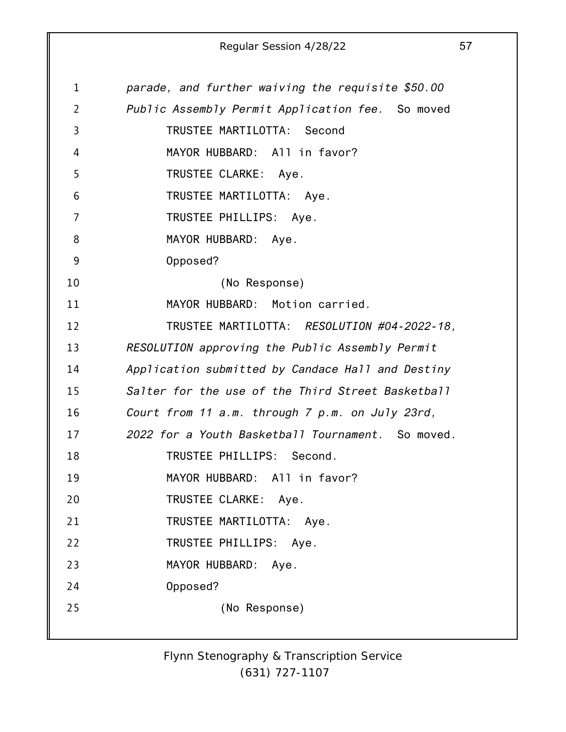*parade, and further waiving the requisite $50.00 Public Assembly Permit Application fee.* So moved

TRUSTEE MARTILOTTA: Second

MAYOR HUBBARD: All in favor?

TRUSTEE CLARKE: Aye.

TRUSTEE MARTILOTTA: Aye.

TRUSTEE PHILLIPS: Aye.

MAYOR HUBBARD: Aye.

Opposed?

(No Response)

MAYOR HUBBARD: Motion carried.

TRUSTEE MARTILOTTA: *RESOLUTION #04-2022-18, RESOLUTION approving the Public Assembly Permit Application submitted by Candace Hall and Destiny Salter for the use of the Third Street Basketball Court from 11 a.m. through 7 p.m. on July 23rd, 2022 for a Youth Basketball Tournament.* So moved.

TRUSTEE PHILLIPS: Second.

MAYOR HUBBARD: All in favor?

TRUSTEE CLARKE: Aye.

TRUSTEE MARTILOTTA: Aye.

TRUSTEE PHILLIPS: Aye.

MAYOR HUBBARD: Aye.

Opposed?

(No Response)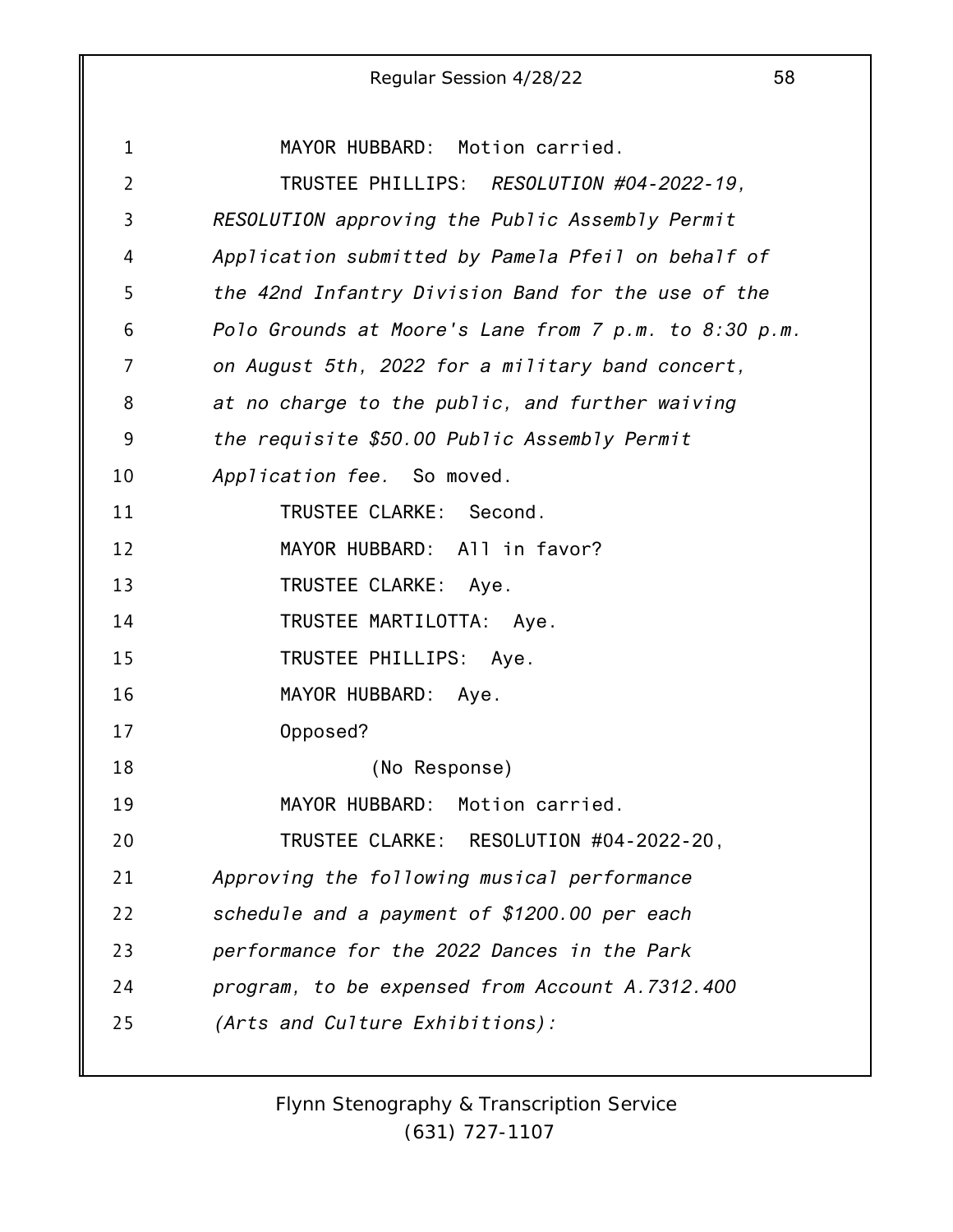MAYOR HUBBARD: Motion carried.

TRUSTEE PHILLIPS: *RESOLUTION #04-2022-19, RESOLUTION approving the Public Assembly Permit Application submitted by Pamela Pfeil on behalf of the 42nd Infantry Division Band for the use of the Polo Grounds at Moore's Lane from 7 p.m. to 8:30 p.m. on August 5th, 2022 for a military band concert, at no charge to the public, and further waiving the requisite $50.00 Public Assembly Permit Application fee.* So moved.

TRUSTEE CLARKE: Second.

MAYOR HUBBARD: All in favor?

TRUSTEE CLARKE: Aye.

TRUSTEE MARTILOTTA: Aye.

TRUSTEE PHILLIPS: Aye.

MAYOR HUBBARD: Aye.

Opposed?

(No Response)

MAYOR HUBBARD: Motion carried.

TRUSTEE CLARKE: RESOLUTION #04-2022-20, *Approving the following musical performance schedule and a payment of $1200.00 per each performance for the 2022 Dances in the Park program, to be expensed from Account A.7312.400 (Arts and Culture Exhibitions):*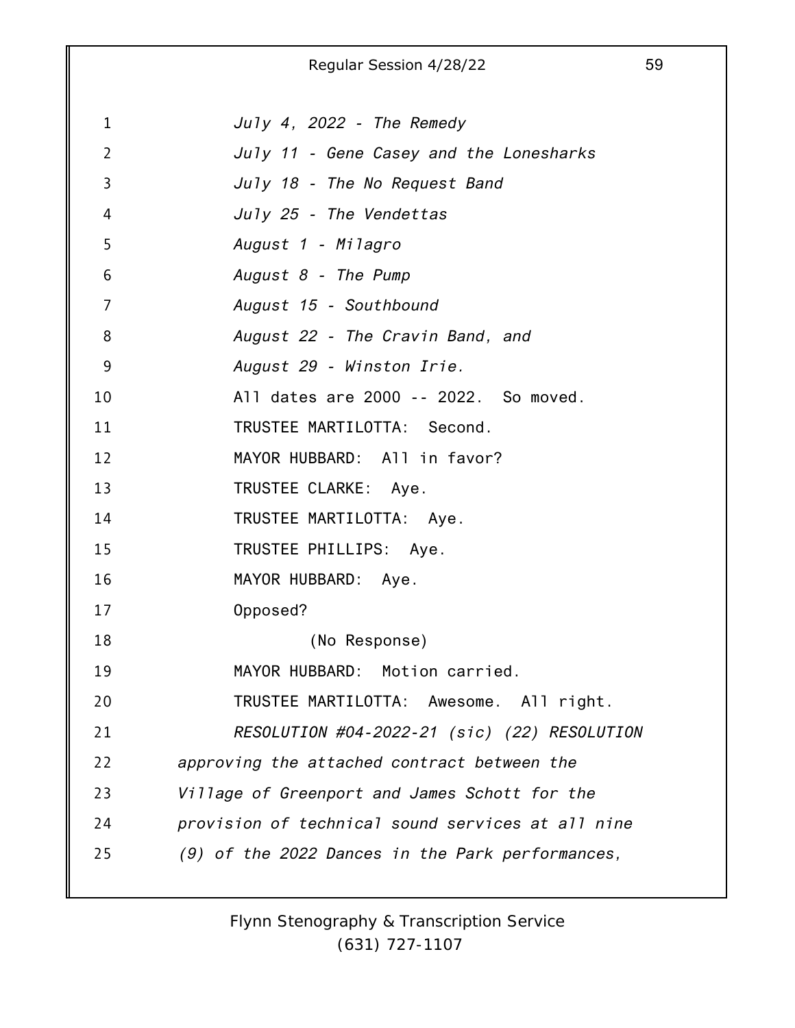*July 4, 2022 - The Remedy*

*July 11 - Gene Casey and the Lonesharks*

*July 18 - The No Request Band*

*July 25 - The Vendettas*

*August 1 - Milagro*

*August 8 - The Pump*

*August 15 - Southbound*

*August 22 - The Cravin Band, and*

*August 29 - Winston Irie.*

All dates are 2000 -- 2022. So moved.

TRUSTEE MARTILOTTA: Second.

MAYOR HUBBARD: All in favor?

TRUSTEE CLARKE: Aye.

TRUSTEE MARTILOTTA: Aye.

TRUSTEE PHILLIPS: Aye.

MAYOR HUBBARD: Aye.

Opposed?

(No Response)

MAYOR HUBBARD: Motion carried.

TRUSTEE MARTILOTTA: Awesome. All right.

*RESOLUTION #04-2022-21 (sic) (22) RESOLUTION approving the attached contract between the Village of Greenport and James Schott for the provision of technical sound services at all nine (9) of the 2022 Dances in the Park performances,*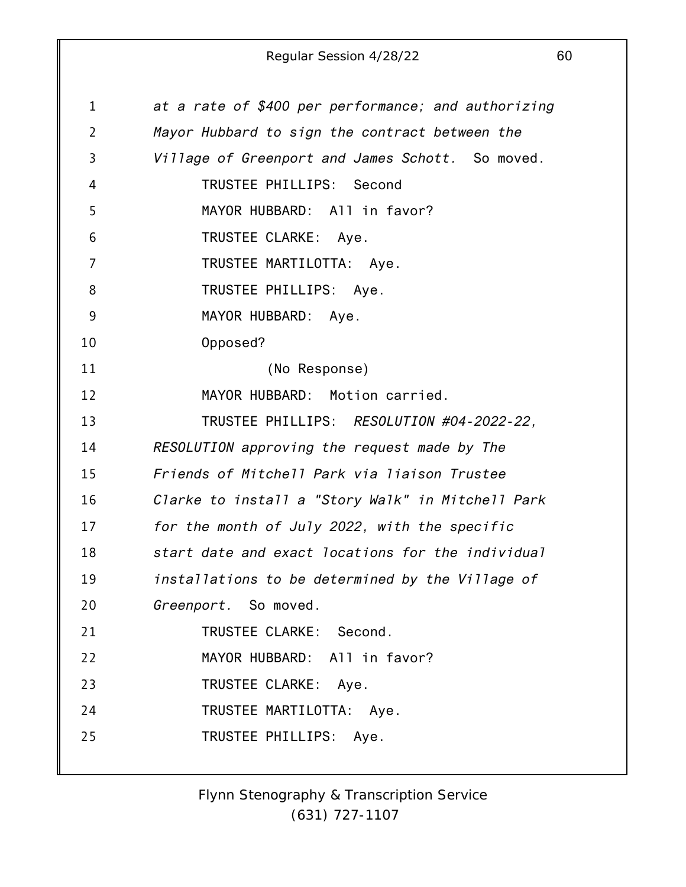1 *at a rate of $400 per performance; and authorizing*
2 *Mayor Hubbard to sign the contract between the*
3 *Village of Greenport and James Schott.* So moved.
4 TRUSTEE PHILLIPS: Second
5 MAYOR HUBBARD: All in favor?
6 TRUSTEE CLARKE: Aye.
7 TRUSTEE MARTILOTTA: Aye.
8 TRUSTEE PHILLIPS: Aye.
9 MAYOR HUBBARD: Aye.
10 Opposed?
11 (No Response)
12 MAYOR HUBBARD: Motion carried.
13 TRUSTEE PHILLIPS: *RESOLUTION #04-2022-22,*
14 *RESOLUTION approving the request made by The*
15 *Friends of Mitchell Park via liaison Trustee*
16 *Clarke to install a "Story Walk" in Mitchell Park*
17 *for the month of July 2022, with the specific*
18 *start date and exact locations for the individual*
19 *installations to be determined by the Village of*
20 *Greenport.* So moved.
21 TRUSTEE CLARKE: Second.
22 MAYOR HUBBARD: All in favor?
23 TRUSTEE CLARKE: Aye.
24 TRUSTEE MARTILOTTA: Aye.
25 TRUSTEE PHILLIPS: Aye.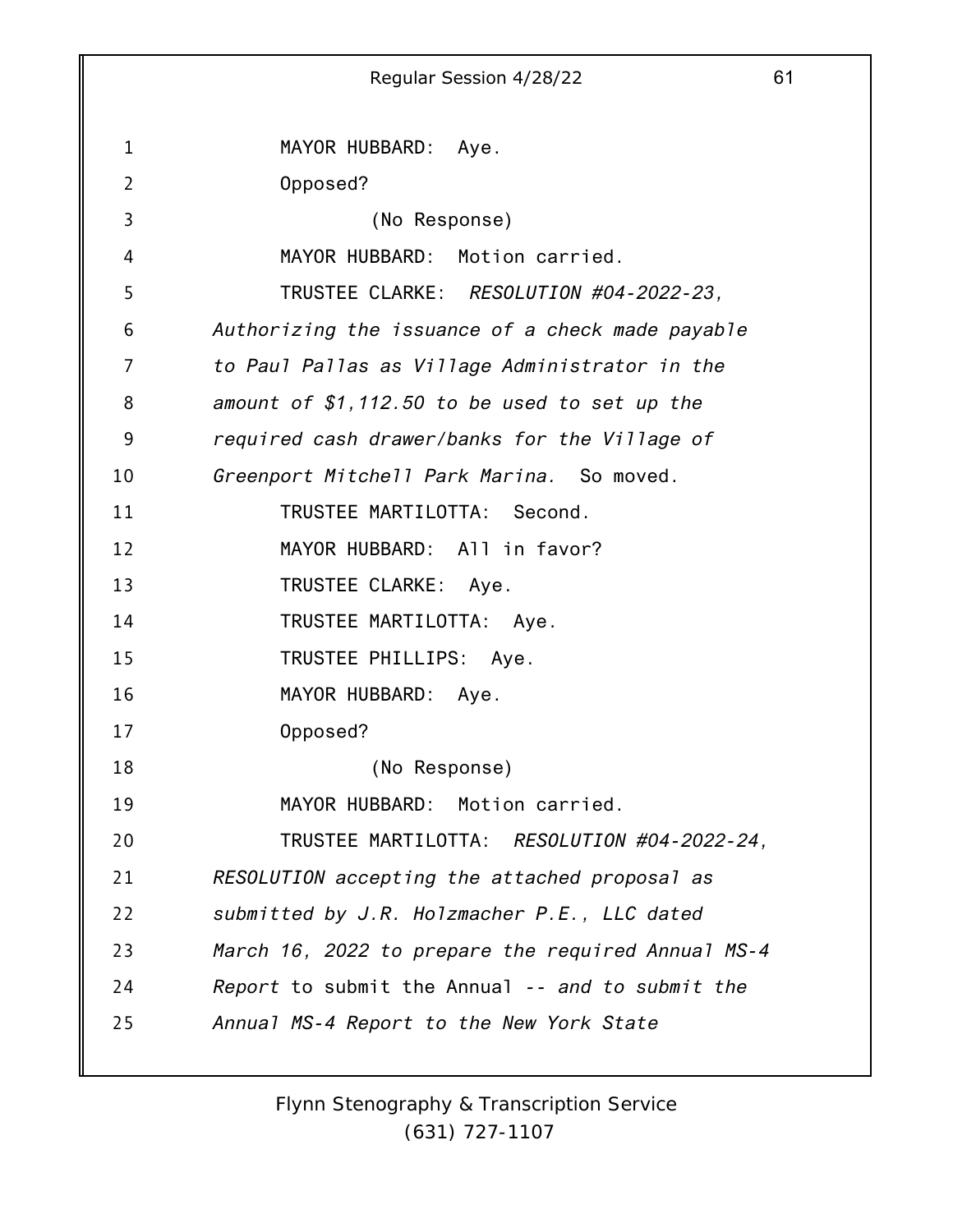MAYOR HUBBARD: Aye.

Opposed?

(No Response)

MAYOR HUBBARD: Motion carried.

TRUSTEE CLARKE: *RESOLUTION #04-2022-23, Authorizing the issuance of a check made payable to Paul Pallas as Village Administrator in the amount of $1,112.50 to be used to set up the required cash drawer/banks for the Village of Greenport Mitchell Park Marina.* So moved.

TRUSTEE MARTILOTTA: Second.

MAYOR HUBBARD: All in favor?

TRUSTEE CLARKE: Aye.

TRUSTEE MARTILOTTA: Aye.

TRUSTEE PHILLIPS: Aye.

MAYOR HUBBARD: Aye.

Opposed?

(No Response)

MAYOR HUBBARD: Motion carried.

TRUSTEE MARTILOTTA: *RESOLUTION #04-2022-24, RESOLUTION accepting the attached proposal as submitted by J.R. Holzmacher P.E., LLC dated March 16, 2022 to prepare the required Annual MS-4 Report* to submit the Annual -- *and to submit the Annual MS-4 Report to the New York State*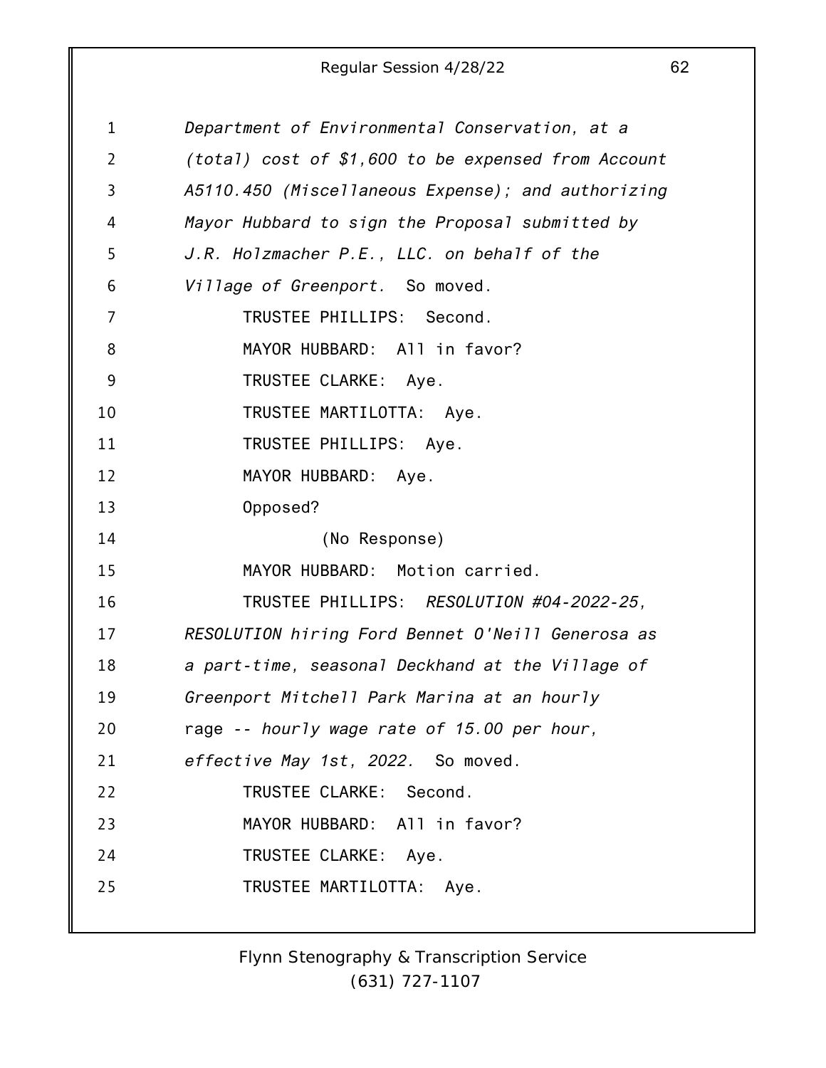*Department of Environmental Conservation, at a (total) cost of $1,600 to be expensed from Account A5110.450 (Miscellaneous Expense); and authorizing Mayor Hubbard to sign the Proposal submitted by J.R. Holzmacher P.E., LLC. on behalf of the Village of Greenport.* So moved.

TRUSTEE PHILLIPS: Second.

MAYOR HUBBARD: All in favor?

TRUSTEE CLARKE: Aye.

TRUSTEE MARTILOTTA: Aye.

TRUSTEE PHILLIPS: Aye.

MAYOR HUBBARD: Aye.

Opposed?

(No Response)

MAYOR HUBBARD: Motion carried.

TRUSTEE PHILLIPS: *RESOLUTION #04-2022-25, RESOLUTION hiring Ford Bennet O'Neill Generosa as a part-time, seasonal Deckhand at the Village of Greenport Mitchell Park Marina at an hourly* rage -- *hourly wage rate of 15.00 per hour, effective May 1st, 2022.* So moved.

TRUSTEE CLARKE: Second.

MAYOR HUBBARD: All in favor?

TRUSTEE CLARKE: Aye.

TRUSTEE MARTILOTTA: Aye.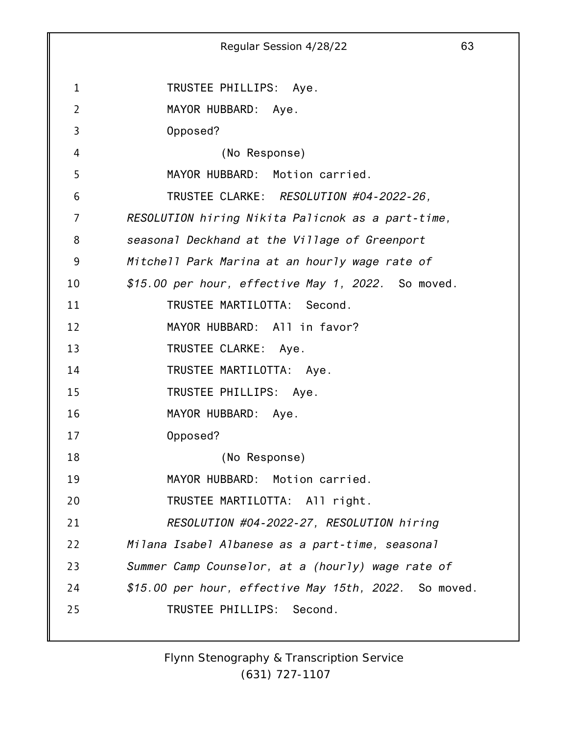TRUSTEE PHILLIPS: Aye.

MAYOR HUBBARD: Aye.

Opposed?

(No Response)

MAYOR HUBBARD: Motion carried.

TRUSTEE CLARKE: *RESOLUTION #04-2022-26, RESOLUTION hiring Nikita Palicnok as a part-time, seasonal Deckhand at the Village of Greenport Mitchell Park Marina at an hourly wage rate of $15.00 per hour, effective May 1, 2022.* So moved.

TRUSTEE MARTILOTTA: Second.

MAYOR HUBBARD: All in favor?

TRUSTEE CLARKE: Aye.

TRUSTEE MARTILOTTA: Aye.

TRUSTEE PHILLIPS: Aye.

MAYOR HUBBARD: Aye.

Opposed?

(No Response)

MAYOR HUBBARD: Motion carried.

TRUSTEE MARTILOTTA: All right.

*RESOLUTION #04-2022-27, RESOLUTION hiring Milana Isabel Albanese as a part-time, seasonal Summer Camp Counselor, at a (hourly) wage rate of $15.00 per hour, effective May 15th, 2022.* So moved.

TRUSTEE PHILLIPS: Second.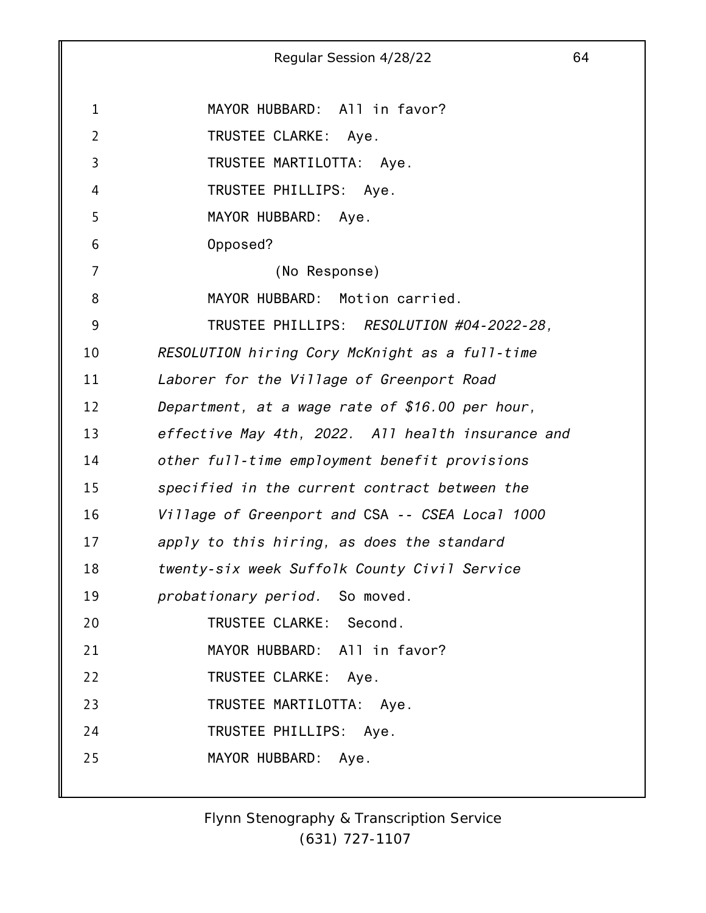MAYOR HUBBARD: All in favor?

TRUSTEE CLARKE: Aye.

TRUSTEE MARTILOTTA: Aye.

TRUSTEE PHILLIPS: Aye.

MAYOR HUBBARD: Aye.

Opposed?

(No Response)

MAYOR HUBBARD: Motion carried.

TRUSTEE PHILLIPS: *RESOLUTION #04-2022-28, RESOLUTION hiring Cory McKnight as a full-time Laborer for the Village of Greenport Road Department, at a wage rate of $16.00 per hour, effective May 4th, 2022. All health insurance and other full-time employment benefit provisions specified in the current contract between the Village of Greenport and* CSA -- *CSEA Local 1000 apply to this hiring, as does the standard twenty-six week Suffolk County Civil Service probationary period.* So moved.

TRUSTEE CLARKE: Second.

MAYOR HUBBARD: All in favor?

TRUSTEE CLARKE: Aye.

TRUSTEE MARTILOTTA: Aye.

TRUSTEE PHILLIPS: Aye.

MAYOR HUBBARD: Aye.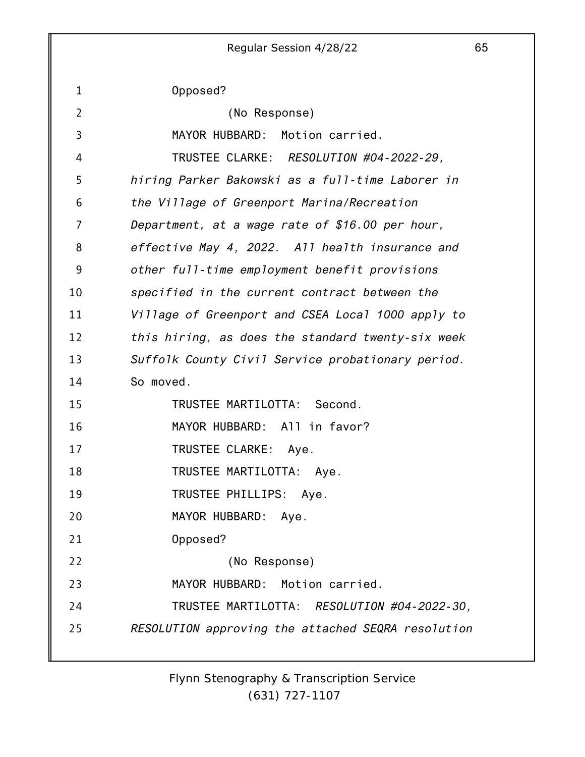Opposed?

(No Response)

MAYOR HUBBARD: Motion carried.

TRUSTEE CLARKE: *RESOLUTION #04-2022-29, hiring Parker Bakowski as a full-time Laborer in the Village of Greenport Marina/Recreation Department, at a wage rate of $16.00 per hour, effective May 4, 2022. All health insurance and other full-time employment benefit provisions specified in the current contract between the Village of Greenport and CSEA Local 1000 apply to this hiring, as does the standard twenty-six week Suffolk County Civil Service probationary period.* So moved.

TRUSTEE MARTILOTTA: Second.

MAYOR HUBBARD: All in favor?

TRUSTEE CLARKE: Aye.

TRUSTEE MARTILOTTA: Aye.

TRUSTEE PHILLIPS: Aye.

MAYOR HUBBARD: Aye.

Opposed?

(No Response)

MAYOR HUBBARD: Motion carried.

TRUSTEE MARTILOTTA: *RESOLUTION #04-2022-30, RESOLUTION approving the attached SEQRA resolution*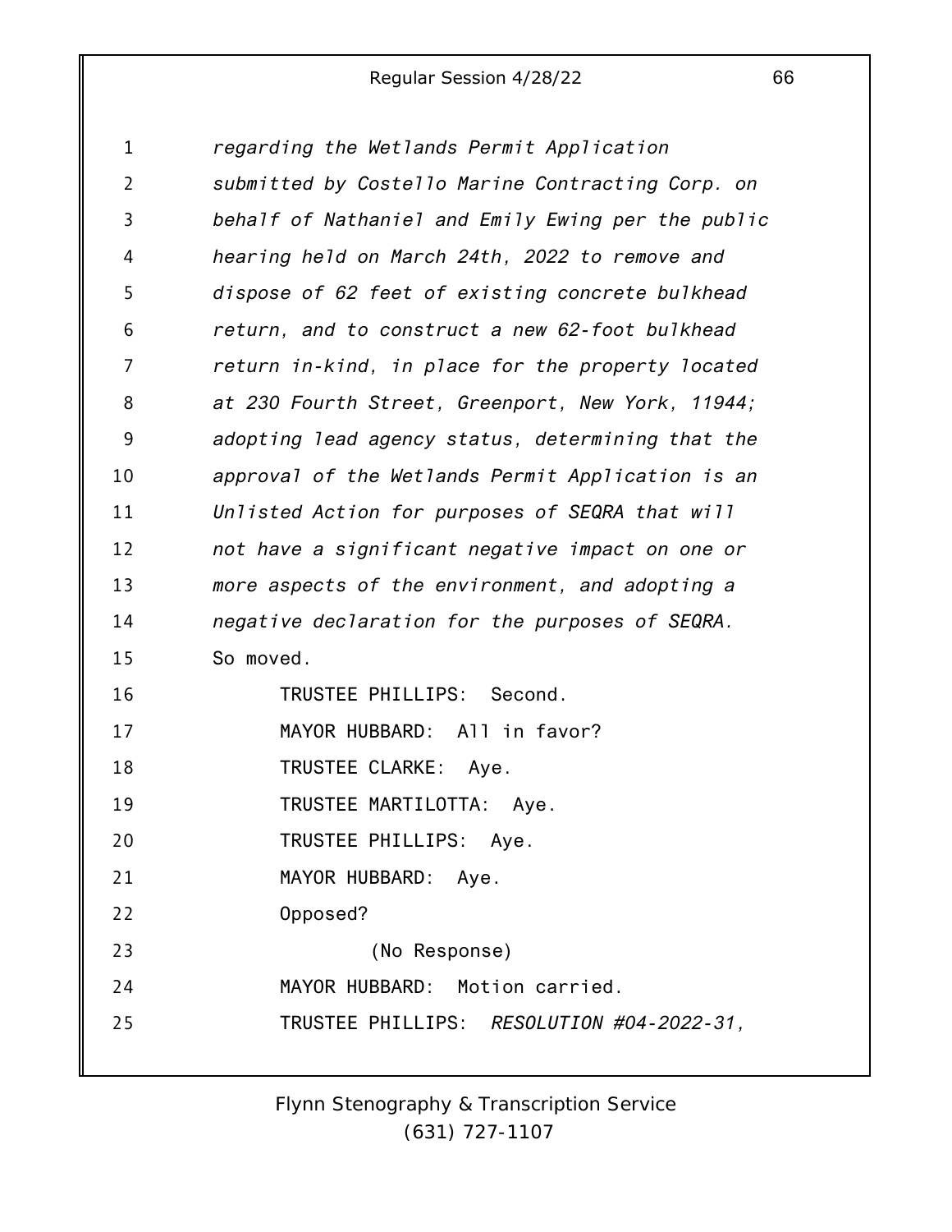*regarding the Wetlands Permit Application submitted by Costello Marine Contracting Corp. on behalf of Nathaniel and Emily Ewing per the public hearing held on March 24th, 2022 to remove and dispose of 62 feet of existing concrete bulkhead return, and to construct a new 62-foot bulkhead return in-kind, in place for the property located at 230 Fourth Street, Greenport, New York, 11944; adopting lead agency status, determining that the approval of the Wetlands Permit Application is an Unlisted Action for purposes of SEQRA that will not have a significant negative impact on one or more aspects of the environment, and adopting a negative declaration for the purposes of SEQRA.*

So moved.

TRUSTEE PHILLIPS: Second.

MAYOR HUBBARD: All in favor?

TRUSTEE CLARKE: Aye.

TRUSTEE MARTILOTTA: Aye.

TRUSTEE PHILLIPS: Aye.

MAYOR HUBBARD: Aye.

Opposed?

(No Response)

MAYOR HUBBARD: Motion carried.

TRUSTEE PHILLIPS: *RESOLUTION #04-2022-31,*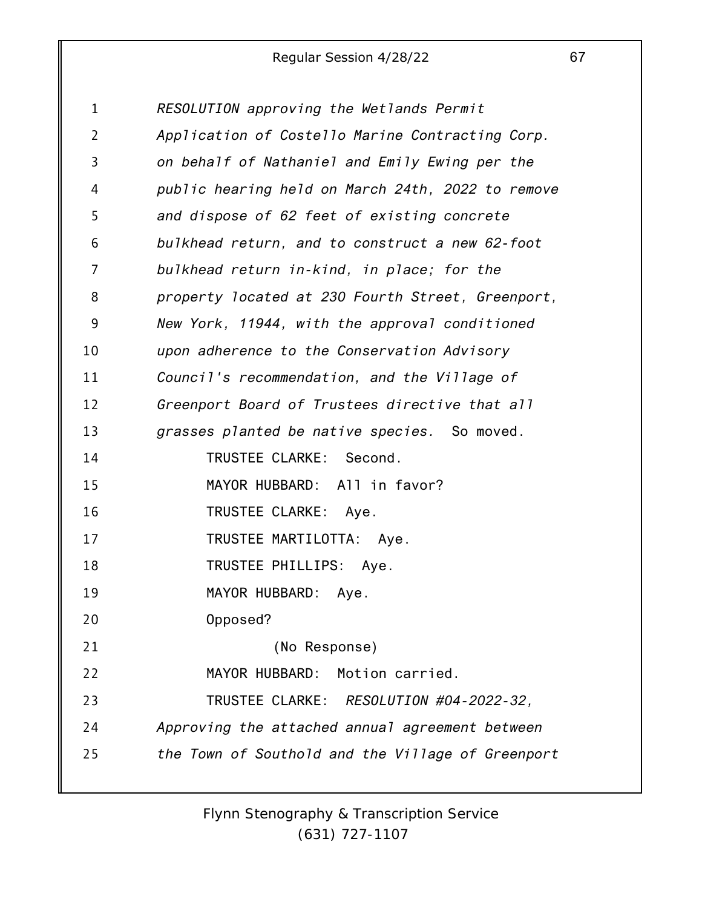*RESOLUTION approving the Wetlands Permit Application of Costello Marine Contracting Corp. on behalf of Nathaniel and Emily Ewing per the public hearing held on March 24th, 2022 to remove and dispose of 62 feet of existing concrete bulkhead return, and to construct a new 62-foot bulkhead return in-kind, in place; for the property located at 230 Fourth Street, Greenport, New York, 11944, with the approval conditioned upon adherence to the Conservation Advisory Council's recommendation, and the Village of Greenport Board of Trustees directive that all grasses planted be native species.* So moved.

TRUSTEE CLARKE: Second.

MAYOR HUBBARD: All in favor?

TRUSTEE CLARKE: Aye.

TRUSTEE MARTILOTTA: Aye.

TRUSTEE PHILLIPS: Aye.

MAYOR HUBBARD: Aye.

Opposed?

(No Response)

MAYOR HUBBARD: Motion carried.

TRUSTEE CLARKE: *RESOLUTION #04-2022-32, Approving the attached annual agreement between the Town of Southold and the Village of Greenport*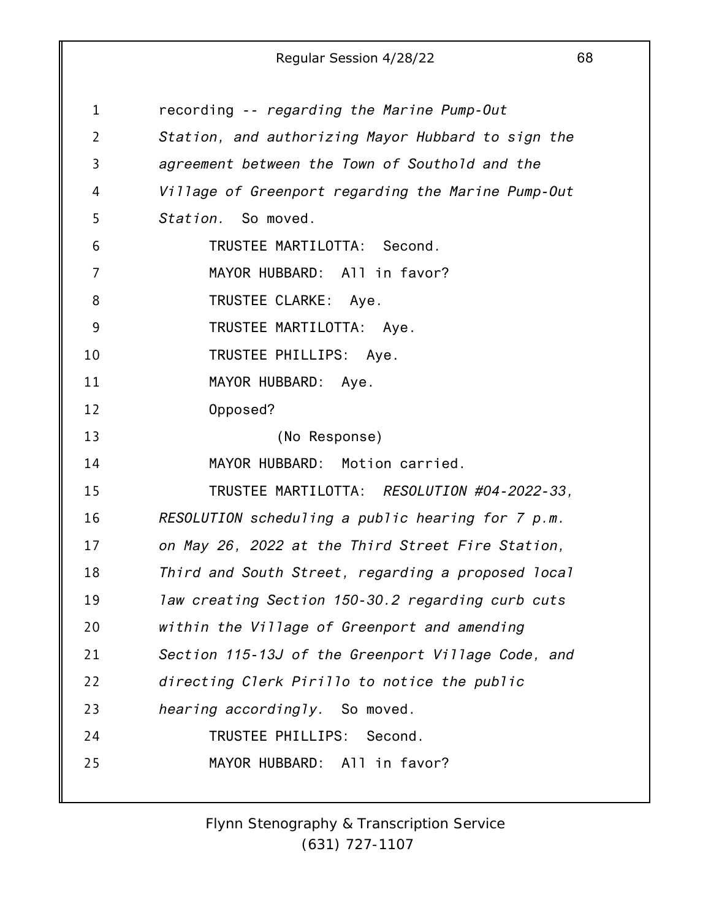recording -- *regarding the Marine Pump-Out Station, and authorizing Mayor Hubbard to sign the agreement between the Town of Southold and the Village of Greenport regarding the Marine Pump-Out Station.* So moved.

TRUSTEE MARTILOTTA: Second.

MAYOR HUBBARD: All in favor?

TRUSTEE CLARKE: Aye.

TRUSTEE MARTILOTTA: Aye.

TRUSTEE PHILLIPS: Aye.

MAYOR HUBBARD: Aye.

Opposed?

(No Response)

MAYOR HUBBARD: Motion carried.

TRUSTEE MARTILOTTA: *RESOLUTION #04-2022-33, RESOLUTION scheduling a public hearing for 7 p.m. on May 26, 2022 at the Third Street Fire Station, Third and South Street, regarding a proposed local law creating Section 150-30.2 regarding curb cuts within the Village of Greenport and amending Section 115-13J of the Greenport Village Code, and directing Clerk Pirillo to notice the public hearing accordingly.* So moved.

TRUSTEE PHILLIPS: Second.

MAYOR HUBBARD: All in favor?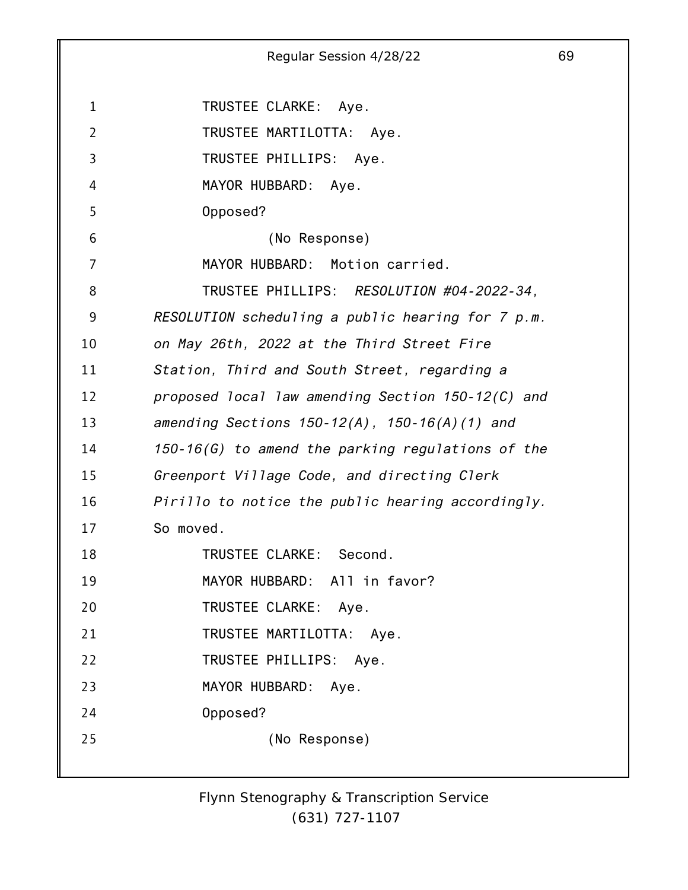TRUSTEE CLARKE: Aye.

TRUSTEE MARTILOTTA: Aye.

TRUSTEE PHILLIPS: Aye.

MAYOR HUBBARD: Aye.

Opposed?

(No Response)

MAYOR HUBBARD: Motion carried.

TRUSTEE PHILLIPS: *RESOLUTION #04-2022-34, RESOLUTION scheduling a public hearing for 7 p.m. on May 26th, 2022 at the Third Street Fire Station, Third and South Street, regarding a proposed local law amending Section 150-12(C) and amending Sections 150-12(A), 150-16(A)(1) and 150-16(G) to amend the parking regulations of the Greenport Village Code, and directing Clerk Pirillo to notice the public hearing accordingly.* So moved.

TRUSTEE CLARKE: Second.

MAYOR HUBBARD: All in favor?

TRUSTEE CLARKE: Aye.

TRUSTEE MARTILOTTA: Aye.

TRUSTEE PHILLIPS: Aye.

MAYOR HUBBARD: Aye.

Opposed?

(No Response)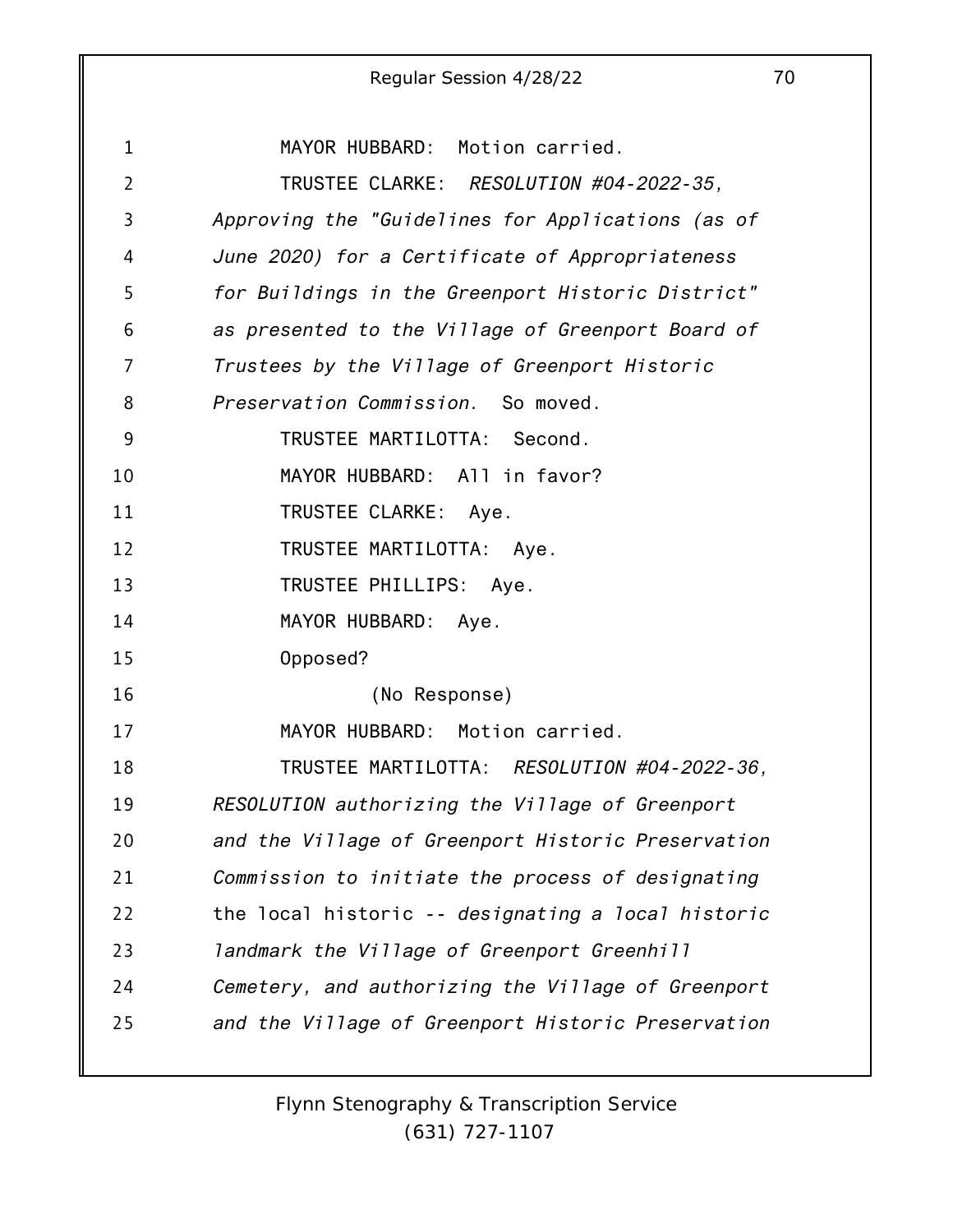1 MAYOR HUBBARD: Motion carried.

2 TRUSTEE CLARKE: *RESOLUTION #04-2022-35,*

3 *Approving the "Guidelines for Applications (as of*

4 *June 2020) for a Certificate of Appropriateness*

5 *for Buildings in the Greenport Historic District"*

6 *as presented to the Village of Greenport Board of*

7 *Trustees by the Village of Greenport Historic*

8 *Preservation Commission.* So moved.

9 TRUSTEE MARTILOTTA: Second.

10 MAYOR HUBBARD: All in favor?

11 TRUSTEE CLARKE: Aye.

12 TRUSTEE MARTILOTTA: Aye.

13 TRUSTEE PHILLIPS: Aye.

14 MAYOR HUBBARD: Aye.

15 Opposed?

16 (No Response)

17 MAYOR HUBBARD: Motion carried.

18 TRUSTEE MARTILOTTA: *RESOLUTION #04-2022-36,*

19 *RESOLUTION authorizing the Village of Greenport*

20 *and the Village of Greenport Historic Preservation*

21 *Commission to initiate the process of designating*

22 the local historic -- *designating a local historic*

23 *landmark the Village of Greenport Greenhill*

24 *Cemetery, and authorizing the Village of Greenport*

25 *and the Village of Greenport Historic Preservation*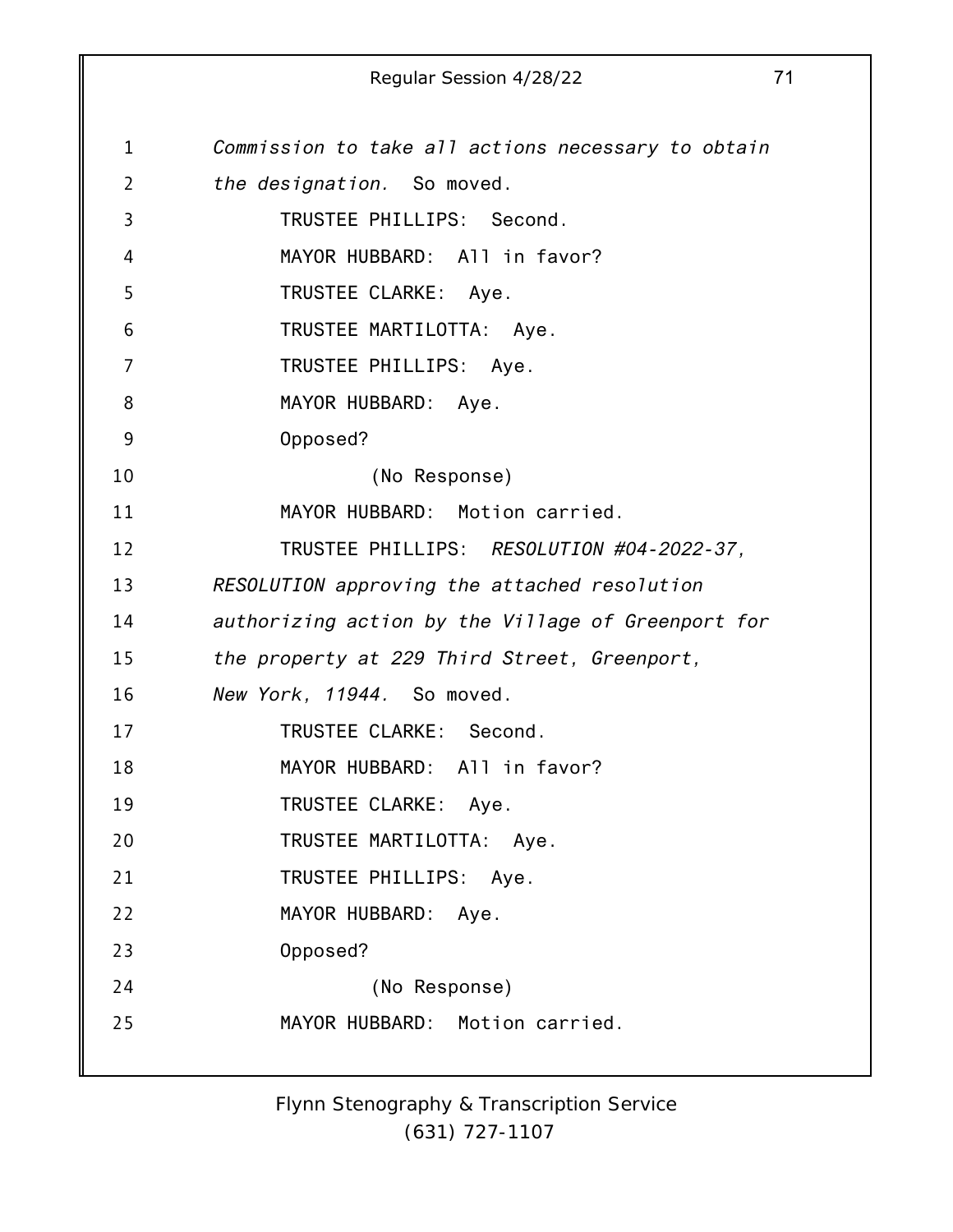*Commission to take all actions necessary to obtain the designation.* So moved.

TRUSTEE PHILLIPS: Second.

MAYOR HUBBARD: All in favor?

TRUSTEE CLARKE: Aye.

TRUSTEE MARTILOTTA: Aye.

TRUSTEE PHILLIPS: Aye.

MAYOR HUBBARD: Aye.

Opposed?

(No Response)

MAYOR HUBBARD: Motion carried.

TRUSTEE PHILLIPS: *RESOLUTION #04-2022-37, RESOLUTION approving the attached resolution authorizing action by the Village of Greenport for the property at 229 Third Street, Greenport, New York, 11944.* So moved.

TRUSTEE CLARKE: Second.

MAYOR HUBBARD: All in favor?

TRUSTEE CLARKE: Aye.

TRUSTEE MARTILOTTA: Aye.

TRUSTEE PHILLIPS: Aye.

MAYOR HUBBARD: Aye.

Opposed?

(No Response)

MAYOR HUBBARD: Motion carried.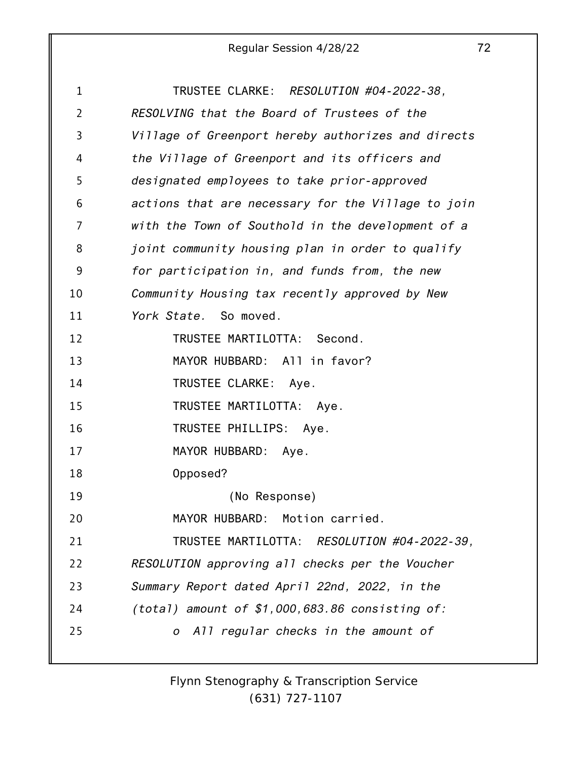TRUSTEE CLARKE: *RESOLUTION #04-2022-38, RESOLVING that the Board of Trustees of the Village of Greenport hereby authorizes and directs the Village of Greenport and its officers and designated employees to take prior-approved actions that are necessary for the Village to join with the Town of Southold in the development of a joint community housing plan in order to qualify for participation in, and funds from, the new Community Housing tax recently approved by New York State.* So moved.

TRUSTEE MARTILOTTA: Second.

MAYOR HUBBARD: All in favor?

TRUSTEE CLARKE: Aye.

TRUSTEE MARTILOTTA: Aye.

TRUSTEE PHILLIPS: Aye.

MAYOR HUBBARD: Aye.

Opposed?

(No Response)

MAYOR HUBBARD: Motion carried.

TRUSTEE MARTILOTTA: *RESOLUTION #04-2022-39, RESOLUTION approving all checks per the Voucher Summary Report dated April 22nd, 2022, in the (total) amount of $1,000,683.86 consisting of:*

*o All regular checks in the amount of*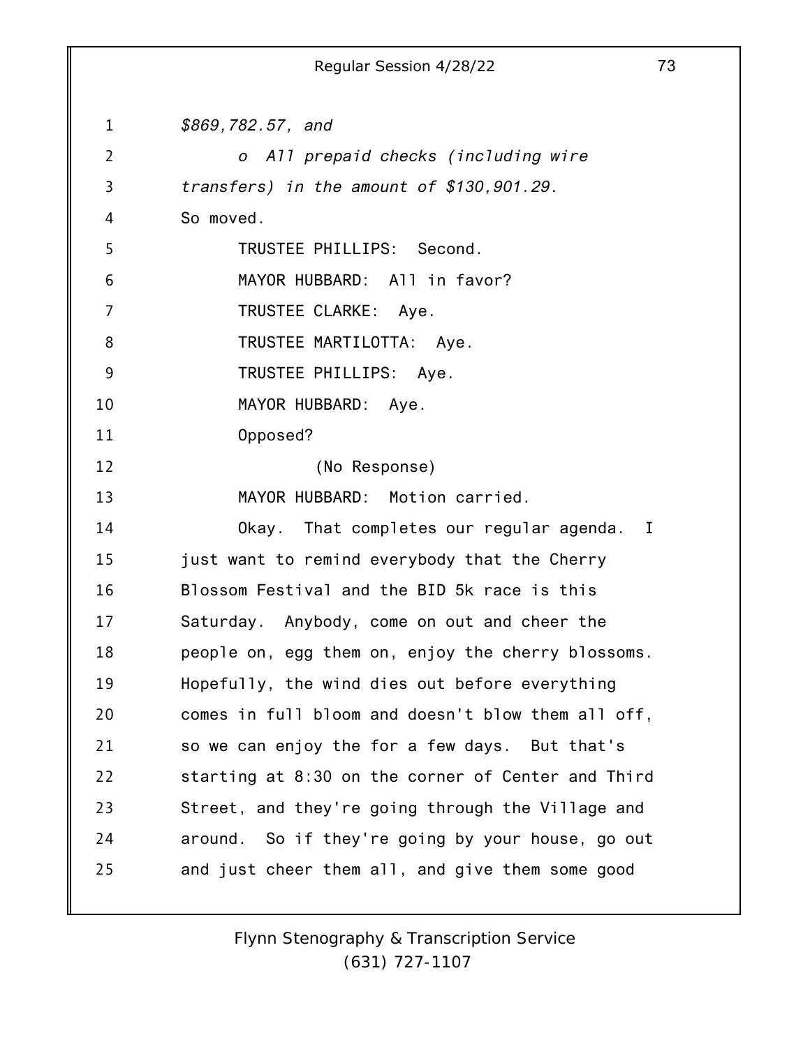*$869,782.57, and*

*o All prepaid checks (including wire transfers) in the amount of $130,901.29.*

So moved.

TRUSTEE PHILLIPS: Second.

MAYOR HUBBARD: All in favor?

TRUSTEE CLARKE: Aye.

TRUSTEE MARTILOTTA: Aye.

TRUSTEE PHILLIPS: Aye.

MAYOR HUBBARD: Aye.

Opposed?

(No Response)

MAYOR HUBBARD: Motion carried.

Okay. That completes our regular agenda. I just want to remind everybody that the Cherry Blossom Festival and the BID 5k race is this Saturday. Anybody, come on out and cheer the people on, egg them on, enjoy the cherry blossoms. Hopefully, the wind dies out before everything comes in full bloom and doesn't blow them all off, so we can enjoy the for a few days. But that's starting at 8:30 on the corner of Center and Third Street, and they're going through the Village and around. So if they're going by your house, go out and just cheer them all, and give them some good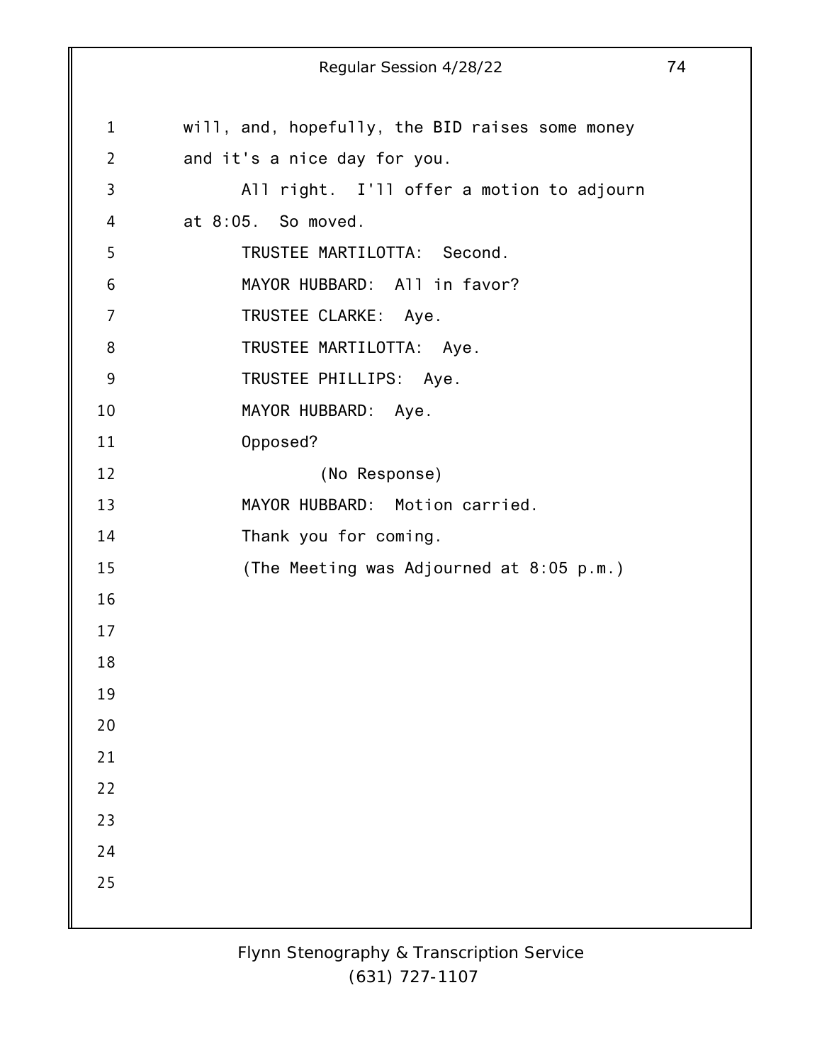will, and, hopefully, the BID raises some money and it's a nice day for you.

All right. I'll offer a motion to adjourn at 8:05. So moved.

TRUSTEE MARTILOTTA: Second.

MAYOR HUBBARD: All in favor?

TRUSTEE CLARKE: Aye.

TRUSTEE MARTILOTTA: Aye.

TRUSTEE PHILLIPS: Aye.

MAYOR HUBBARD: Aye.

Opposed?

(No Response)

MAYOR HUBBARD: Motion carried.

Thank you for coming.

(The Meeting was Adjourned at 8:05 p.m.)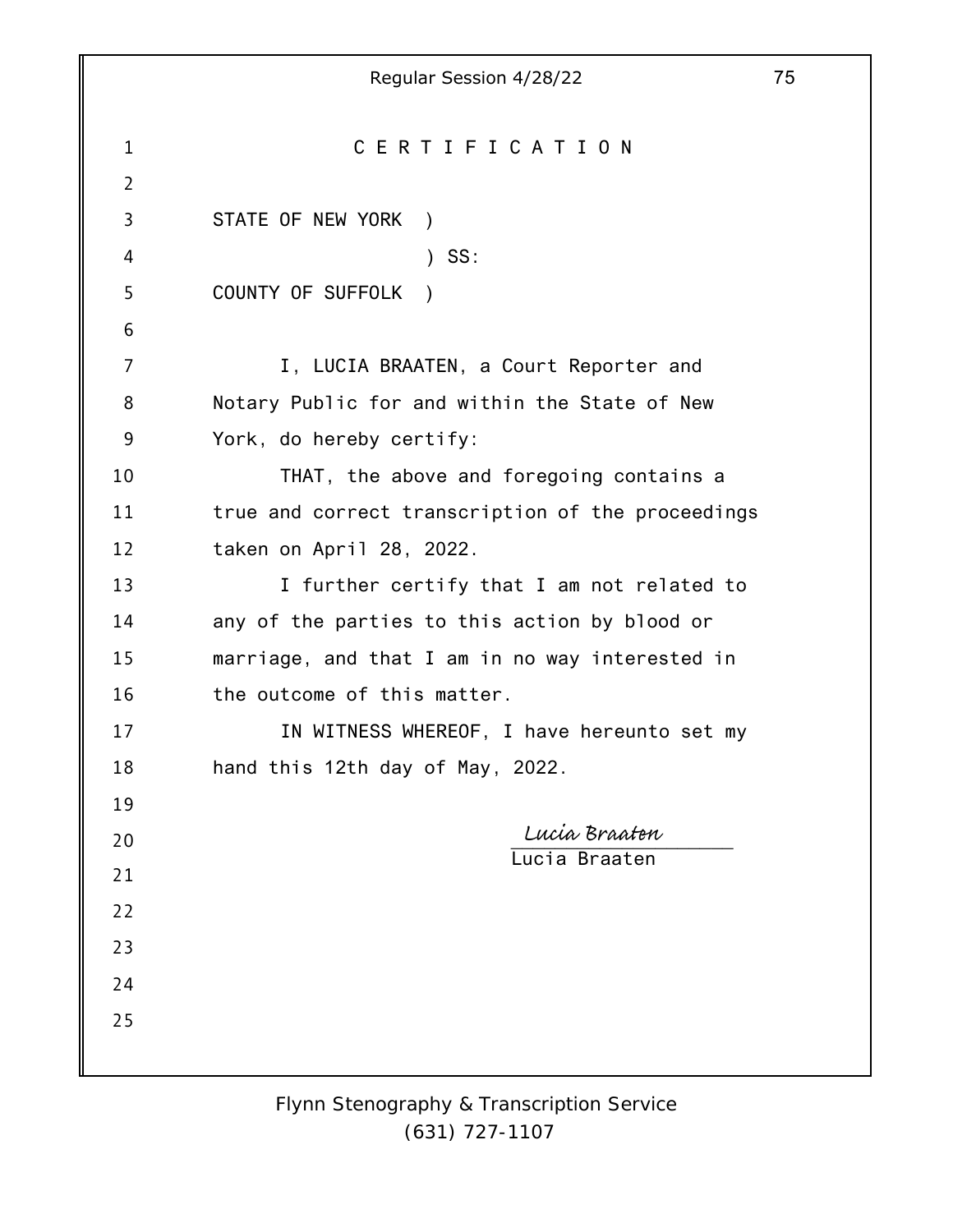# C E R T I F I C A T I O N

STATE OF NEW YORK )
) SS:
COUNTY OF SUFFOLK )

I, LUCIA BRAATEN, a Court Reporter and Notary Public for and within the State of New York, do hereby certify:

THAT, the above and foregoing contains a true and correct transcription of the proceedings taken on April 28, 2022.

I further certify that I am not related to any of the parties to this action by blood or marriage, and that I am in no way interested in the outcome of this matter.

IN WITNESS WHEREOF, I have hereunto set my hand this 12th day of May, 2022.

*Lucia Braaten*
Lucia Braaten